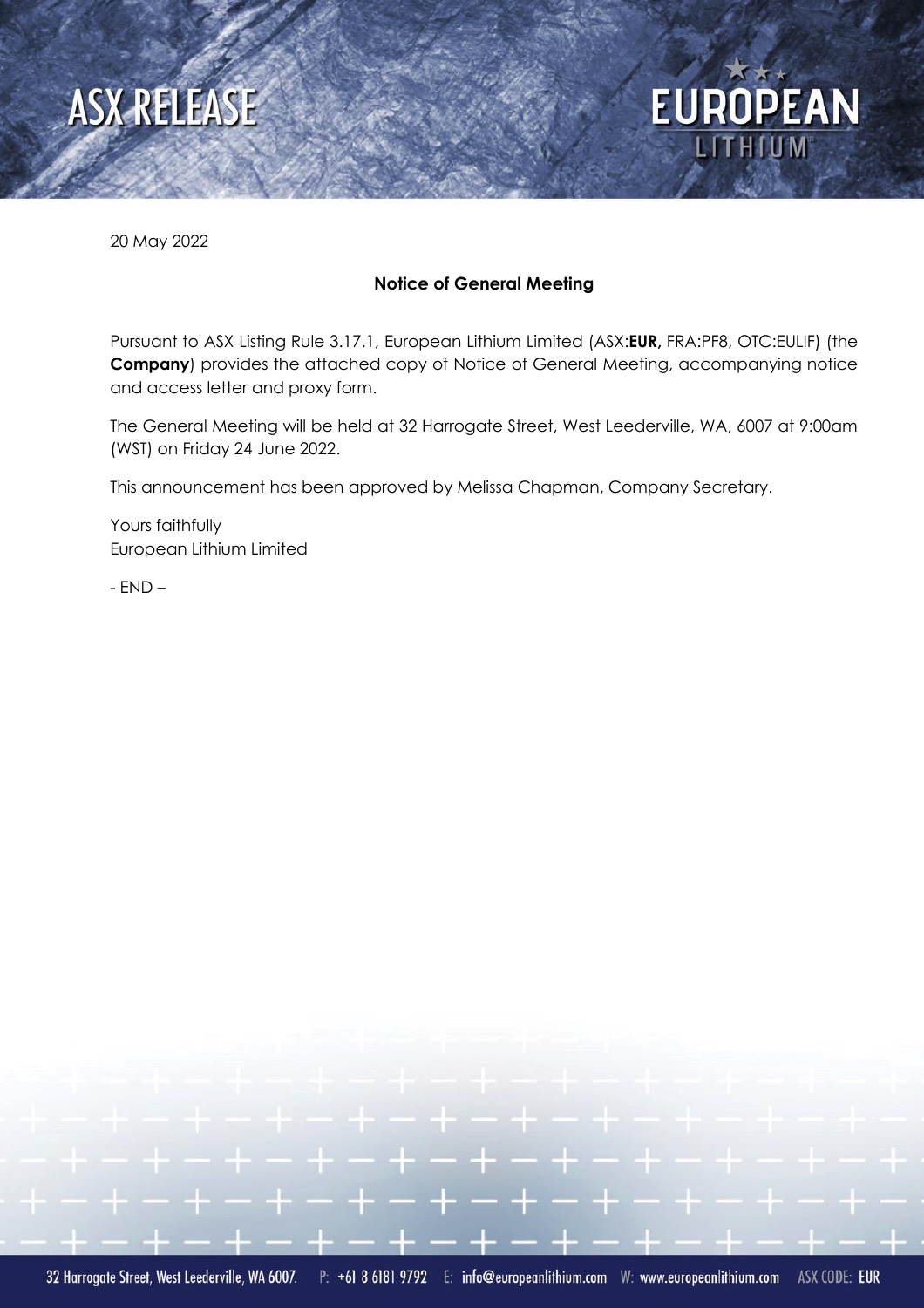ASX RELEASE

EUROPEAN LITHIUM

20 May 2022

## Notice of General Meeting

Pursuant to ASX Listing Rule 3.17.1, European Lithium Limited (ASX:**EUR,** FRA:PF8, OTC:EULIF) (the **Company**) provides the attached copy of Notice of General Meeting, accompanying notice and access letter and proxy form.

The General Meeting will be held at 32 Harrogate Street, West Leederville, WA, 6007 at 9:00am (WST) on Friday 24 June 2022.

This announcement has been approved by Melissa Chapman, Company Secretary.

Yours faithfully
European Lithium Limited

- END –

32 Harrogate Street, West Leederville, WA 6007. P: +61 8 6181 9792 E: info@europeanlithium.com W: www.europeanlithium.com ASX CODE: EUR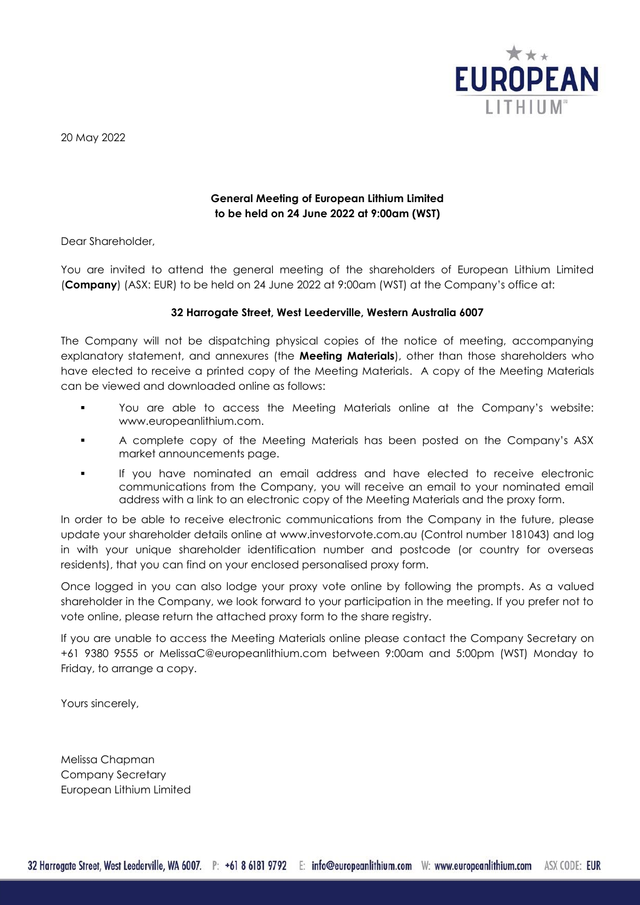20 May 2022

**General Meeting of European Lithium Limited to be held on 24 June 2022 at 9:00am (WST)**

Dear Shareholder,

You are invited to attend the general meeting of the shareholders of European Lithium Limited (**Company**) (ASX: EUR) to be held on 24 June 2022 at 9:00am (WST) at the Company's office at:

**32 Harrogate Street, West Leederville, Western Australia 6007**

The Company will not be dispatching physical copies of the notice of meeting, accompanying explanatory statement, and annexures (the **Meeting Materials**), other than those shareholders who have elected to receive a printed copy of the Meeting Materials. A copy of the Meeting Materials can be viewed and downloaded online as follows:

- You are able to access the Meeting Materials online at the Company's website: www.europeanlithium.com.
- A complete copy of the Meeting Materials has been posted on the Company's ASX market announcements page.
- If you have nominated an email address and have elected to receive electronic communications from the Company, you will receive an email to your nominated email address with a link to an electronic copy of the Meeting Materials and the proxy form.

In order to be able to receive electronic communications from the Company in the future, please update your shareholder details online at www.investorvote.com.au (Control number 181043) and log in with your unique shareholder identification number and postcode (or country for overseas residents), that you can find on your enclosed personalised proxy form.

Once logged in you can also lodge your proxy vote online by following the prompts. As a valued shareholder in the Company, we look forward to your participation in the meeting. If you prefer not to vote online, please return the attached proxy form to the share registry.

If you are unable to access the Meeting Materials online please contact the Company Secretary on +61 9380 9555 or MelissaC@europeanlithium.com between 9:00am and 5:00pm (WST) Monday to Friday, to arrange a copy.

Yours sincerely,

Melissa Chapman
Company Secretary
European Lithium Limited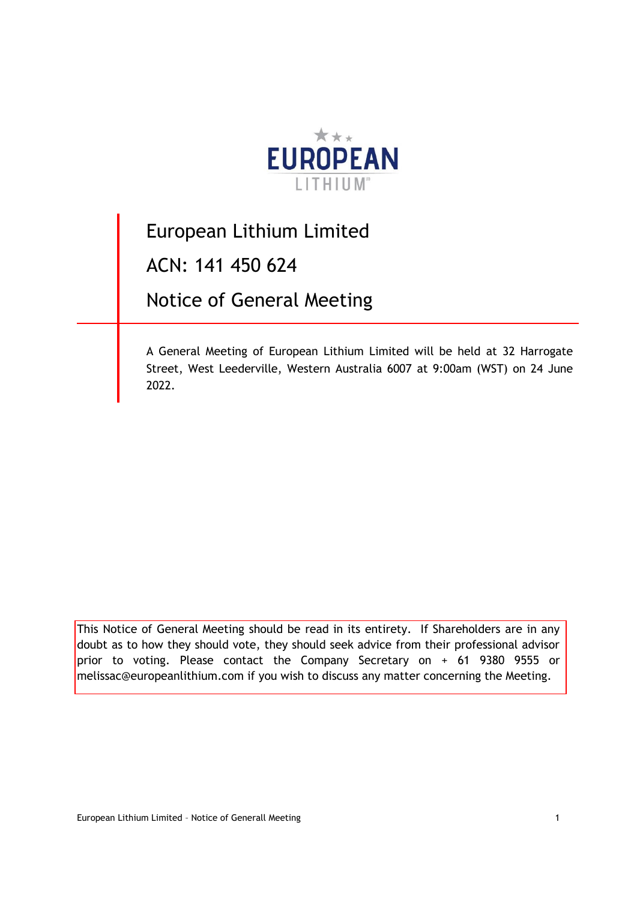# European Lithium Limited

## ACN: 141 450 624

## Notice of General Meeting

A General Meeting of European Lithium Limited will be held at 32 Harrogate Street, West Leederville, Western Australia 6007 at 9:00am (WST) on 24 June 2022.

This Notice of General Meeting should be read in its entirety. If Shareholders are in any doubt as to how they should vote, they should seek advice from their professional advisor prior to voting. Please contact the Company Secretary on + 61 9380 9555 or melissac@europeanlithium.com if you wish to discuss any matter concerning the Meeting.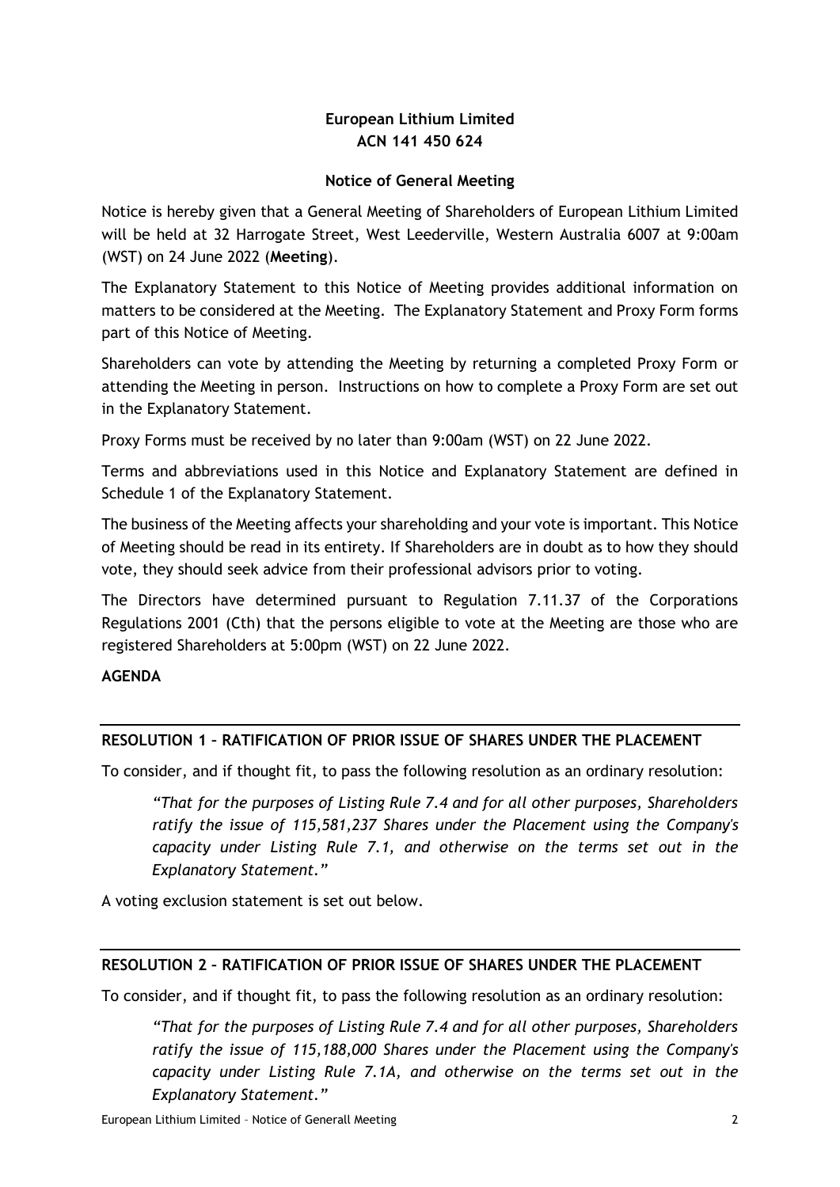**European Lithium Limited**
**ACN 141 450 624**

**Notice of General Meeting**

Notice is hereby given that a General Meeting of Shareholders of European Lithium Limited will be held at 32 Harrogate Street, West Leederville, Western Australia 6007 at 9:00am (WST) on 24 June 2022 (**Meeting**).

The Explanatory Statement to this Notice of Meeting provides additional information on matters to be considered at the Meeting. The Explanatory Statement and Proxy Form forms part of this Notice of Meeting.

Shareholders can vote by attending the Meeting by returning a completed Proxy Form or attending the Meeting in person. Instructions on how to complete a Proxy Form are set out in the Explanatory Statement.

Proxy Forms must be received by no later than 9:00am (WST) on 22 June 2022.

Terms and abbreviations used in this Notice and Explanatory Statement are defined in Schedule 1 of the Explanatory Statement.

The business of the Meeting affects your shareholding and your vote is important. This Notice of Meeting should be read in its entirety. If Shareholders are in doubt as to how they should vote, they should seek advice from their professional advisors prior to voting.

The Directors have determined pursuant to Regulation 7.11.37 of the Corporations Regulations 2001 (Cth) that the persons eligible to vote at the Meeting are those who are registered Shareholders at 5:00pm (WST) on 22 June 2022.

**AGENDA**

## RESOLUTION 1 – RATIFICATION OF PRIOR ISSUE OF SHARES UNDER THE PLACEMENT

To consider, and if thought fit, to pass the following resolution as an ordinary resolution:

> *"That for the purposes of Listing Rule 7.4 and for all other purposes, Shareholders ratify the issue of 115,581,237 Shares under the Placement using the Company's capacity under Listing Rule 7.1, and otherwise on the terms set out in the Explanatory Statement."*

A voting exclusion statement is set out below.

## RESOLUTION 2 – RATIFICATION OF PRIOR ISSUE OF SHARES UNDER THE PLACEMENT

To consider, and if thought fit, to pass the following resolution as an ordinary resolution:

> *"That for the purposes of Listing Rule 7.4 and for all other purposes, Shareholders ratify the issue of 115,188,000 Shares under the Placement using the Company's capacity under Listing Rule 7.1A, and otherwise on the terms set out in the Explanatory Statement."*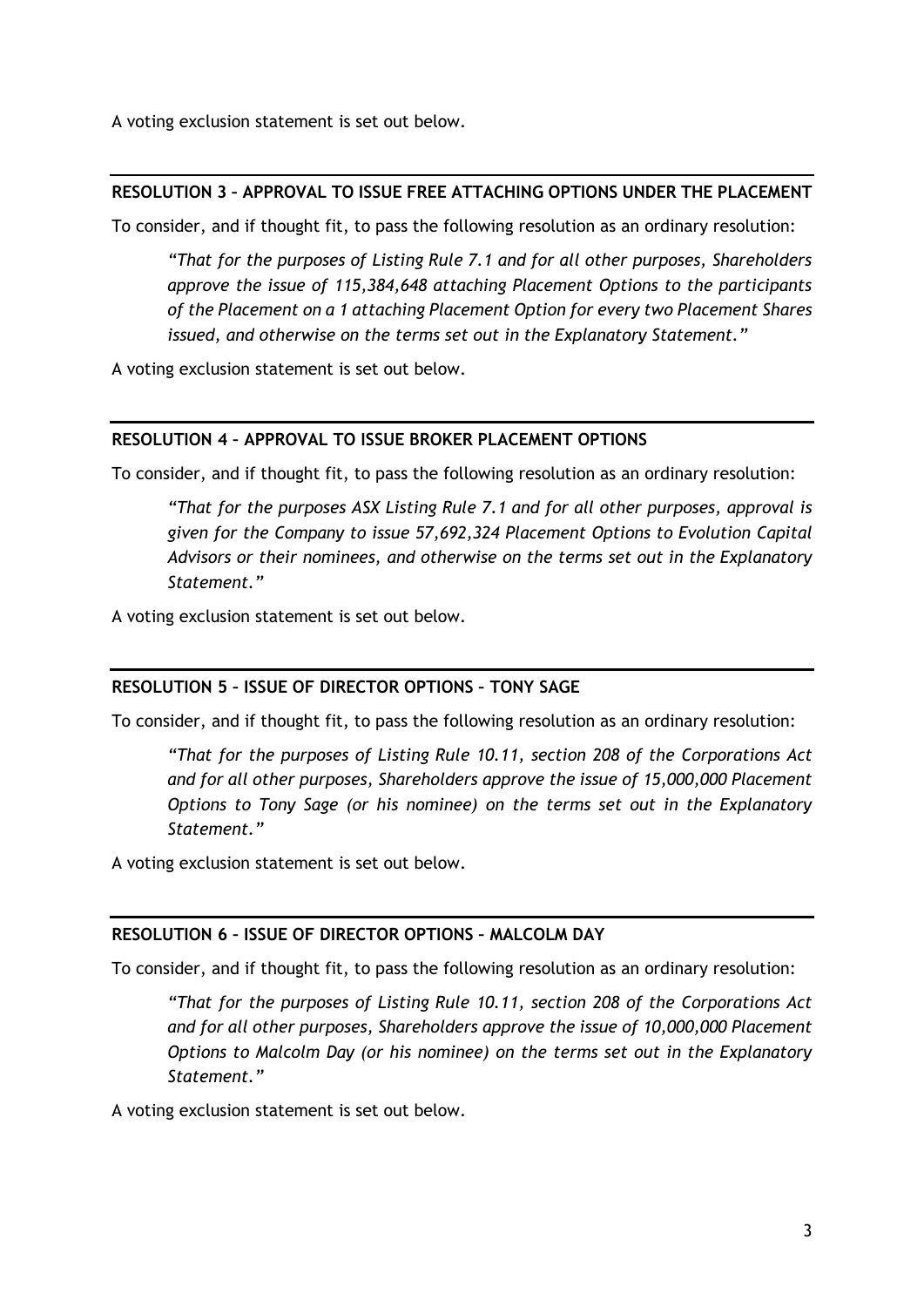A voting exclusion statement is set out below.

## RESOLUTION 3 – APPROVAL TO ISSUE FREE ATTACHING OPTIONS UNDER THE PLACEMENT

To consider, and if thought fit, to pass the following resolution as an ordinary resolution:

> *"That for the purposes of Listing Rule 7.1 and for all other purposes, Shareholders approve the issue of 115,384,648 attaching Placement Options to the participants of the Placement on a 1 attaching Placement Option for every two Placement Shares issued, and otherwise on the terms set out in the Explanatory Statement."*

A voting exclusion statement is set out below.

## RESOLUTION 4 – APPROVAL TO ISSUE BROKER PLACEMENT OPTIONS

To consider, and if thought fit, to pass the following resolution as an ordinary resolution:

> *"That for the purposes ASX Listing Rule 7.1 and for all other purposes, approval is given for the Company to issue 57,692,324 Placement Options to Evolution Capital Advisors or their nominees, and otherwise on the terms set out in the Explanatory Statement."*

A voting exclusion statement is set out below.

## RESOLUTION 5 – ISSUE OF DIRECTOR OPTIONS – TONY SAGE

To consider, and if thought fit, to pass the following resolution as an ordinary resolution:

> *"That for the purposes of Listing Rule 10.11, section 208 of the Corporations Act and for all other purposes, Shareholders approve the issue of 15,000,000 Placement Options to Tony Sage (or his nominee) on the terms set out in the Explanatory Statement."*

A voting exclusion statement is set out below.

## RESOLUTION 6 – ISSUE OF DIRECTOR OPTIONS – MALCOLM DAY

To consider, and if thought fit, to pass the following resolution as an ordinary resolution:

> *"That for the purposes of Listing Rule 10.11, section 208 of the Corporations Act and for all other purposes, Shareholders approve the issue of 10,000,000 Placement Options to Malcolm Day (or his nominee) on the terms set out in the Explanatory Statement."*

A voting exclusion statement is set out below.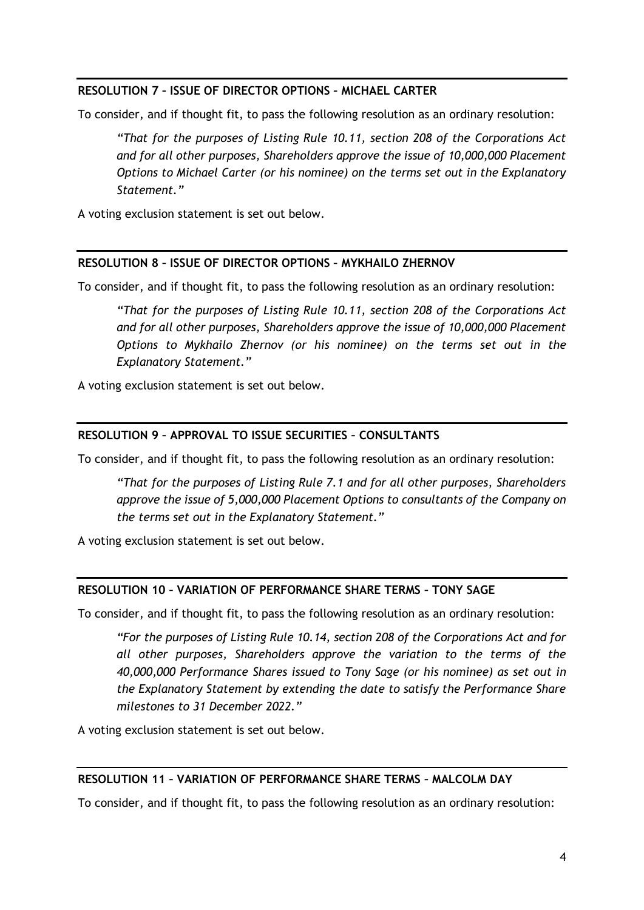## RESOLUTION 7 – ISSUE OF DIRECTOR OPTIONS – MICHAEL CARTER

To consider, and if thought fit, to pass the following resolution as an ordinary resolution:

> *"That for the purposes of Listing Rule 10.11, section 208 of the Corporations Act and for all other purposes, Shareholders approve the issue of 10,000,000 Placement Options to Michael Carter (or his nominee) on the terms set out in the Explanatory Statement."*

A voting exclusion statement is set out below.

## RESOLUTION 8 – ISSUE OF DIRECTOR OPTIONS – MYKHAILO ZHERNOV

To consider, and if thought fit, to pass the following resolution as an ordinary resolution:

> *"That for the purposes of Listing Rule 10.11, section 208 of the Corporations Act and for all other purposes, Shareholders approve the issue of 10,000,000 Placement Options to Mykhailo Zhernov (or his nominee) on the terms set out in the Explanatory Statement."*

A voting exclusion statement is set out below.

## RESOLUTION 9 – APPROVAL TO ISSUE SECURITIES – CONSULTANTS

To consider, and if thought fit, to pass the following resolution as an ordinary resolution:

> *"That for the purposes of Listing Rule 7.1 and for all other purposes, Shareholders approve the issue of 5,000,000 Placement Options to consultants of the Company on the terms set out in the Explanatory Statement."*

A voting exclusion statement is set out below.

## RESOLUTION 10 – VARIATION OF PERFORMANCE SHARE TERMS – TONY SAGE

To consider, and if thought fit, to pass the following resolution as an ordinary resolution:

> *"For the purposes of Listing Rule 10.14, section 208 of the Corporations Act and for all other purposes, Shareholders approve the variation to the terms of the 40,000,000 Performance Shares issued to Tony Sage (or his nominee) as set out in the Explanatory Statement by extending the date to satisfy the Performance Share milestones to 31 December 2022."*

A voting exclusion statement is set out below.

## RESOLUTION 11 – VARIATION OF PERFORMANCE SHARE TERMS – MALCOLM DAY

To consider, and if thought fit, to pass the following resolution as an ordinary resolution: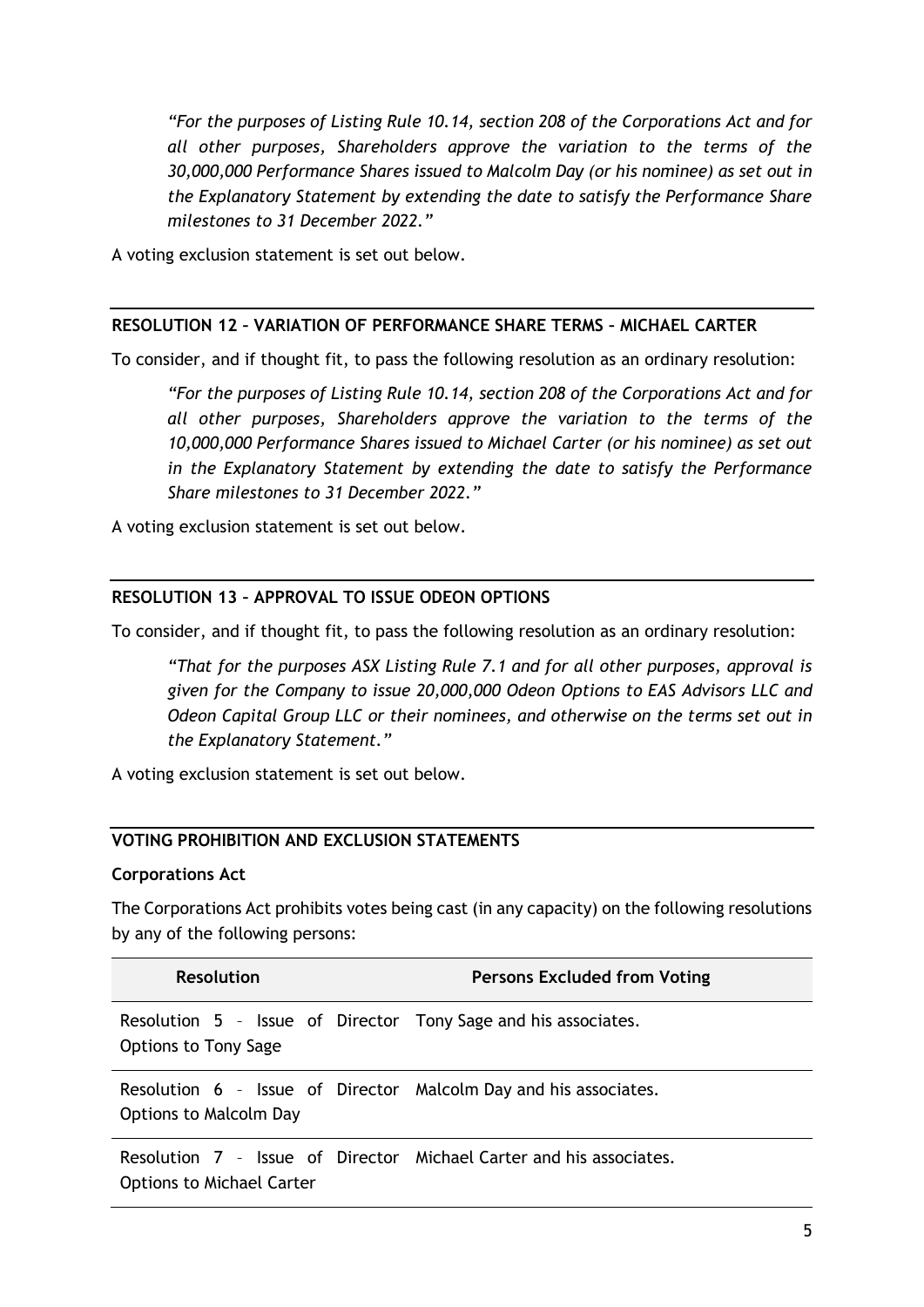*"For the purposes of Listing Rule 10.14, section 208 of the Corporations Act and for all other purposes, Shareholders approve the variation to the terms of the 30,000,000 Performance Shares issued to Malcolm Day (or his nominee) as set out in the Explanatory Statement by extending the date to satisfy the Performance Share milestones to 31 December 2022."*

A voting exclusion statement is set out below.

## RESOLUTION 12 – VARIATION OF PERFORMANCE SHARE TERMS – MICHAEL CARTER

To consider, and if thought fit, to pass the following resolution as an ordinary resolution:

*"For the purposes of Listing Rule 10.14, section 208 of the Corporations Act and for all other purposes, Shareholders approve the variation to the terms of the 10,000,000 Performance Shares issued to Michael Carter (or his nominee) as set out in the Explanatory Statement by extending the date to satisfy the Performance Share milestones to 31 December 2022."*

A voting exclusion statement is set out below.

## RESOLUTION 13 – APPROVAL TO ISSUE ODEON OPTIONS

To consider, and if thought fit, to pass the following resolution as an ordinary resolution:

*"That for the purposes ASX Listing Rule 7.1 and for all other purposes, approval is given for the Company to issue 20,000,000 Odeon Options to EAS Advisors LLC and Odeon Capital Group LLC or their nominees, and otherwise on the terms set out in the Explanatory Statement."*

A voting exclusion statement is set out below.

## VOTING PROHIBITION AND EXCLUSION STATEMENTS

**Corporations Act**

The Corporations Act prohibits votes being cast (in any capacity) on the following resolutions by any of the following persons:

| Resolution | Persons Excluded from Voting |
| --- | --- |
| Resolution 5 – Issue of Director Options to Tony Sage | Tony Sage and his associates. |
| Resolution 6 – Issue of Director Options to Malcolm Day | Malcolm Day and his associates. |
| Resolution 7 – Issue of Director Options to Michael Carter | Michael Carter and his associates. |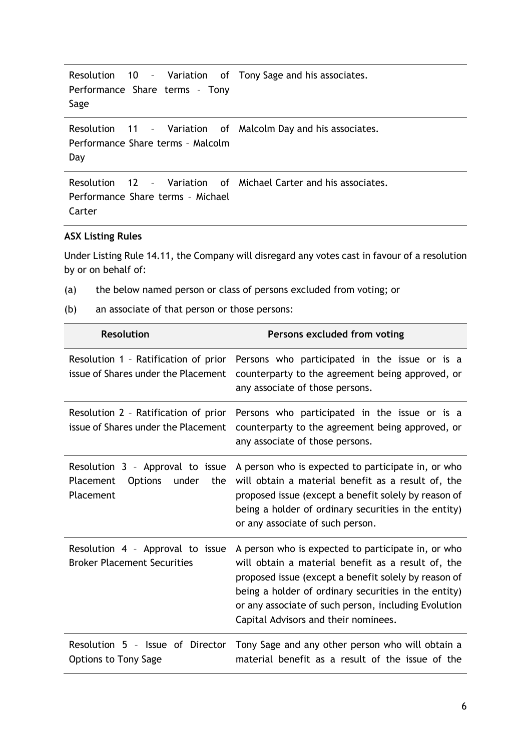| | |
|---|---|
| Resolution 10 – Variation of Performance Share terms – Tony Sage | Tony Sage and his associates. |
| Resolution 11 – Variation of Performance Share terms – Malcolm Day | Malcolm Day and his associates. |
| Resolution 12 – Variation of Performance Share terms – Michael Carter | Michael Carter and his associates. |

**ASX Listing Rules**

Under Listing Rule 14.11, the Company will disregard any votes cast in favour of a resolution by or on behalf of:

(a) the below named person or class of persons excluded from voting; or

(b) an associate of that person or those persons:

| Resolution | Persons excluded from voting |
|---|---|
| Resolution 1 – Ratification of prior issue of Shares under the Placement | Persons who participated in the issue or is a counterparty to the agreement being approved, or any associate of those persons. |
| Resolution 2 – Ratification of prior issue of Shares under the Placement | Persons who participated in the issue or is a counterparty to the agreement being approved, or any associate of those persons. |
| Resolution 3 – Approval to issue Placement Options under the Placement | A person who is expected to participate in, or who will obtain a material benefit as a result of, the proposed issue (except a benefit solely by reason of being a holder of ordinary securities in the entity) or any associate of such person. |
| Resolution 4 – Approval to issue Broker Placement Securities | A person who is expected to participate in, or who will obtain a material benefit as a result of, the proposed issue (except a benefit solely by reason of being a holder of ordinary securities in the entity) or any associate of such person, including Evolution Capital Advisors and their nominees. |
| Resolution 5 – Issue of Director Options to Tony Sage | Tony Sage and any other person who will obtain a material benefit as a result of the issue of the |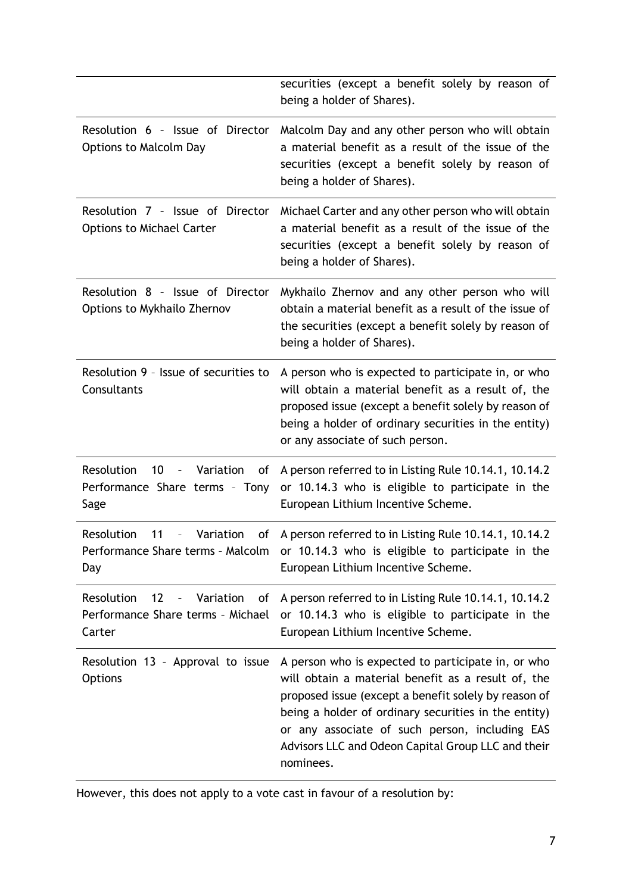| | |
|---|---|
| | securities (except a benefit solely by reason of being a holder of Shares). |
| Resolution 6 – Issue of Director Options to Malcolm Day | Malcolm Day and any other person who will obtain a material benefit as a result of the issue of the securities (except a benefit solely by reason of being a holder of Shares). |
| Resolution 7 – Issue of Director Options to Michael Carter | Michael Carter and any other person who will obtain a material benefit as a result of the issue of the securities (except a benefit solely by reason of being a holder of Shares). |
| Resolution 8 – Issue of Director Options to Mykhailo Zhernov | Mykhailo Zhernov and any other person who will obtain a material benefit as a result of the issue of the securities (except a benefit solely by reason of being a holder of Shares). |
| Resolution 9 – Issue of securities to Consultants | A person who is expected to participate in, or who will obtain a material benefit as a result of, the proposed issue (except a benefit solely by reason of being a holder of ordinary securities in the entity) or any associate of such person. |
| Resolution 10 – Variation of Performance Share terms – Tony Sage | A person referred to in Listing Rule 10.14.1, 10.14.2 or 10.14.3 who is eligible to participate in the European Lithium Incentive Scheme. |
| Resolution 11 – Variation of Performance Share terms – Malcolm Day | A person referred to in Listing Rule 10.14.1, 10.14.2 or 10.14.3 who is eligible to participate in the European Lithium Incentive Scheme. |
| Resolution 12 – Variation of Performance Share terms – Michael Carter | A person referred to in Listing Rule 10.14.1, 10.14.2 or 10.14.3 who is eligible to participate in the European Lithium Incentive Scheme. |
| Resolution 13 – Approval to issue Options | A person who is expected to participate in, or who will obtain a material benefit as a result of, the proposed issue (except a benefit solely by reason of being a holder of ordinary securities in the entity) or any associate of such person, including EAS Advisors LLC and Odeon Capital Group LLC and their nominees. |

However, this does not apply to a vote cast in favour of a resolution by: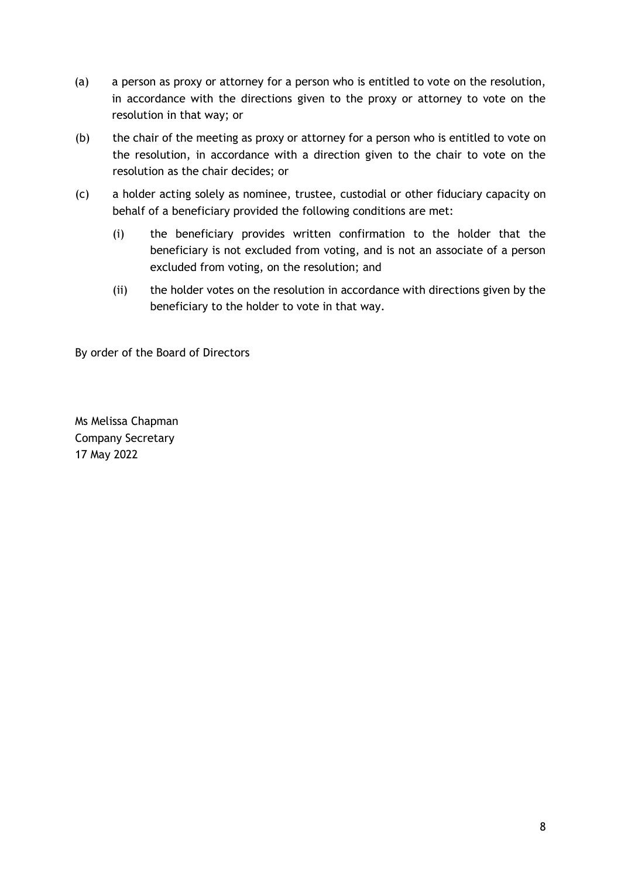(a) a person as proxy or attorney for a person who is entitled to vote on the resolution, in accordance with the directions given to the proxy or attorney to vote on the resolution in that way; or

(b) the chair of the meeting as proxy or attorney for a person who is entitled to vote on the resolution, in accordance with a direction given to the chair to vote on the resolution as the chair decides; or

(c) a holder acting solely as nominee, trustee, custodial or other fiduciary capacity on behalf of a beneficiary provided the following conditions are met:

  (i) the beneficiary provides written confirmation to the holder that the beneficiary is not excluded from voting, and is not an associate of a person excluded from voting, on the resolution; and

  (ii) the holder votes on the resolution in accordance with directions given by the beneficiary to the holder to vote in that way.

By order of the Board of Directors

Ms Melissa Chapman
Company Secretary
17 May 2022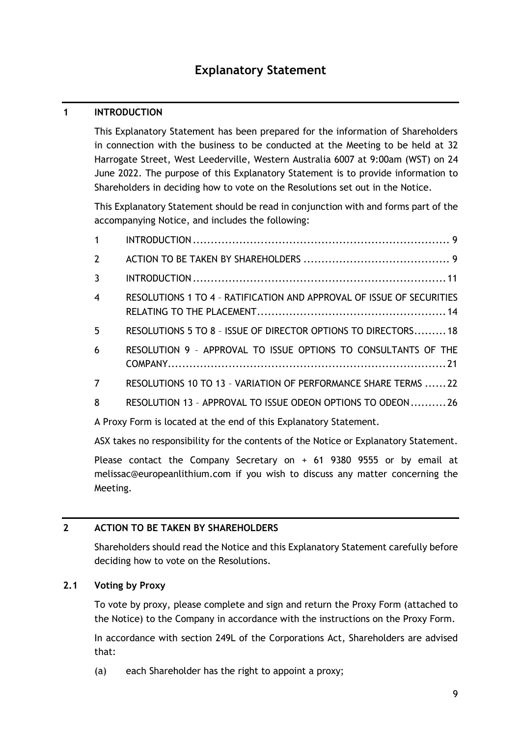# Explanatory Statement

## 1 INTRODUCTION

This Explanatory Statement has been prepared for the information of Shareholders in connection with the business to be conducted at the Meeting to be held at 32 Harrogate Street, West Leederville, Western Australia 6007 at 9:00am (WST) on 24 June 2022. The purpose of this Explanatory Statement is to provide information to Shareholders in deciding how to vote on the Resolutions set out in the Notice.

This Explanatory Statement should be read in conjunction with and forms part of the accompanying Notice, and includes the following:

| | | |
|---|---|---|
| 1 | INTRODUCTION | 9 |
| 2 | ACTION TO BE TAKEN BY SHAREHOLDERS | 9 |
| 3 | INTRODUCTION | 11 |
| 4 | RESOLUTIONS 1 TO 4 – RATIFICATION AND APPROVAL OF ISSUE OF SECURITIES RELATING TO THE PLACEMENT | 14 |
| 5 | RESOLUTIONS 5 TO 8 – ISSUE OF DIRECTOR OPTIONS TO DIRECTORS | 18 |
| 6 | RESOLUTION 9 – APPROVAL TO ISSUE OPTIONS TO CONSULTANTS OF THE COMPANY | 21 |
| 7 | RESOLUTIONS 10 TO 13 – VARIATION OF PERFORMANCE SHARE TERMS | 22 |
| 8 | RESOLUTION 13 – APPROVAL TO ISSUE ODEON OPTIONS TO ODEON | 26 |

A Proxy Form is located at the end of this Explanatory Statement.

ASX takes no responsibility for the contents of the Notice or Explanatory Statement.

Please contact the Company Secretary on + 61 9380 9555 or by email at melissac@europeanlithium.com if you wish to discuss any matter concerning the Meeting.

## 2 ACTION TO BE TAKEN BY SHAREHOLDERS

Shareholders should read the Notice and this Explanatory Statement carefully before deciding how to vote on the Resolutions.

### 2.1 Voting by Proxy

To vote by proxy, please complete and sign and return the Proxy Form (attached to the Notice) to the Company in accordance with the instructions on the Proxy Form.

In accordance with section 249L of the Corporations Act, Shareholders are advised that:

(a) each Shareholder has the right to appoint a proxy;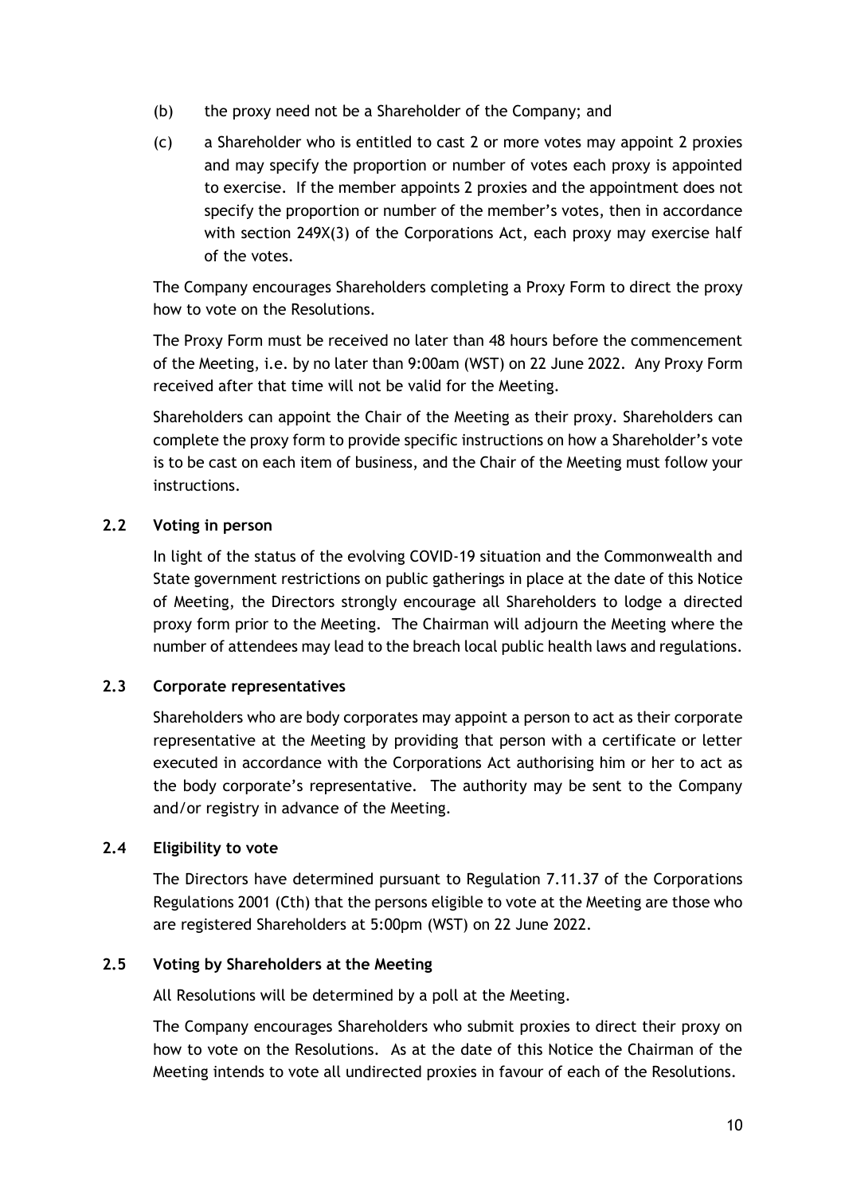(b) the proxy need not be a Shareholder of the Company; and

(c) a Shareholder who is entitled to cast 2 or more votes may appoint 2 proxies and may specify the proportion or number of votes each proxy is appointed to exercise. If the member appoints 2 proxies and the appointment does not specify the proportion or number of the member's votes, then in accordance with section 249X(3) of the Corporations Act, each proxy may exercise half of the votes.

The Company encourages Shareholders completing a Proxy Form to direct the proxy how to vote on the Resolutions.

The Proxy Form must be received no later than 48 hours before the commencement of the Meeting, i.e. by no later than 9:00am (WST) on 22 June 2022. Any Proxy Form received after that time will not be valid for the Meeting.

Shareholders can appoint the Chair of the Meeting as their proxy. Shareholders can complete the proxy form to provide specific instructions on how a Shareholder's vote is to be cast on each item of business, and the Chair of the Meeting must follow your instructions.

## 2.2 Voting in person

In light of the status of the evolving COVID-19 situation and the Commonwealth and State government restrictions on public gatherings in place at the date of this Notice of Meeting, the Directors strongly encourage all Shareholders to lodge a directed proxy form prior to the Meeting. The Chairman will adjourn the Meeting where the number of attendees may lead to the breach local public health laws and regulations.

## 2.3 Corporate representatives

Shareholders who are body corporates may appoint a person to act as their corporate representative at the Meeting by providing that person with a certificate or letter executed in accordance with the Corporations Act authorising him or her to act as the body corporate's representative. The authority may be sent to the Company and/or registry in advance of the Meeting.

## 2.4 Eligibility to vote

The Directors have determined pursuant to Regulation 7.11.37 of the Corporations Regulations 2001 (Cth) that the persons eligible to vote at the Meeting are those who are registered Shareholders at 5:00pm (WST) on 22 June 2022.

## 2.5 Voting by Shareholders at the Meeting

All Resolutions will be determined by a poll at the Meeting.

The Company encourages Shareholders who submit proxies to direct their proxy on how to vote on the Resolutions. As at the date of this Notice the Chairman of the Meeting intends to vote all undirected proxies in favour of each of the Resolutions.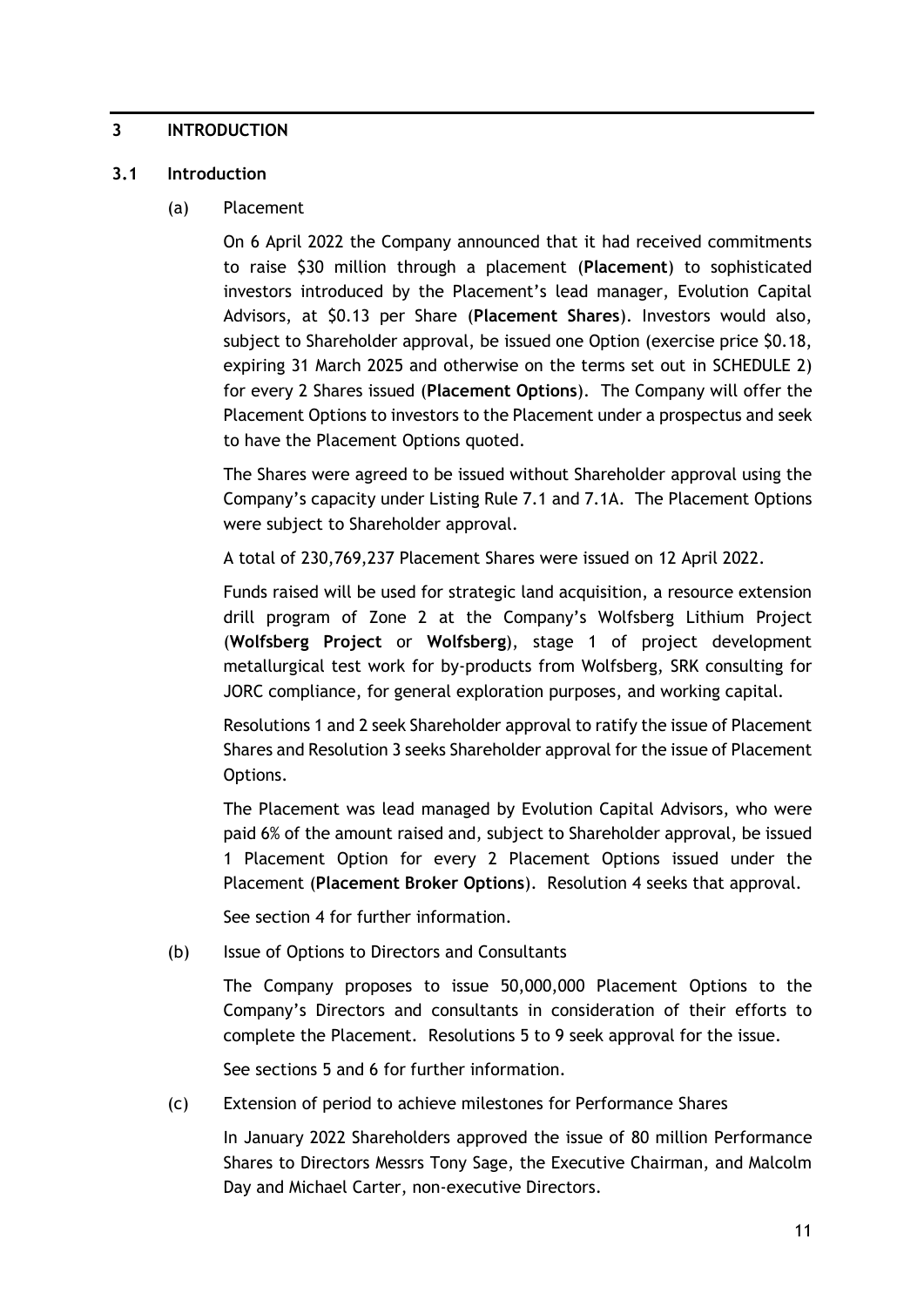# 3 INTRODUCTION

## 3.1 Introduction

(a) Placement

On 6 April 2022 the Company announced that it had received commitments to raise $30 million through a placement (**Placement**) to sophisticated investors introduced by the Placement's lead manager, Evolution Capital Advisors, at $0.13 per Share (**Placement Shares**). Investors would also, subject to Shareholder approval, be issued one Option (exercise price $0.18, expiring 31 March 2025 and otherwise on the terms set out in SCHEDULE 2) for every 2 Shares issued (**Placement Options**). The Company will offer the Placement Options to investors to the Placement under a prospectus and seek to have the Placement Options quoted.

The Shares were agreed to be issued without Shareholder approval using the Company's capacity under Listing Rule 7.1 and 7.1A. The Placement Options were subject to Shareholder approval.

A total of 230,769,237 Placement Shares were issued on 12 April 2022.

Funds raised will be used for strategic land acquisition, a resource extension drill program of Zone 2 at the Company's Wolfsberg Lithium Project (**Wolfsberg Project** or **Wolfsberg**), stage 1 of project development metallurgical test work for by-products from Wolfsberg, SRK consulting for JORC compliance, for general exploration purposes, and working capital.

Resolutions 1 and 2 seek Shareholder approval to ratify the issue of Placement Shares and Resolution 3 seeks Shareholder approval for the issue of Placement Options.

The Placement was lead managed by Evolution Capital Advisors, who were paid 6% of the amount raised and, subject to Shareholder approval, be issued 1 Placement Option for every 2 Placement Options issued under the Placement (**Placement Broker Options**). Resolution 4 seeks that approval.

See section 4 for further information.

(b) Issue of Options to Directors and Consultants

The Company proposes to issue 50,000,000 Placement Options to the Company's Directors and consultants in consideration of their efforts to complete the Placement. Resolutions 5 to 9 seek approval for the issue.

See sections 5 and 6 for further information.

(c) Extension of period to achieve milestones for Performance Shares

In January 2022 Shareholders approved the issue of 80 million Performance Shares to Directors Messrs Tony Sage, the Executive Chairman, and Malcolm Day and Michael Carter, non-executive Directors.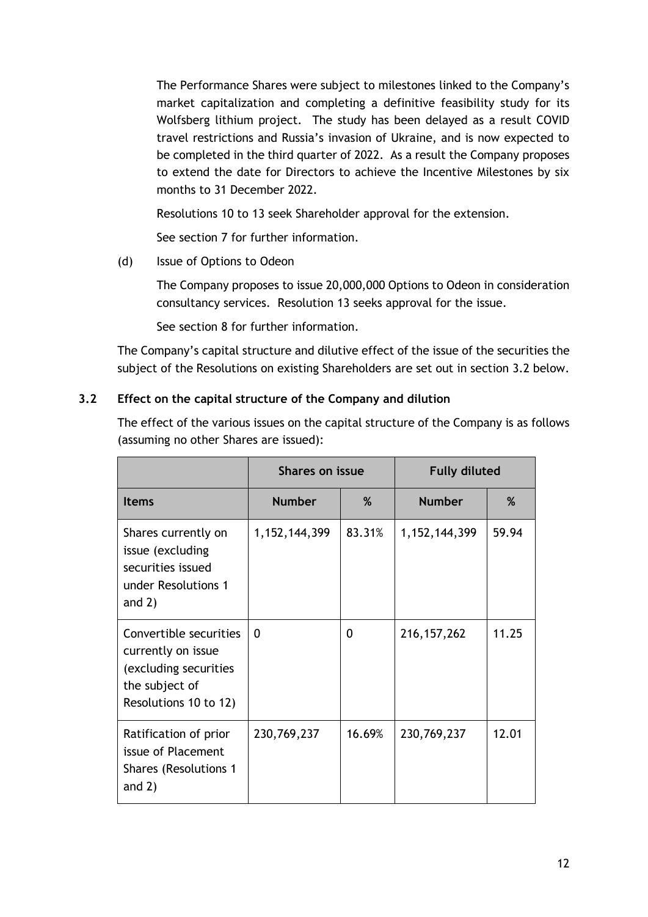The Performance Shares were subject to milestones linked to the Company's market capitalization and completing a definitive feasibility study for its Wolfsberg lithium project. The study has been delayed as a result COVID travel restrictions and Russia's invasion of Ukraine, and is now expected to be completed in the third quarter of 2022. As a result the Company proposes to extend the date for Directors to achieve the Incentive Milestones by six months to 31 December 2022.

Resolutions 10 to 13 seek Shareholder approval for the extension.

See section 7 for further information.

(d) Issue of Options to Odeon

The Company proposes to issue 20,000,000 Options to Odeon in consideration consultancy services. Resolution 13 seeks approval for the issue.

See section 8 for further information.

The Company's capital structure and dilutive effect of the issue of the securities the subject of the Resolutions on existing Shareholders are set out in section 3.2 below.

### 3.2 Effect on the capital structure of the Company and dilution

The effect of the various issues on the capital structure of the Company is as follows (assuming no other Shares are issued):

| | **Shares on issue** | | **Fully diluted** | |
|---|---|---|---|---|
| **Items** | **Number** | **%** | **Number** | **%** |
| Shares currently on issue (excluding securities issued under Resolutions 1 and 2) | 1,152,144,399 | 83.31% | 1,152,144,399 | 59.94 |
| Convertible securities currently on issue (excluding securities the subject of Resolutions 10 to 12) | 0 | 0 | 216,157,262 | 11.25 |
| Ratification of prior issue of Placement Shares (Resolutions 1 and 2) | 230,769,237 | 16.69% | 230,769,237 | 12.01 |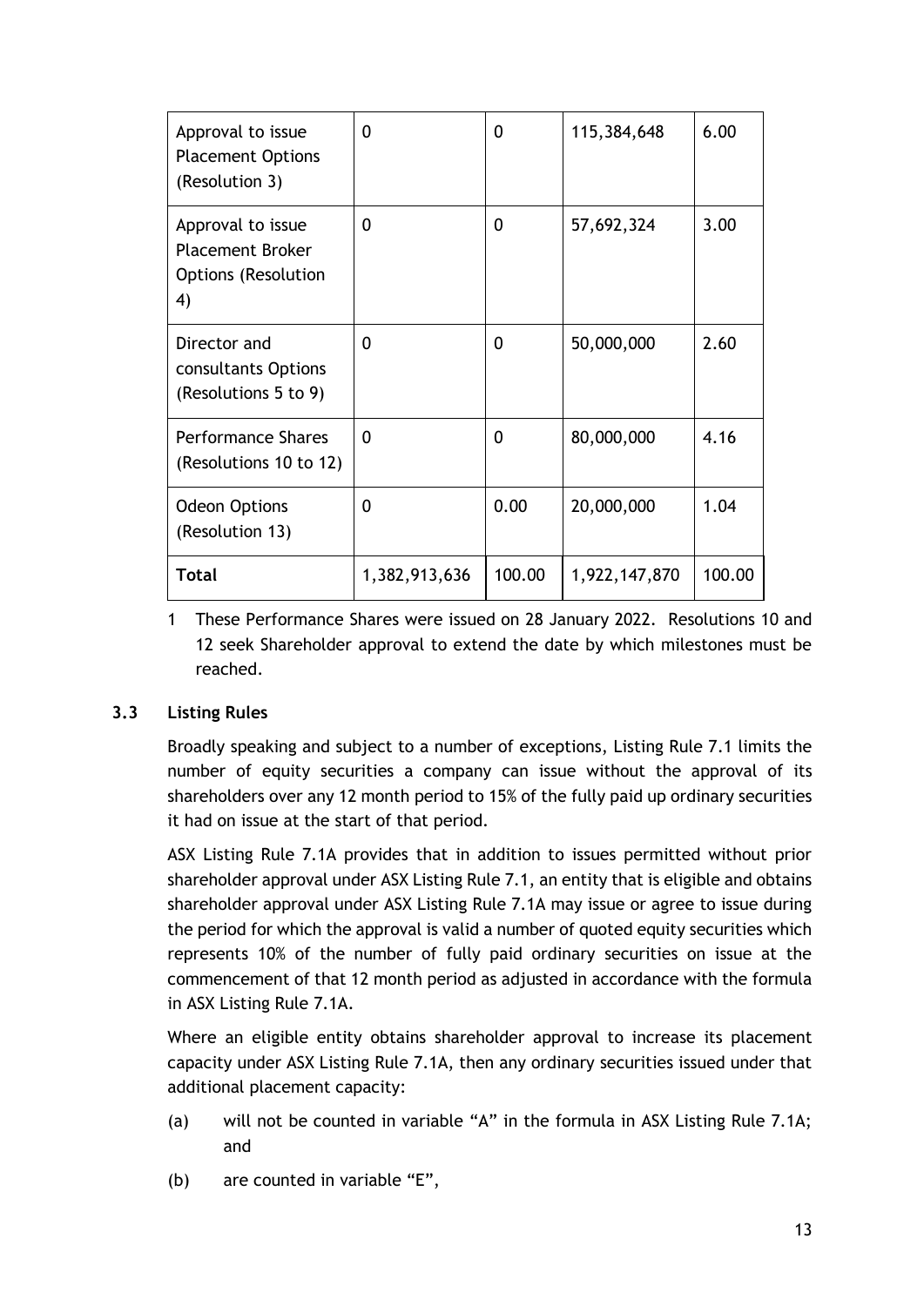| Approval to issue Placement Options (Resolution 3) | 0 | 0 | 115,384,648 | 6.00 |
|---|---|---|---|---|
| Approval to issue Placement Broker Options (Resolution 4) | 0 | 0 | 57,692,324 | 3.00 |
| Director and consultants Options (Resolutions 5 to 9) | 0 | 0 | 50,000,000 | 2.60 |
| Performance Shares (Resolutions 10 to 12) | 0 | 0 | 80,000,000 | 4.16 |
| Odeon Options (Resolution 13) | 0 | 0.00 | 20,000,000 | 1.04 |
| **Total** | 1,382,913,636 | 100.00 | 1,922,147,870 | 100.00 |

1 These Performance Shares were issued on 28 January 2022. Resolutions 10 and 12 seek Shareholder approval to extend the date by which milestones must be reached.

### 3.3 Listing Rules

Broadly speaking and subject to a number of exceptions, Listing Rule 7.1 limits the number of equity securities a company can issue without the approval of its shareholders over any 12 month period to 15% of the fully paid up ordinary securities it had on issue at the start of that period.

ASX Listing Rule 7.1A provides that in addition to issues permitted without prior shareholder approval under ASX Listing Rule 7.1, an entity that is eligible and obtains shareholder approval under ASX Listing Rule 7.1A may issue or agree to issue during the period for which the approval is valid a number of quoted equity securities which represents 10% of the number of fully paid ordinary securities on issue at the commencement of that 12 month period as adjusted in accordance with the formula in ASX Listing Rule 7.1A.

Where an eligible entity obtains shareholder approval to increase its placement capacity under ASX Listing Rule 7.1A, then any ordinary securities issued under that additional placement capacity:

(a) will not be counted in variable "A" in the formula in ASX Listing Rule 7.1A; and

(b) are counted in variable "E",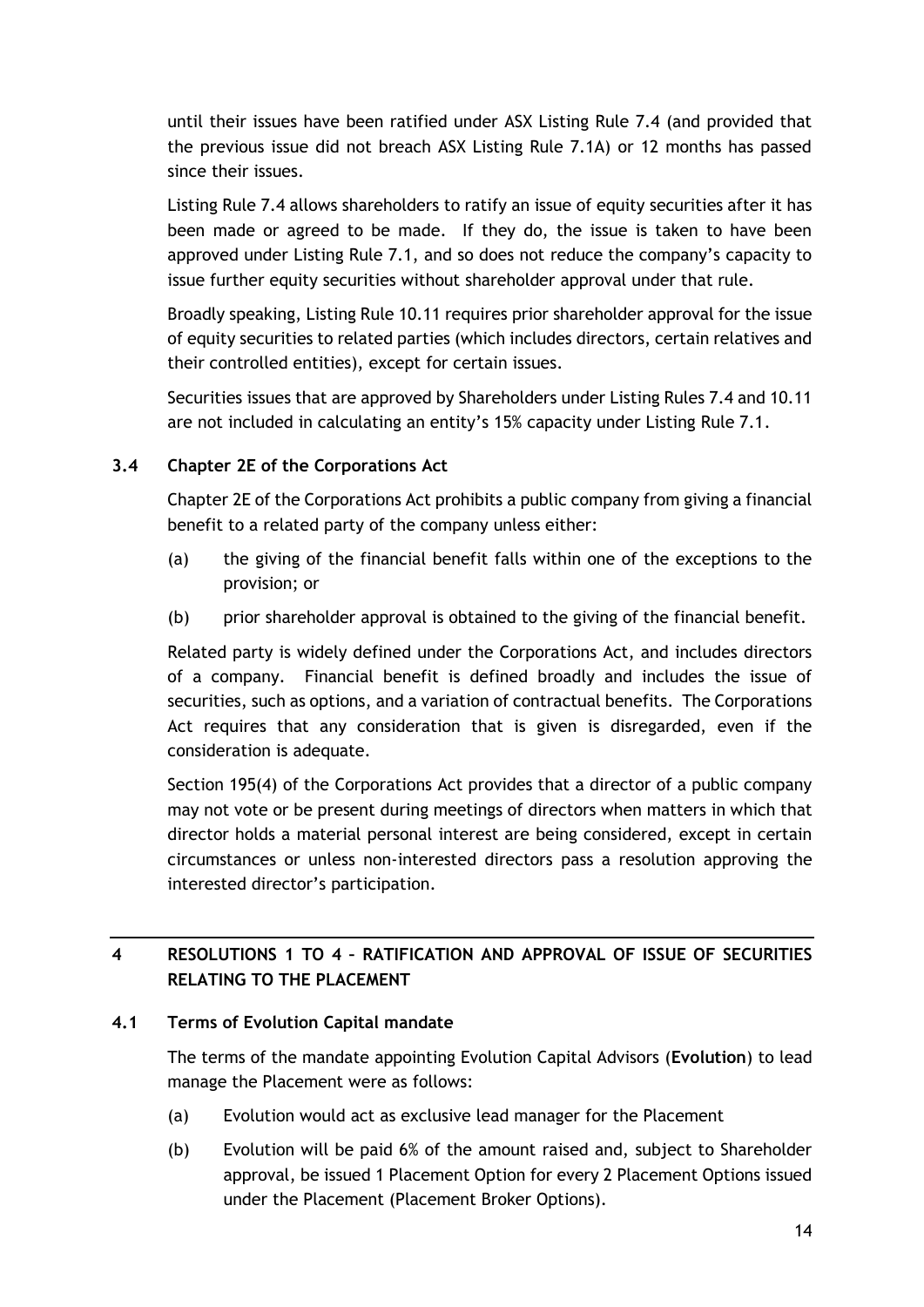until their issues have been ratified under ASX Listing Rule 7.4 (and provided that the previous issue did not breach ASX Listing Rule 7.1A) or 12 months has passed since their issues.

Listing Rule 7.4 allows shareholders to ratify an issue of equity securities after it has been made or agreed to be made. If they do, the issue is taken to have been approved under Listing Rule 7.1, and so does not reduce the company's capacity to issue further equity securities without shareholder approval under that rule.

Broadly speaking, Listing Rule 10.11 requires prior shareholder approval for the issue of equity securities to related parties (which includes directors, certain relatives and their controlled entities), except for certain issues.

Securities issues that are approved by Shareholders under Listing Rules 7.4 and 10.11 are not included in calculating an entity's 15% capacity under Listing Rule 7.1.

### 3.4 Chapter 2E of the Corporations Act

Chapter 2E of the Corporations Act prohibits a public company from giving a financial benefit to a related party of the company unless either:

(a) the giving of the financial benefit falls within one of the exceptions to the provision; or

(b) prior shareholder approval is obtained to the giving of the financial benefit.

Related party is widely defined under the Corporations Act, and includes directors of a company. Financial benefit is defined broadly and includes the issue of securities, such as options, and a variation of contractual benefits. The Corporations Act requires that any consideration that is given is disregarded, even if the consideration is adequate.

Section 195(4) of the Corporations Act provides that a director of a public company may not vote or be present during meetings of directors when matters in which that director holds a material personal interest are being considered, except in certain circumstances or unless non-interested directors pass a resolution approving the interested director's participation.

## 4 RESOLUTIONS 1 TO 4 – RATIFICATION AND APPROVAL OF ISSUE OF SECURITIES RELATING TO THE PLACEMENT

### 4.1 Terms of Evolution Capital mandate

The terms of the mandate appointing Evolution Capital Advisors (**Evolution**) to lead manage the Placement were as follows:

(a) Evolution would act as exclusive lead manager for the Placement

(b) Evolution will be paid 6% of the amount raised and, subject to Shareholder approval, be issued 1 Placement Option for every 2 Placement Options issued under the Placement (Placement Broker Options).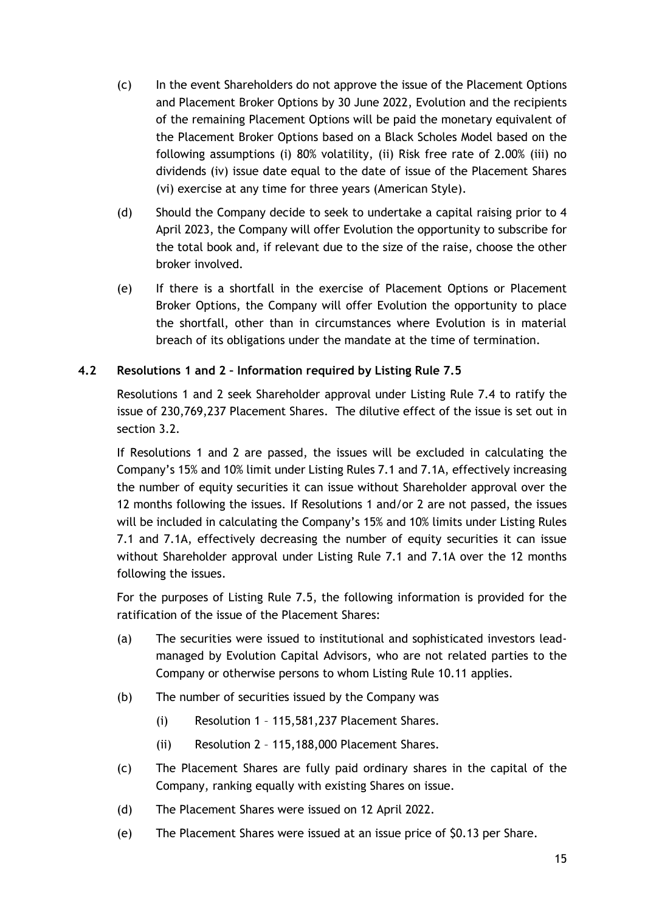(c) In the event Shareholders do not approve the issue of the Placement Options and Placement Broker Options by 30 June 2022, Evolution and the recipients of the remaining Placement Options will be paid the monetary equivalent of the Placement Broker Options based on a Black Scholes Model based on the following assumptions (i) 80% volatility, (ii) Risk free rate of 2.00% (iii) no dividends (iv) issue date equal to the date of issue of the Placement Shares (vi) exercise at any time for three years (American Style).

(d) Should the Company decide to seek to undertake a capital raising prior to 4 April 2023, the Company will offer Evolution the opportunity to subscribe for the total book and, if relevant due to the size of the raise, choose the other broker involved.

(e) If there is a shortfall in the exercise of Placement Options or Placement Broker Options, the Company will offer Evolution the opportunity to place the shortfall, other than in circumstances where Evolution is in material breach of its obligations under the mandate at the time of termination.

### 4.2 Resolutions 1 and 2 – Information required by Listing Rule 7.5

Resolutions 1 and 2 seek Shareholder approval under Listing Rule 7.4 to ratify the issue of 230,769,237 Placement Shares. The dilutive effect of the issue is set out in section 3.2.

If Resolutions 1 and 2 are passed, the issues will be excluded in calculating the Company's 15% and 10% limit under Listing Rules 7.1 and 7.1A, effectively increasing the number of equity securities it can issue without Shareholder approval over the 12 months following the issues. If Resolutions 1 and/or 2 are not passed, the issues will be included in calculating the Company's 15% and 10% limits under Listing Rules 7.1 and 7.1A, effectively decreasing the number of equity securities it can issue without Shareholder approval under Listing Rule 7.1 and 7.1A over the 12 months following the issues.

For the purposes of Listing Rule 7.5, the following information is provided for the ratification of the issue of the Placement Shares:

(a) The securities were issued to institutional and sophisticated investors lead-managed by Evolution Capital Advisors, who are not related parties to the Company or otherwise persons to whom Listing Rule 10.11 applies.

(b) The number of securities issued by the Company was

(i) Resolution 1 – 115,581,237 Placement Shares.

(ii) Resolution 2 – 115,188,000 Placement Shares.

(c) The Placement Shares are fully paid ordinary shares in the capital of the Company, ranking equally with existing Shares on issue.

(d) The Placement Shares were issued on 12 April 2022.

(e) The Placement Shares were issued at an issue price of $0.13 per Share.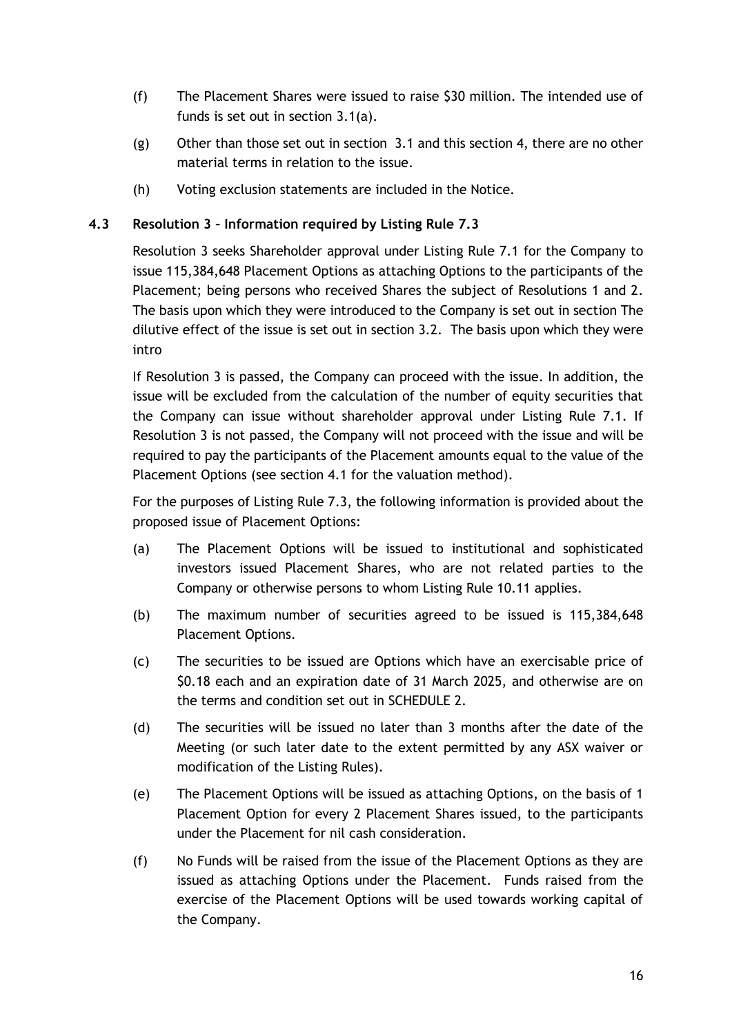(f) The Placement Shares were issued to raise $30 million. The intended use of funds is set out in section 3.1(a).

(g) Other than those set out in section 3.1 and this section 4, there are no other material terms in relation to the issue.

(h) Voting exclusion statements are included in the Notice.

### 4.3 Resolution 3 – Information required by Listing Rule 7.3

Resolution 3 seeks Shareholder approval under Listing Rule 7.1 for the Company to issue 115,384,648 Placement Options as attaching Options to the participants of the Placement; being persons who received Shares the subject of Resolutions 1 and 2. The basis upon which they were introduced to the Company is set out in section The dilutive effect of the issue is set out in section 3.2. The basis upon which they were intro

If Resolution 3 is passed, the Company can proceed with the issue. In addition, the issue will be excluded from the calculation of the number of equity securities that the Company can issue without shareholder approval under Listing Rule 7.1. If Resolution 3 is not passed, the Company will not proceed with the issue and will be required to pay the participants of the Placement amounts equal to the value of the Placement Options (see section 4.1 for the valuation method).

For the purposes of Listing Rule 7.3, the following information is provided about the proposed issue of Placement Options:

(a) The Placement Options will be issued to institutional and sophisticated investors issued Placement Shares, who are not related parties to the Company or otherwise persons to whom Listing Rule 10.11 applies.

(b) The maximum number of securities agreed to be issued is 115,384,648 Placement Options.

(c) The securities to be issued are Options which have an exercisable price of $0.18 each and an expiration date of 31 March 2025, and otherwise are on the terms and condition set out in SCHEDULE 2.

(d) The securities will be issued no later than 3 months after the date of the Meeting (or such later date to the extent permitted by any ASX waiver or modification of the Listing Rules).

(e) The Placement Options will be issued as attaching Options, on the basis of 1 Placement Option for every 2 Placement Shares issued, to the participants under the Placement for nil cash consideration.

(f) No Funds will be raised from the issue of the Placement Options as they are issued as attaching Options under the Placement. Funds raised from the exercise of the Placement Options will be used towards working capital of the Company.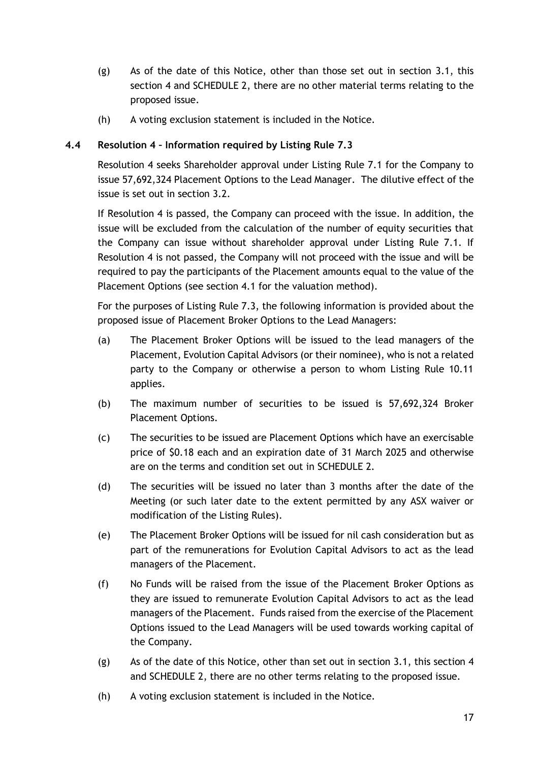(g) As of the date of this Notice, other than those set out in section 3.1, this section 4 and SCHEDULE 2, there are no other material terms relating to the proposed issue.

(h) A voting exclusion statement is included in the Notice.

### 4.4 Resolution 4 – Information required by Listing Rule 7.3

Resolution 4 seeks Shareholder approval under Listing Rule 7.1 for the Company to issue 57,692,324 Placement Options to the Lead Manager. The dilutive effect of the issue is set out in section 3.2.

If Resolution 4 is passed, the Company can proceed with the issue. In addition, the issue will be excluded from the calculation of the number of equity securities that the Company can issue without shareholder approval under Listing Rule 7.1. If Resolution 4 is not passed, the Company will not proceed with the issue and will be required to pay the participants of the Placement amounts equal to the value of the Placement Options (see section 4.1 for the valuation method).

For the purposes of Listing Rule 7.3, the following information is provided about the proposed issue of Placement Broker Options to the Lead Managers:

(a) The Placement Broker Options will be issued to the lead managers of the Placement, Evolution Capital Advisors (or their nominee), who is not a related party to the Company or otherwise a person to whom Listing Rule 10.11 applies.

(b) The maximum number of securities to be issued is 57,692,324 Broker Placement Options.

(c) The securities to be issued are Placement Options which have an exercisable price of $0.18 each and an expiration date of 31 March 2025 and otherwise are on the terms and condition set out in SCHEDULE 2.

(d) The securities will be issued no later than 3 months after the date of the Meeting (or such later date to the extent permitted by any ASX waiver or modification of the Listing Rules).

(e) The Placement Broker Options will be issued for nil cash consideration but as part of the remunerations for Evolution Capital Advisors to act as the lead managers of the Placement.

(f) No Funds will be raised from the issue of the Placement Broker Options as they are issued to remunerate Evolution Capital Advisors to act as the lead managers of the Placement. Funds raised from the exercise of the Placement Options issued to the Lead Managers will be used towards working capital of the Company.

(g) As of the date of this Notice, other than set out in section 3.1, this section 4 and SCHEDULE 2, there are no other terms relating to the proposed issue.

(h) A voting exclusion statement is included in the Notice.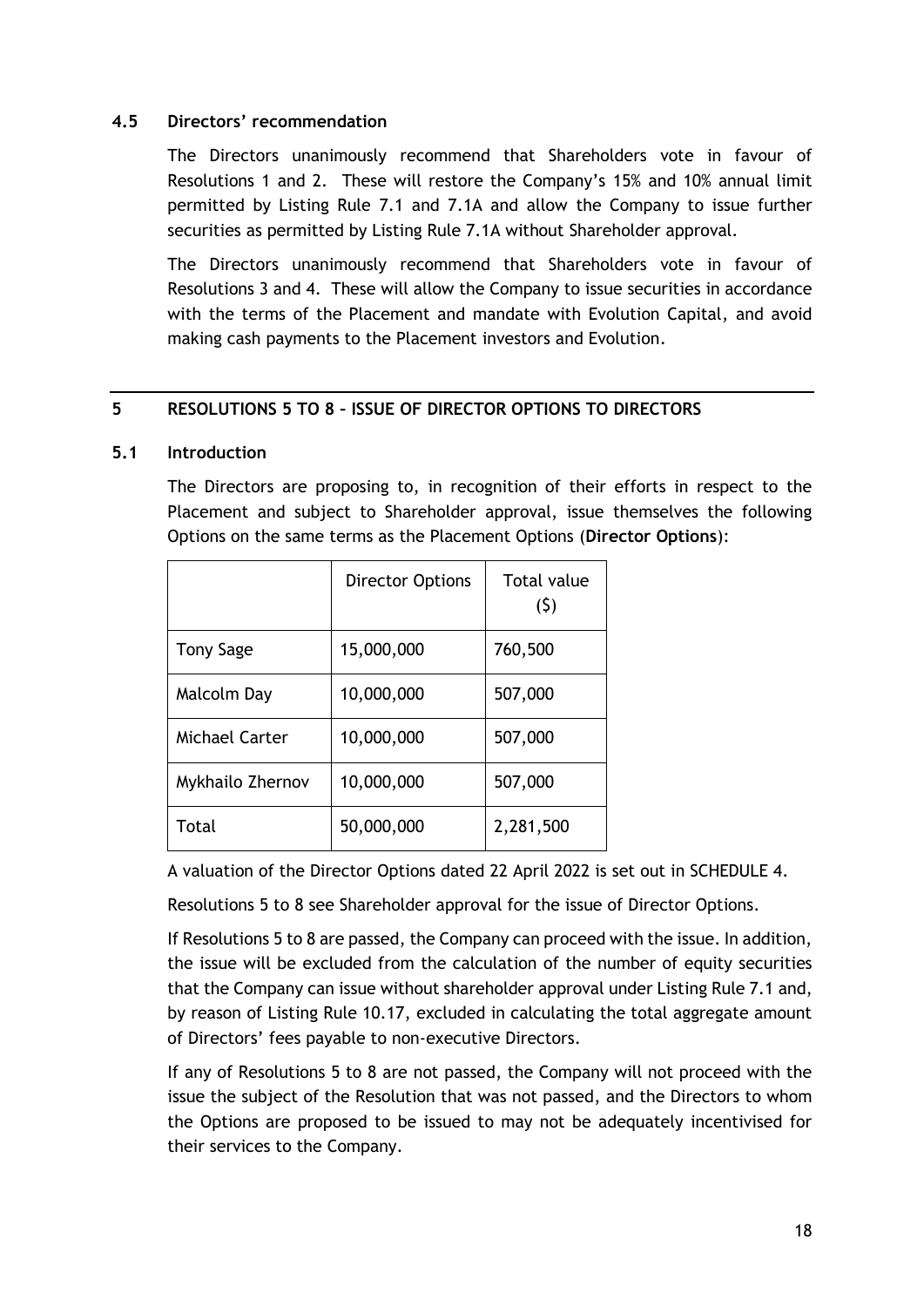### 4.5 Directors' recommendation

The Directors unanimously recommend that Shareholders vote in favour of Resolutions 1 and 2. These will restore the Company's 15% and 10% annual limit permitted by Listing Rule 7.1 and 7.1A and allow the Company to issue further securities as permitted by Listing Rule 7.1A without Shareholder approval.

The Directors unanimously recommend that Shareholders vote in favour of Resolutions 3 and 4. These will allow the Company to issue securities in accordance with the terms of the Placement and mandate with Evolution Capital, and avoid making cash payments to the Placement investors and Evolution.

## 5 RESOLUTIONS 5 TO 8 – ISSUE OF DIRECTOR OPTIONS TO DIRECTORS

### 5.1 Introduction

The Directors are proposing to, in recognition of their efforts in respect to the Placement and subject to Shareholder approval, issue themselves the following Options on the same terms as the Placement Options (**Director Options**):

| | Director Options | Total value ($) |
|---|---|---|
| Tony Sage | 15,000,000 | 760,500 |
| Malcolm Day | 10,000,000 | 507,000 |
| Michael Carter | 10,000,000 | 507,000 |
| Mykhailo Zhernov | 10,000,000 | 507,000 |
| Total | 50,000,000 | 2,281,500 |

A valuation of the Director Options dated 22 April 2022 is set out in SCHEDULE 4.

Resolutions 5 to 8 see Shareholder approval for the issue of Director Options.

If Resolutions 5 to 8 are passed, the Company can proceed with the issue. In addition, the issue will be excluded from the calculation of the number of equity securities that the Company can issue without shareholder approval under Listing Rule 7.1 and, by reason of Listing Rule 10.17, excluded in calculating the total aggregate amount of Directors' fees payable to non-executive Directors.

If any of Resolutions 5 to 8 are not passed, the Company will not proceed with the issue the subject of the Resolution that was not passed, and the Directors to whom the Options are proposed to be issued to may not be adequately incentivised for their services to the Company.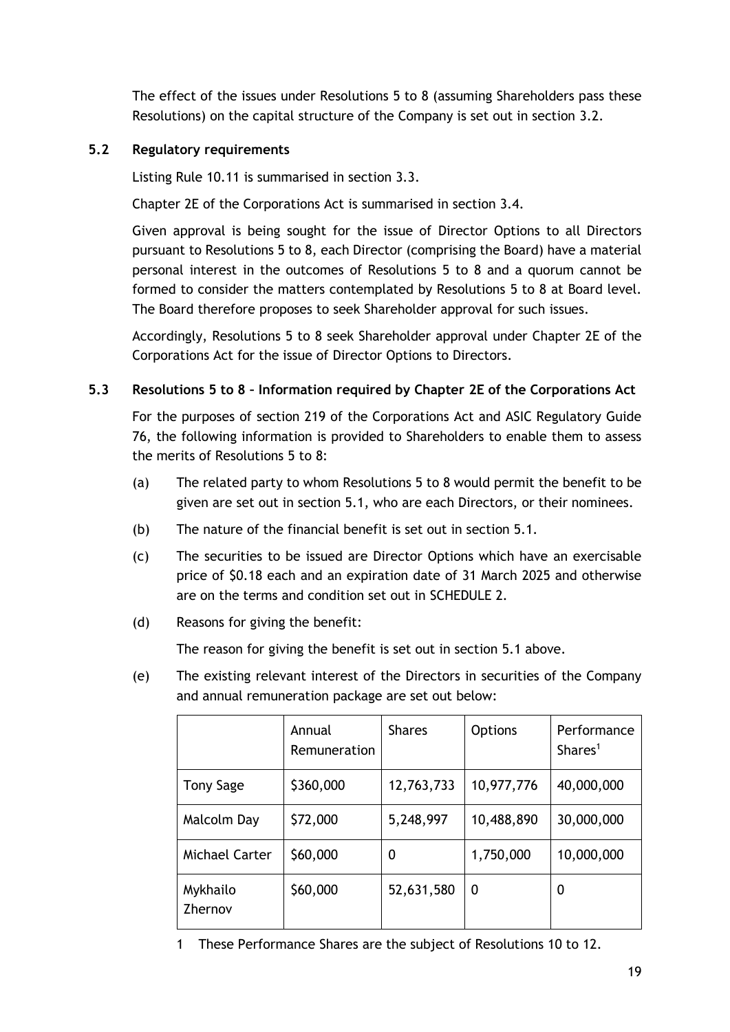The effect of the issues under Resolutions 5 to 8 (assuming Shareholders pass these Resolutions) on the capital structure of the Company is set out in section 3.2.

### 5.2 Regulatory requirements

Listing Rule 10.11 is summarised in section 3.3.

Chapter 2E of the Corporations Act is summarised in section 3.4.

Given approval is being sought for the issue of Director Options to all Directors pursuant to Resolutions 5 to 8, each Director (comprising the Board) have a material personal interest in the outcomes of Resolutions 5 to 8 and a quorum cannot be formed to consider the matters contemplated by Resolutions 5 to 8 at Board level. The Board therefore proposes to seek Shareholder approval for such issues.

Accordingly, Resolutions 5 to 8 seek Shareholder approval under Chapter 2E of the Corporations Act for the issue of Director Options to Directors.

### 5.3 Resolutions 5 to 8 – Information required by Chapter 2E of the Corporations Act

For the purposes of section 219 of the Corporations Act and ASIC Regulatory Guide 76, the following information is provided to Shareholders to enable them to assess the merits of Resolutions 5 to 8:

(a) The related party to whom Resolutions 5 to 8 would permit the benefit to be given are set out in section 5.1, who are each Directors, or their nominees.

(b) The nature of the financial benefit is set out in section 5.1.

(c) The securities to be issued are Director Options which have an exercisable price of $0.18 each and an expiration date of 31 March 2025 and otherwise are on the terms and condition set out in SCHEDULE 2.

(d) Reasons for giving the benefit:

The reason for giving the benefit is set out in section 5.1 above.

(e) The existing relevant interest of the Directors in securities of the Company and annual remuneration package are set out below:

| | Annual Remuneration | Shares | Options | Performance Shares[1] |
|---|---|---|---|---|
| Tony Sage | $360,000 | 12,763,733 | 10,977,776 | 40,000,000 |
| Malcolm Day | $72,000 | 5,248,997 | 10,488,890 | 30,000,000 |
| Michael Carter | $60,000 | 0 | 1,750,000 | 10,000,000 |
| Mykhailo Zhernov | $60,000 | 52,631,580 | 0 | 0 |

1 These Performance Shares are the subject of Resolutions 10 to 12.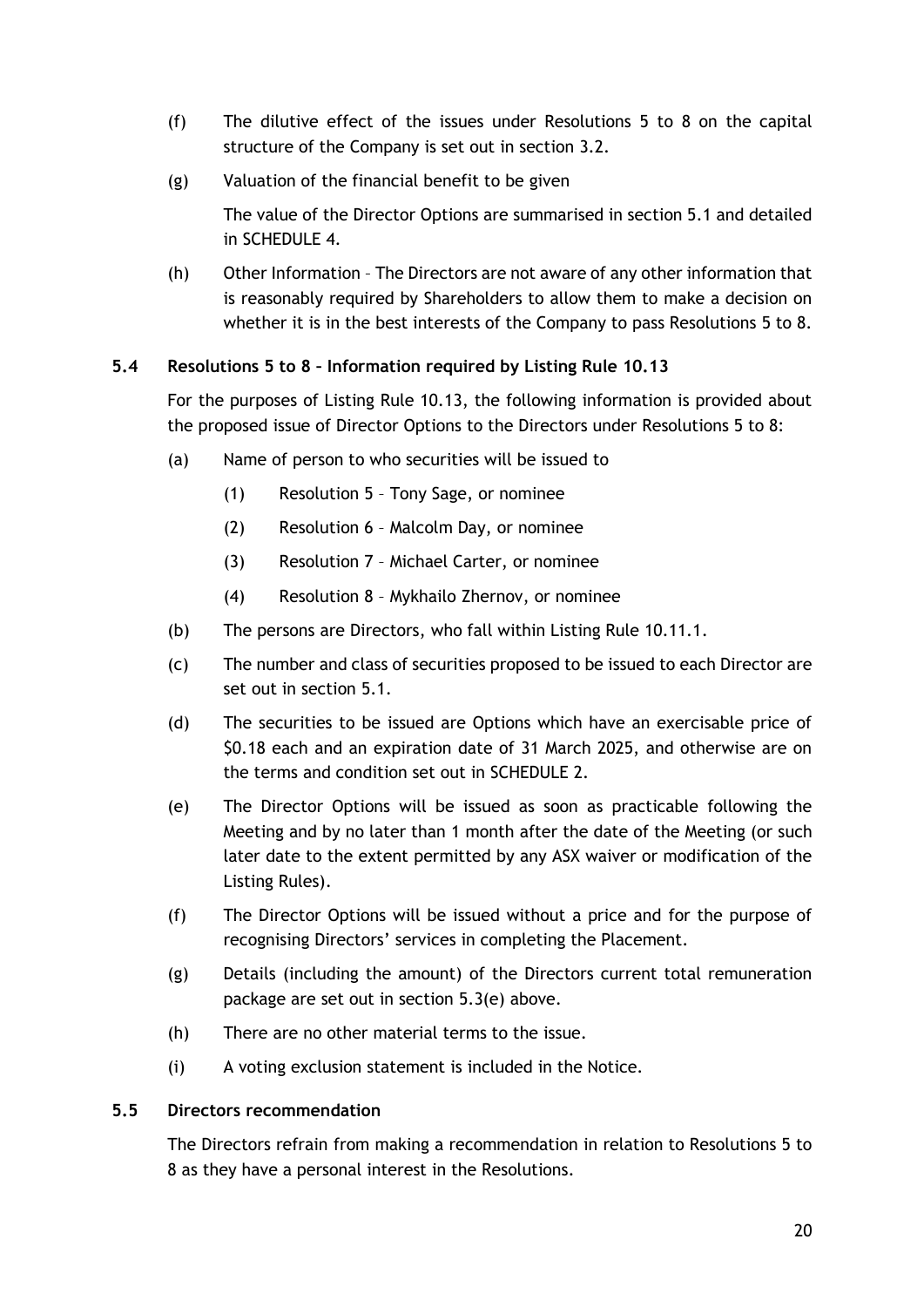(f) The dilutive effect of the issues under Resolutions 5 to 8 on the capital structure of the Company is set out in section 3.2.

(g) Valuation of the financial benefit to be given

The value of the Director Options are summarised in section 5.1 and detailed in SCHEDULE 4.

(h) Other Information – The Directors are not aware of any other information that is reasonably required by Shareholders to allow them to make a decision on whether it is in the best interests of the Company to pass Resolutions 5 to 8.

### 5.4 Resolutions 5 to 8 – Information required by Listing Rule 10.13

For the purposes of Listing Rule 10.13, the following information is provided about the proposed issue of Director Options to the Directors under Resolutions 5 to 8:

(a) Name of person to who securities will be issued to

(1) Resolution 5 – Tony Sage, or nominee

(2) Resolution 6 – Malcolm Day, or nominee

(3) Resolution 7 – Michael Carter, or nominee

(4) Resolution 8 – Mykhailo Zhernov, or nominee

(b) The persons are Directors, who fall within Listing Rule 10.11.1.

(c) The number and class of securities proposed to be issued to each Director are set out in section 5.1.

(d) The securities to be issued are Options which have an exercisable price of $0.18 each and an expiration date of 31 March 2025, and otherwise are on the terms and condition set out in SCHEDULE 2.

(e) The Director Options will be issued as soon as practicable following the Meeting and by no later than 1 month after the date of the Meeting (or such later date to the extent permitted by any ASX waiver or modification of the Listing Rules).

(f) The Director Options will be issued without a price and for the purpose of recognising Directors' services in completing the Placement.

(g) Details (including the amount) of the Directors current total remuneration package are set out in section 5.3(e) above.

(h) There are no other material terms to the issue.

(i) A voting exclusion statement is included in the Notice.

### 5.5 Directors recommendation

The Directors refrain from making a recommendation in relation to Resolutions 5 to 8 as they have a personal interest in the Resolutions.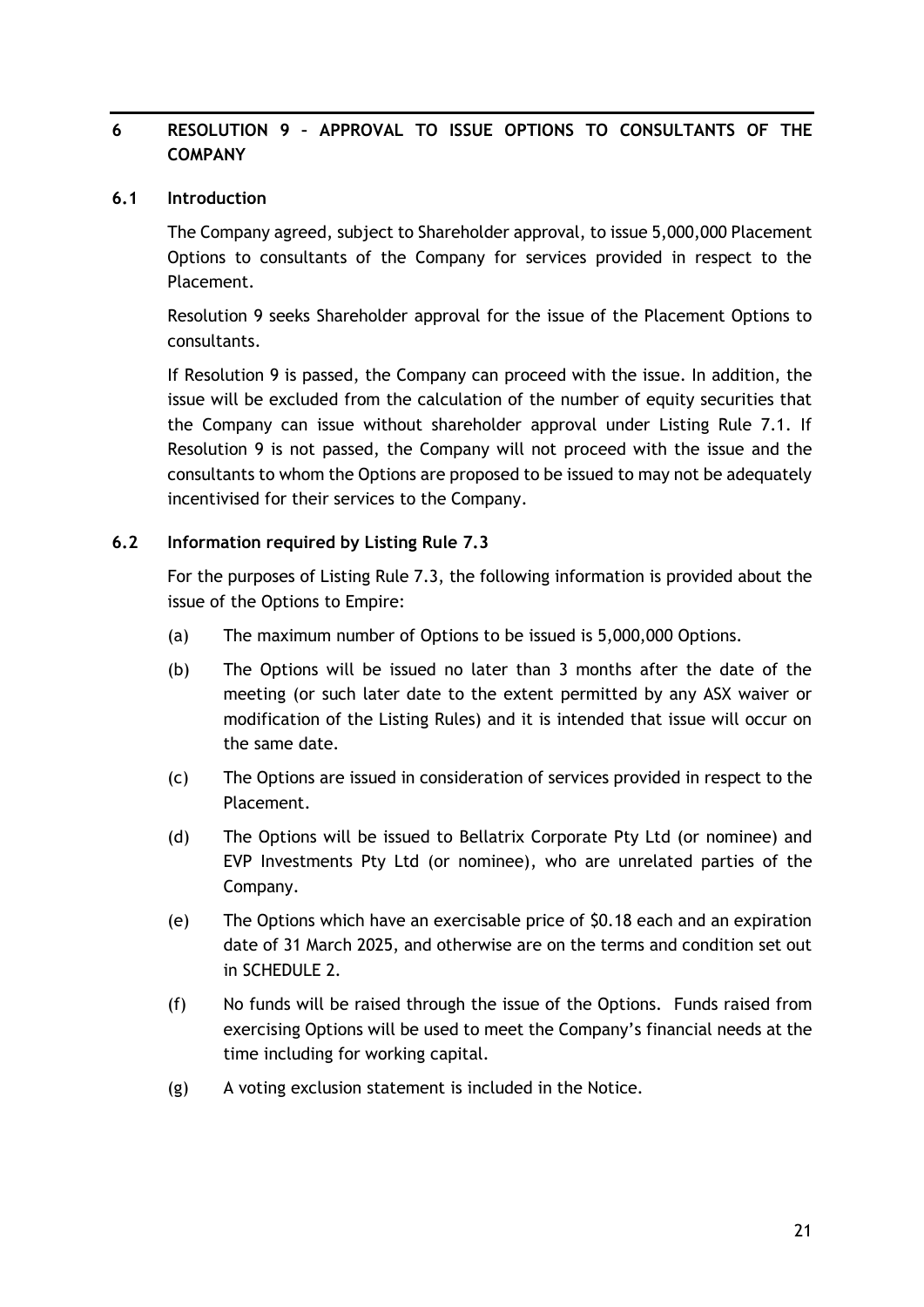## 6 RESOLUTION 9 – APPROVAL TO ISSUE OPTIONS TO CONSULTANTS OF THE COMPANY

### 6.1 Introduction

The Company agreed, subject to Shareholder approval, to issue 5,000,000 Placement Options to consultants of the Company for services provided in respect to the Placement.

Resolution 9 seeks Shareholder approval for the issue of the Placement Options to consultants.

If Resolution 9 is passed, the Company can proceed with the issue. In addition, the issue will be excluded from the calculation of the number of equity securities that the Company can issue without shareholder approval under Listing Rule 7.1. If Resolution 9 is not passed, the Company will not proceed with the issue and the consultants to whom the Options are proposed to be issued to may not be adequately incentivised for their services to the Company.

### 6.2 Information required by Listing Rule 7.3

For the purposes of Listing Rule 7.3, the following information is provided about the issue of the Options to Empire:

(a) The maximum number of Options to be issued is 5,000,000 Options.

(b) The Options will be issued no later than 3 months after the date of the meeting (or such later date to the extent permitted by any ASX waiver or modification of the Listing Rules) and it is intended that issue will occur on the same date.

(c) The Options are issued in consideration of services provided in respect to the Placement.

(d) The Options will be issued to Bellatrix Corporate Pty Ltd (or nominee) and EVP Investments Pty Ltd (or nominee), who are unrelated parties of the Company.

(e) The Options which have an exercisable price of $0.18 each and an expiration date of 31 March 2025, and otherwise are on the terms and condition set out in SCHEDULE 2.

(f) No funds will be raised through the issue of the Options. Funds raised from exercising Options will be used to meet the Company's financial needs at the time including for working capital.

(g) A voting exclusion statement is included in the Notice.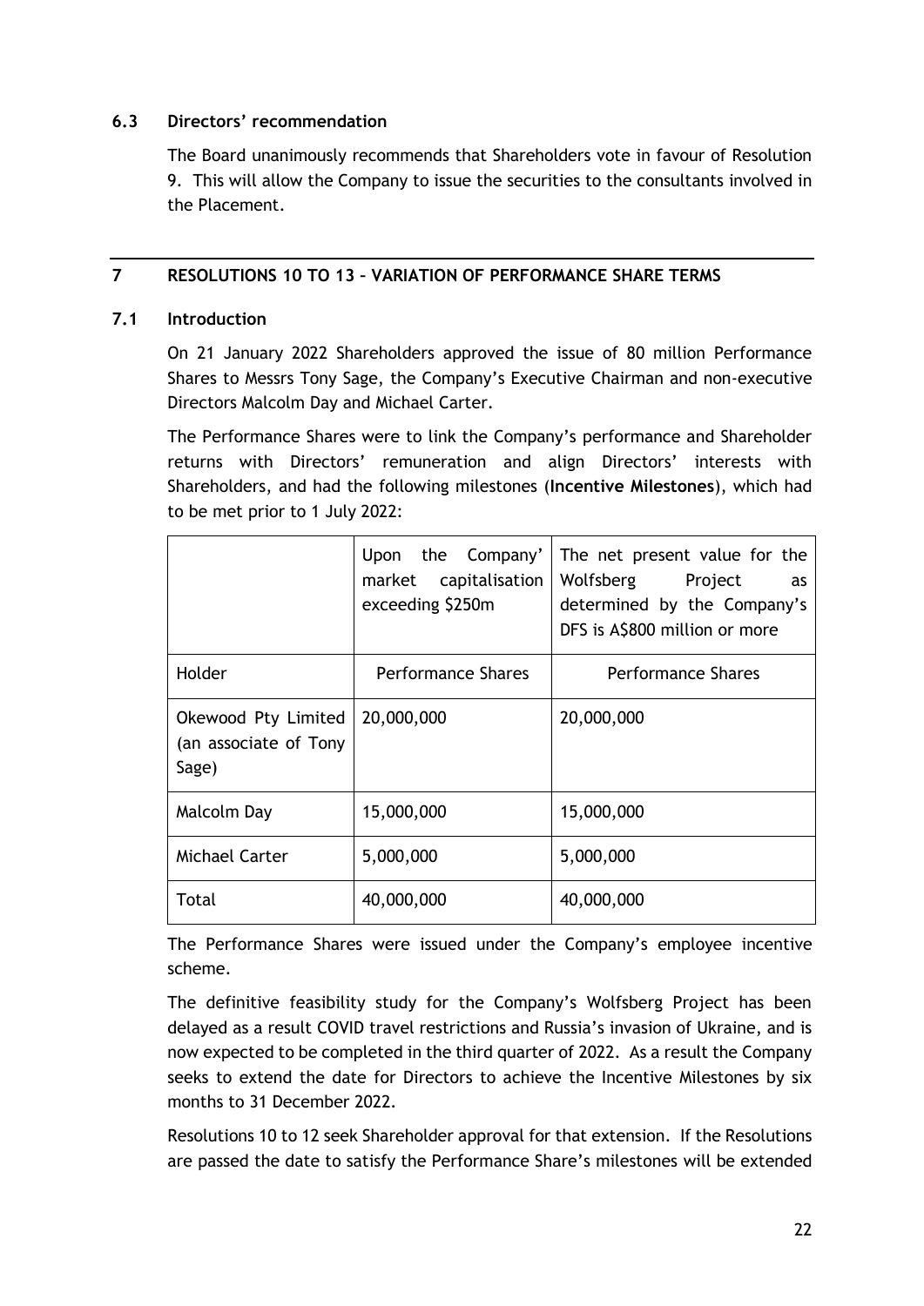### 6.3 Directors' recommendation

The Board unanimously recommends that Shareholders vote in favour of Resolution 9. This will allow the Company to issue the securities to the consultants involved in the Placement.

## 7 RESOLUTIONS 10 TO 13 – VARIATION OF PERFORMANCE SHARE TERMS

### 7.1 Introduction

On 21 January 2022 Shareholders approved the issue of 80 million Performance Shares to Messrs Tony Sage, the Company's Executive Chairman and non-executive Directors Malcolm Day and Michael Carter.

The Performance Shares were to link the Company's performance and Shareholder returns with Directors' remuneration and align Directors' interests with Shareholders, and had the following milestones (**Incentive Milestones**), which had to be met prior to 1 July 2022:

| | Upon the Company' market capitalisation exceeding $250m | The net present value for the Wolfsberg Project as determined by the Company's DFS is A$800 million or more |
|---|---|---|
| Holder | Performance Shares | Performance Shares |
| Okewood Pty Limited (an associate of Tony Sage) | 20,000,000 | 20,000,000 |
| Malcolm Day | 15,000,000 | 15,000,000 |
| Michael Carter | 5,000,000 | 5,000,000 |
| Total | 40,000,000 | 40,000,000 |

The Performance Shares were issued under the Company's employee incentive scheme.

The definitive feasibility study for the Company's Wolfsberg Project has been delayed as a result COVID travel restrictions and Russia's invasion of Ukraine, and is now expected to be completed in the third quarter of 2022. As a result the Company seeks to extend the date for Directors to achieve the Incentive Milestones by six months to 31 December 2022.

Resolutions 10 to 12 seek Shareholder approval for that extension. If the Resolutions are passed the date to satisfy the Performance Share's milestones will be extended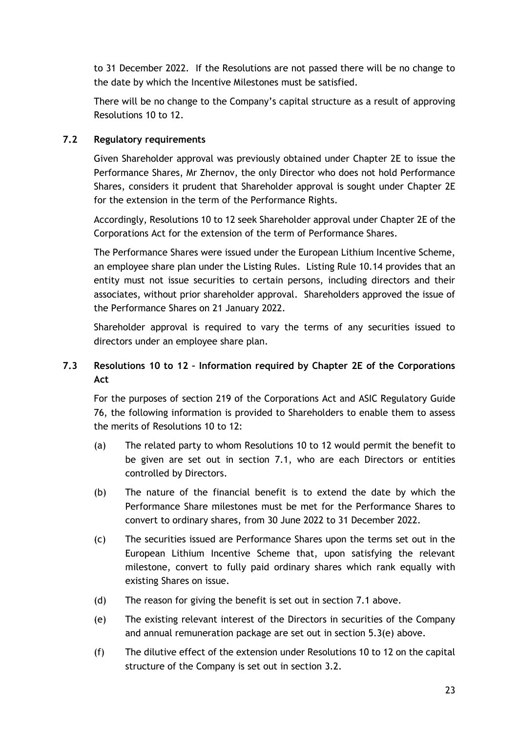to 31 December 2022. If the Resolutions are not passed there will be no change to the date by which the Incentive Milestones must be satisfied.

There will be no change to the Company's capital structure as a result of approving Resolutions 10 to 12.

### 7.2 Regulatory requirements

Given Shareholder approval was previously obtained under Chapter 2E to issue the Performance Shares, Mr Zhernov, the only Director who does not hold Performance Shares, considers it prudent that Shareholder approval is sought under Chapter 2E for the extension in the term of the Performance Rights.

Accordingly, Resolutions 10 to 12 seek Shareholder approval under Chapter 2E of the Corporations Act for the extension of the term of Performance Shares.

The Performance Shares were issued under the European Lithium Incentive Scheme, an employee share plan under the Listing Rules. Listing Rule 10.14 provides that an entity must not issue securities to certain persons, including directors and their associates, without prior shareholder approval. Shareholders approved the issue of the Performance Shares on 21 January 2022.

Shareholder approval is required to vary the terms of any securities issued to directors under an employee share plan.

### 7.3 Resolutions 10 to 12 – Information required by Chapter 2E of the Corporations Act

For the purposes of section 219 of the Corporations Act and ASIC Regulatory Guide 76, the following information is provided to Shareholders to enable them to assess the merits of Resolutions 10 to 12:

(a) The related party to whom Resolutions 10 to 12 would permit the benefit to be given are set out in section 7.1, who are each Directors or entities controlled by Directors.

(b) The nature of the financial benefit is to extend the date by which the Performance Share milestones must be met for the Performance Shares to convert to ordinary shares, from 30 June 2022 to 31 December 2022.

(c) The securities issued are Performance Shares upon the terms set out in the European Lithium Incentive Scheme that, upon satisfying the relevant milestone, convert to fully paid ordinary shares which rank equally with existing Shares on issue.

(d) The reason for giving the benefit is set out in section 7.1 above.

(e) The existing relevant interest of the Directors in securities of the Company and annual remuneration package are set out in section 5.3(e) above.

(f) The dilutive effect of the extension under Resolutions 10 to 12 on the capital structure of the Company is set out in section 3.2.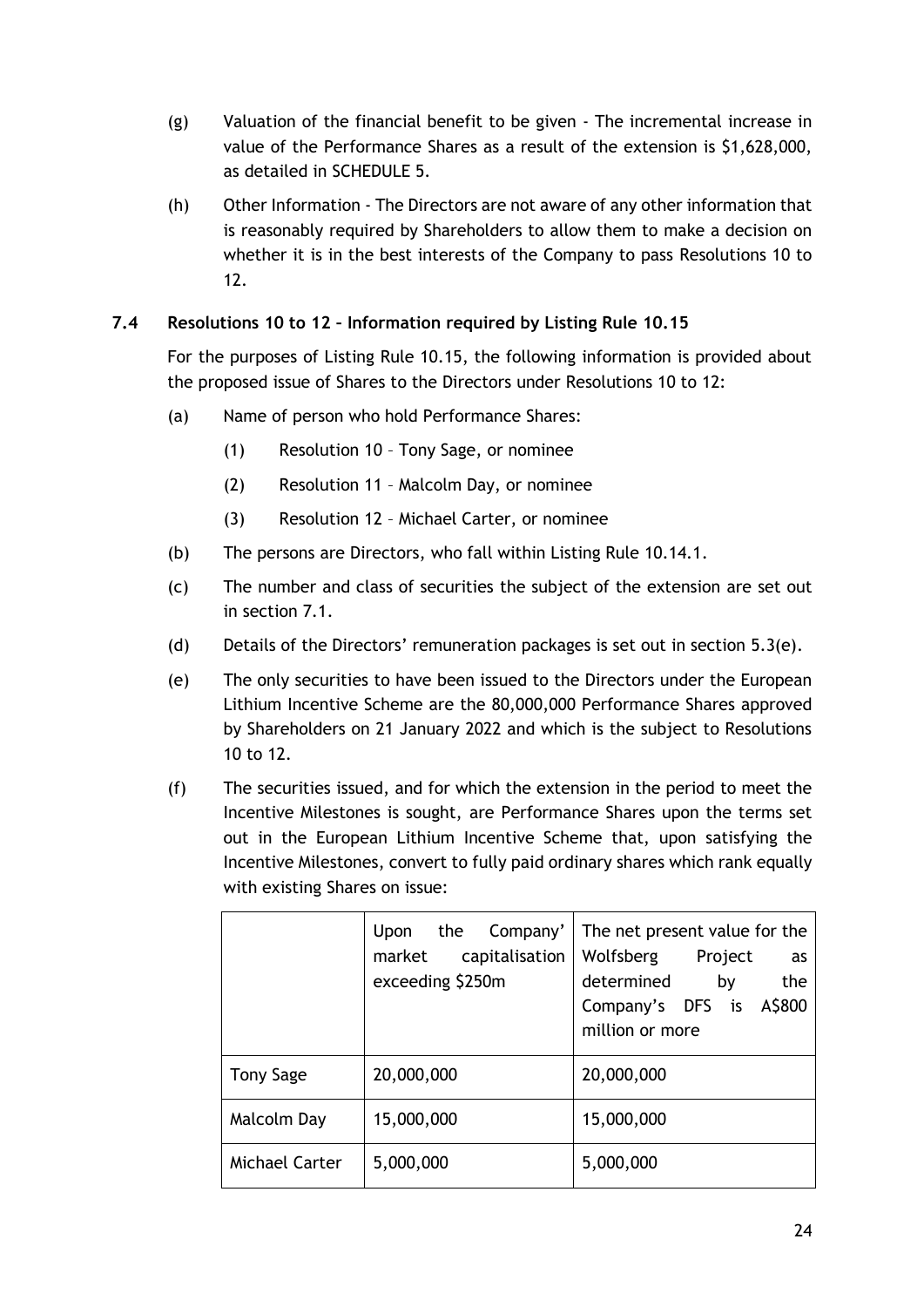(g) Valuation of the financial benefit to be given - The incremental increase in value of the Performance Shares as a result of the extension is $1,628,000, as detailed in SCHEDULE 5.

(h) Other Information - The Directors are not aware of any other information that is reasonably required by Shareholders to allow them to make a decision on whether it is in the best interests of the Company to pass Resolutions 10 to 12.

### 7.4 Resolutions 10 to 12 – Information required by Listing Rule 10.15

For the purposes of Listing Rule 10.15, the following information is provided about the proposed issue of Shares to the Directors under Resolutions 10 to 12:

(a) Name of person who hold Performance Shares:

  (1) Resolution 10 – Tony Sage, or nominee

  (2) Resolution 11 – Malcolm Day, or nominee

  (3) Resolution 12 – Michael Carter, or nominee

(b) The persons are Directors, who fall within Listing Rule 10.14.1.

(c) The number and class of securities the subject of the extension are set out in section 7.1.

(d) Details of the Directors' remuneration packages is set out in section 5.3(e).

(e) The only securities to have been issued to the Directors under the European Lithium Incentive Scheme are the 80,000,000 Performance Shares approved by Shareholders on 21 January 2022 and which is the subject to Resolutions 10 to 12.

(f) The securities issued, and for which the extension in the period to meet the Incentive Milestones is sought, are Performance Shares upon the terms set out in the European Lithium Incentive Scheme that, upon satisfying the Incentive Milestones, convert to fully paid ordinary shares which rank equally with existing Shares on issue:

| | Upon the Company' market capitalisation exceeding $250m | The net present value for the Wolfsberg Project as determined by the Company's DFS is A$800 million or more |
|---|---|---|
| Tony Sage | 20,000,000 | 20,000,000 |
| Malcolm Day | 15,000,000 | 15,000,000 |
| Michael Carter | 5,000,000 | 5,000,000 |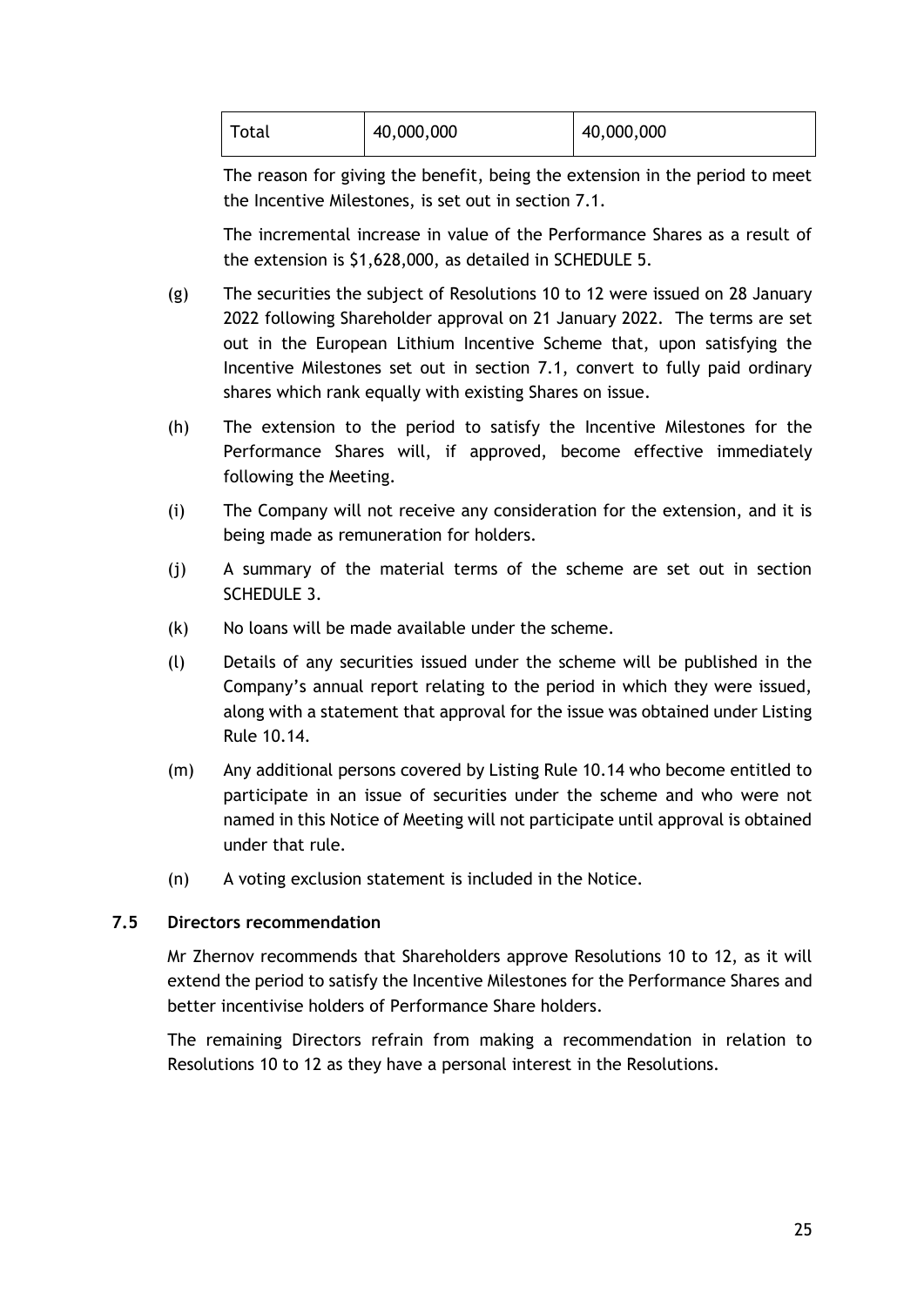| Total | 40,000,000 | 40,000,000 |
|---|---|---|

The reason for giving the benefit, being the extension in the period to meet the Incentive Milestones, is set out in section 7.1.

The incremental increase in value of the Performance Shares as a result of the extension is $1,628,000, as detailed in SCHEDULE 5.

(g) The securities the subject of Resolutions 10 to 12 were issued on 28 January 2022 following Shareholder approval on 21 January 2022. The terms are set out in the European Lithium Incentive Scheme that, upon satisfying the Incentive Milestones set out in section 7.1, convert to fully paid ordinary shares which rank equally with existing Shares on issue.

(h) The extension to the period to satisfy the Incentive Milestones for the Performance Shares will, if approved, become effective immediately following the Meeting.

(i) The Company will not receive any consideration for the extension, and it is being made as remuneration for holders.

(j) A summary of the material terms of the scheme are set out in section SCHEDULE 3.

(k) No loans will be made available under the scheme.

(l) Details of any securities issued under the scheme will be published in the Company's annual report relating to the period in which they were issued, along with a statement that approval for the issue was obtained under Listing Rule 10.14.

(m) Any additional persons covered by Listing Rule 10.14 who become entitled to participate in an issue of securities under the scheme and who were not named in this Notice of Meeting will not participate until approval is obtained under that rule.

(n) A voting exclusion statement is included in the Notice.

### 7.5 Directors recommendation

Mr Zhernov recommends that Shareholders approve Resolutions 10 to 12, as it will extend the period to satisfy the Incentive Milestones for the Performance Shares and better incentivise holders of Performance Share holders.

The remaining Directors refrain from making a recommendation in relation to Resolutions 10 to 12 as they have a personal interest in the Resolutions.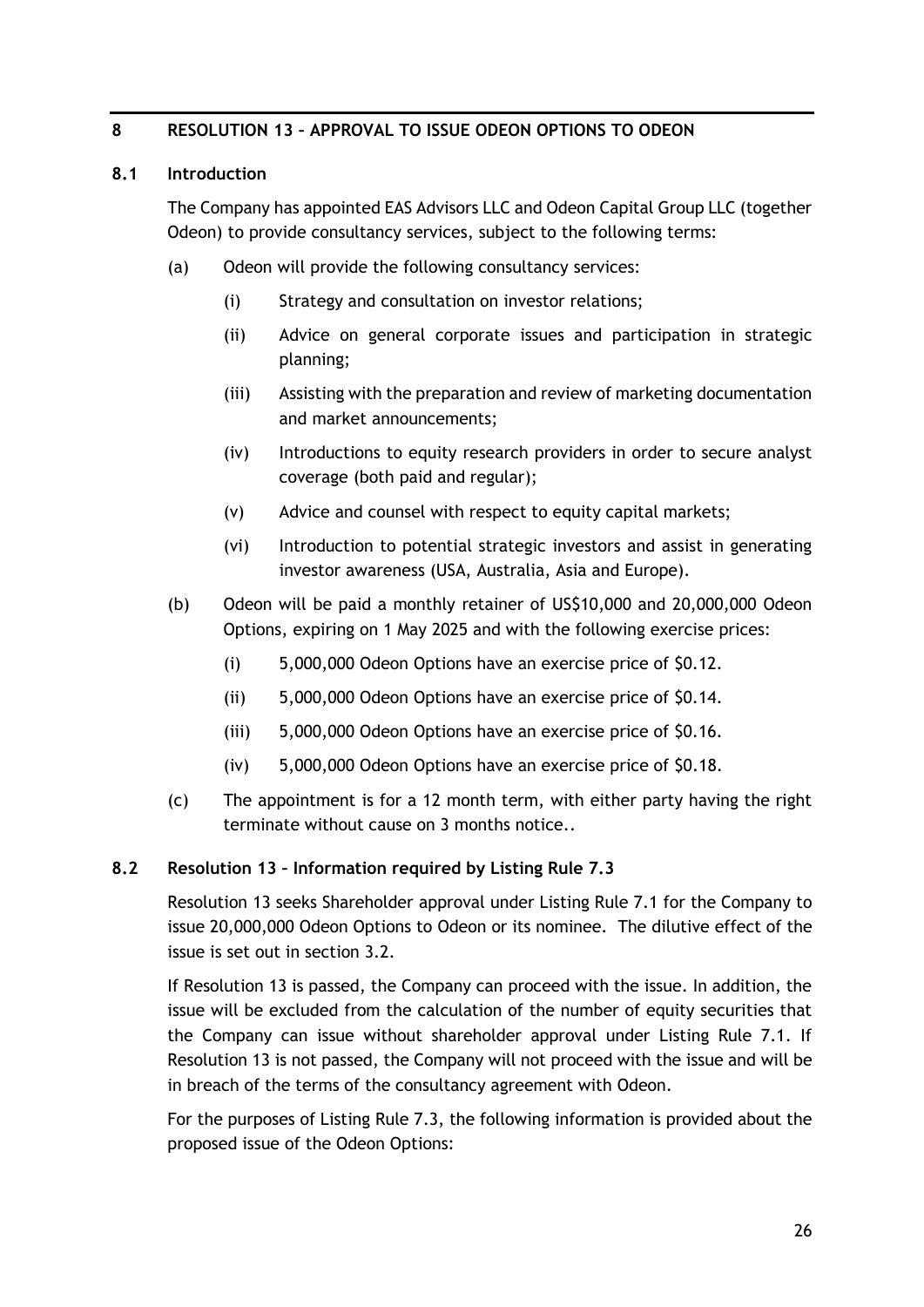## 8 RESOLUTION 13 – APPROVAL TO ISSUE ODEON OPTIONS TO ODEON

### 8.1 Introduction

The Company has appointed EAS Advisors LLC and Odeon Capital Group LLC (together Odeon) to provide consultancy services, subject to the following terms:

(a) Odeon will provide the following consultancy services:

  (i) Strategy and consultation on investor relations;

  (ii) Advice on general corporate issues and participation in strategic planning;

  (iii) Assisting with the preparation and review of marketing documentation and market announcements;

  (iv) Introductions to equity research providers in order to secure analyst coverage (both paid and regular);

  (v) Advice and counsel with respect to equity capital markets;

  (vi) Introduction to potential strategic investors and assist in generating investor awareness (USA, Australia, Asia and Europe).

(b) Odeon will be paid a monthly retainer of US$10,000 and 20,000,000 Odeon Options, expiring on 1 May 2025 and with the following exercise prices:

  (i) 5,000,000 Odeon Options have an exercise price of $0.12.

  (ii) 5,000,000 Odeon Options have an exercise price of $0.14.

  (iii) 5,000,000 Odeon Options have an exercise price of $0.16.

  (iv) 5,000,000 Odeon Options have an exercise price of $0.18.

(c) The appointment is for a 12 month term, with either party having the right terminate without cause on 3 months notice..

### 8.2 Resolution 13 – Information required by Listing Rule 7.3

Resolution 13 seeks Shareholder approval under Listing Rule 7.1 for the Company to issue 20,000,000 Odeon Options to Odeon or its nominee. The dilutive effect of the issue is set out in section 3.2.

If Resolution 13 is passed, the Company can proceed with the issue. In addition, the issue will be excluded from the calculation of the number of equity securities that the Company can issue without shareholder approval under Listing Rule 7.1. If Resolution 13 is not passed, the Company will not proceed with the issue and will be in breach of the terms of the consultancy agreement with Odeon.

For the purposes of Listing Rule 7.3, the following information is provided about the proposed issue of the Odeon Options: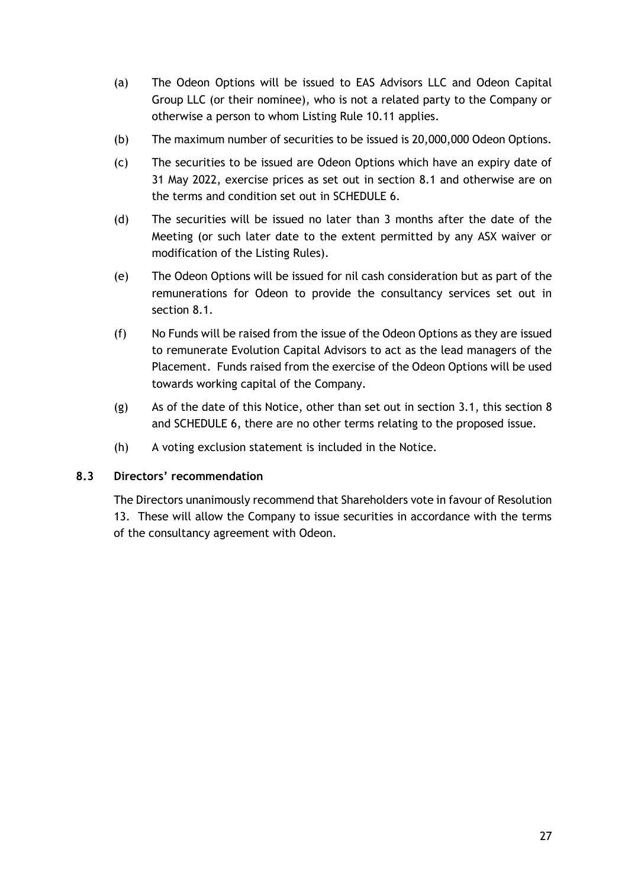(a) The Odeon Options will be issued to EAS Advisors LLC and Odeon Capital Group LLC (or their nominee), who is not a related party to the Company or otherwise a person to whom Listing Rule 10.11 applies.

(b) The maximum number of securities to be issued is 20,000,000 Odeon Options.

(c) The securities to be issued are Odeon Options which have an expiry date of 31 May 2022, exercise prices as set out in section 8.1 and otherwise are on the terms and condition set out in SCHEDULE 6.

(d) The securities will be issued no later than 3 months after the date of the Meeting (or such later date to the extent permitted by any ASX waiver or modification of the Listing Rules).

(e) The Odeon Options will be issued for nil cash consideration but as part of the remunerations for Odeon to provide the consultancy services set out in section 8.1.

(f) No Funds will be raised from the issue of the Odeon Options as they are issued to remunerate Evolution Capital Advisors to act as the lead managers of the Placement. Funds raised from the exercise of the Odeon Options will be used towards working capital of the Company.

(g) As of the date of this Notice, other than set out in section 3.1, this section 8 and SCHEDULE 6, there are no other terms relating to the proposed issue.

(h) A voting exclusion statement is included in the Notice.

### 8.3 Directors' recommendation

The Directors unanimously recommend that Shareholders vote in favour of Resolution 13. These will allow the Company to issue securities in accordance with the terms of the consultancy agreement with Odeon.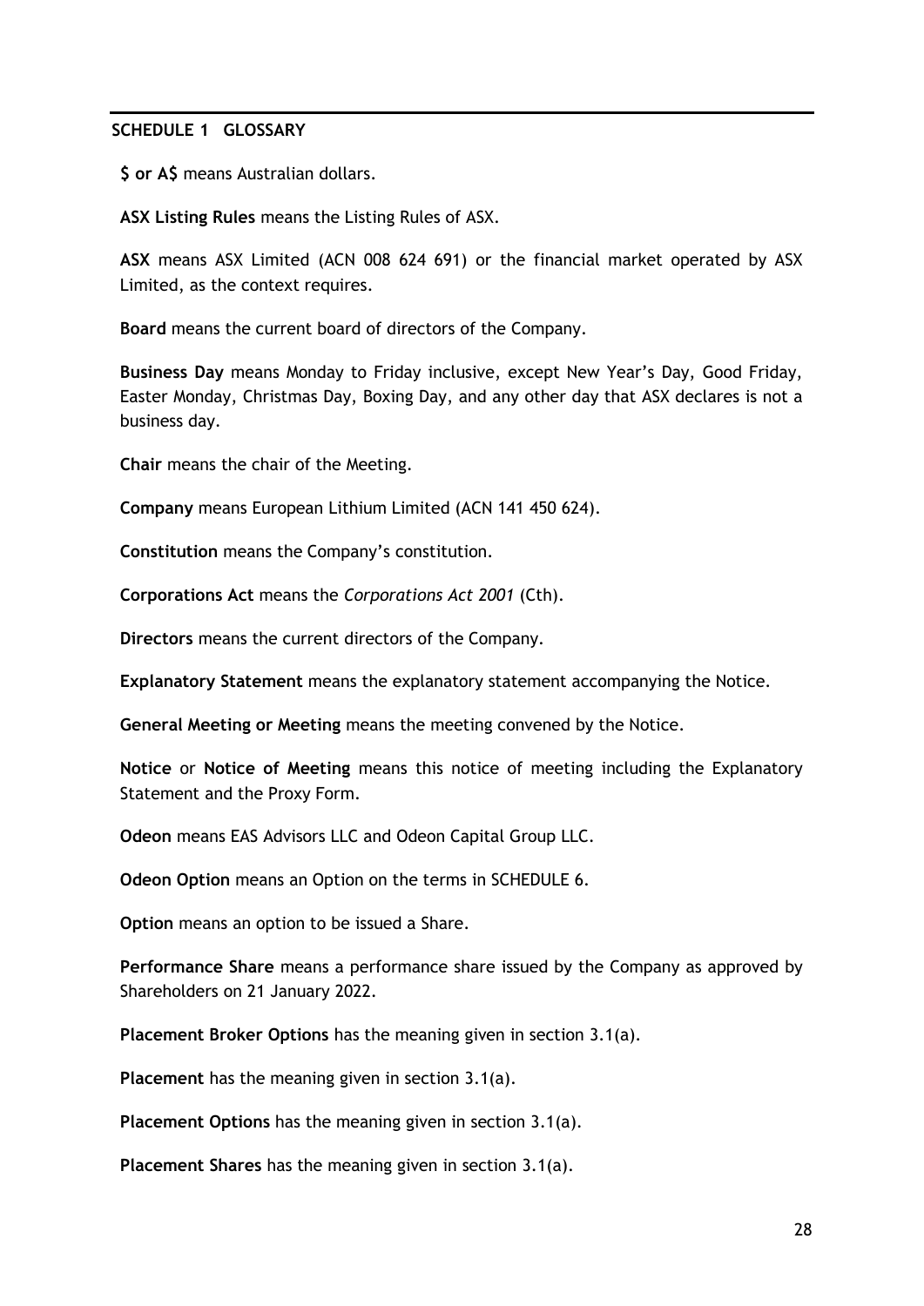## SCHEDULE 1 GLOSSARY

**$ or A$** means Australian dollars.

**ASX Listing Rules** means the Listing Rules of ASX.

**ASX** means ASX Limited (ACN 008 624 691) or the financial market operated by ASX Limited, as the context requires.

**Board** means the current board of directors of the Company.

**Business Day** means Monday to Friday inclusive, except New Year's Day, Good Friday, Easter Monday, Christmas Day, Boxing Day, and any other day that ASX declares is not a business day.

**Chair** means the chair of the Meeting.

**Company** means European Lithium Limited (ACN 141 450 624).

**Constitution** means the Company's constitution.

**Corporations Act** means the *Corporations Act 2001* (Cth).

**Directors** means the current directors of the Company.

**Explanatory Statement** means the explanatory statement accompanying the Notice.

**General Meeting or Meeting** means the meeting convened by the Notice.

**Notice** or **Notice of Meeting** means this notice of meeting including the Explanatory Statement and the Proxy Form.

**Odeon** means EAS Advisors LLC and Odeon Capital Group LLC.

**Odeon Option** means an Option on the terms in SCHEDULE 6.

**Option** means an option to be issued a Share.

**Performance Share** means a performance share issued by the Company as approved by Shareholders on 21 January 2022.

**Placement Broker Options** has the meaning given in section 3.1(a).

**Placement** has the meaning given in section 3.1(a).

**Placement Options** has the meaning given in section 3.1(a).

**Placement Shares** has the meaning given in section 3.1(a).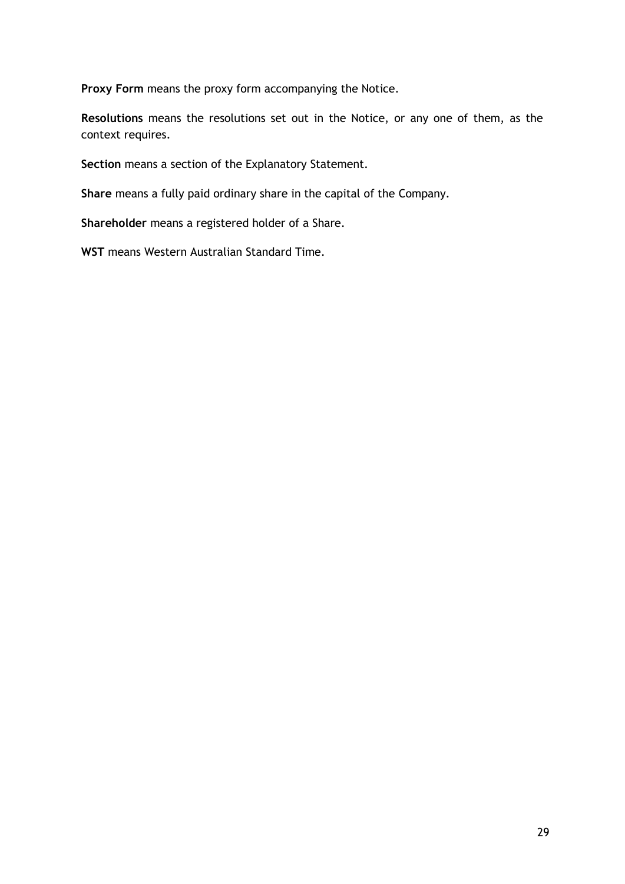**Proxy Form** means the proxy form accompanying the Notice.

**Resolutions** means the resolutions set out in the Notice, or any one of them, as the context requires.

**Section** means a section of the Explanatory Statement.

**Share** means a fully paid ordinary share in the capital of the Company.

**Shareholder** means a registered holder of a Share.

**WST** means Western Australian Standard Time.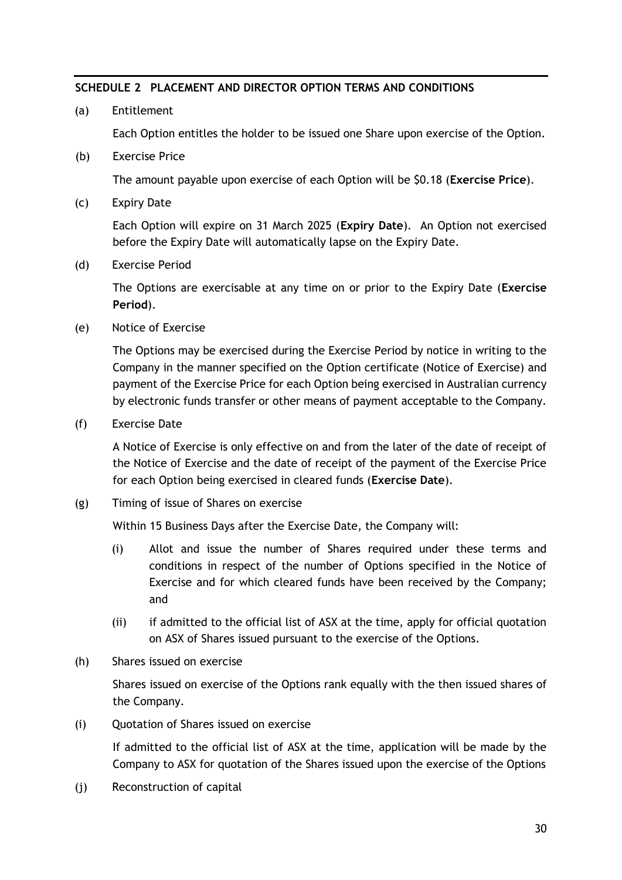## SCHEDULE 2 PLACEMENT AND DIRECTOR OPTION TERMS AND CONDITIONS

(a) Entitlement

Each Option entitles the holder to be issued one Share upon exercise of the Option.

(b) Exercise Price

The amount payable upon exercise of each Option will be $0.18 (**Exercise Price**).

(c) Expiry Date

Each Option will expire on 31 March 2025 (**Expiry Date**). An Option not exercised before the Expiry Date will automatically lapse on the Expiry Date.

(d) Exercise Period

The Options are exercisable at any time on or prior to the Expiry Date (**Exercise Period**).

(e) Notice of Exercise

The Options may be exercised during the Exercise Period by notice in writing to the Company in the manner specified on the Option certificate (Notice of Exercise) and payment of the Exercise Price for each Option being exercised in Australian currency by electronic funds transfer or other means of payment acceptable to the Company.

(f) Exercise Date

A Notice of Exercise is only effective on and from the later of the date of receipt of the Notice of Exercise and the date of receipt of the payment of the Exercise Price for each Option being exercised in cleared funds (**Exercise Date**).

(g) Timing of issue of Shares on exercise

Within 15 Business Days after the Exercise Date, the Company will:

(i) Allot and issue the number of Shares required under these terms and conditions in respect of the number of Options specified in the Notice of Exercise and for which cleared funds have been received by the Company; and

(ii) if admitted to the official list of ASX at the time, apply for official quotation on ASX of Shares issued pursuant to the exercise of the Options.

(h) Shares issued on exercise

Shares issued on exercise of the Options rank equally with the then issued shares of the Company.

(i) Quotation of Shares issued on exercise

If admitted to the official list of ASX at the time, application will be made by the Company to ASX for quotation of the Shares issued upon the exercise of the Options

(j) Reconstruction of capital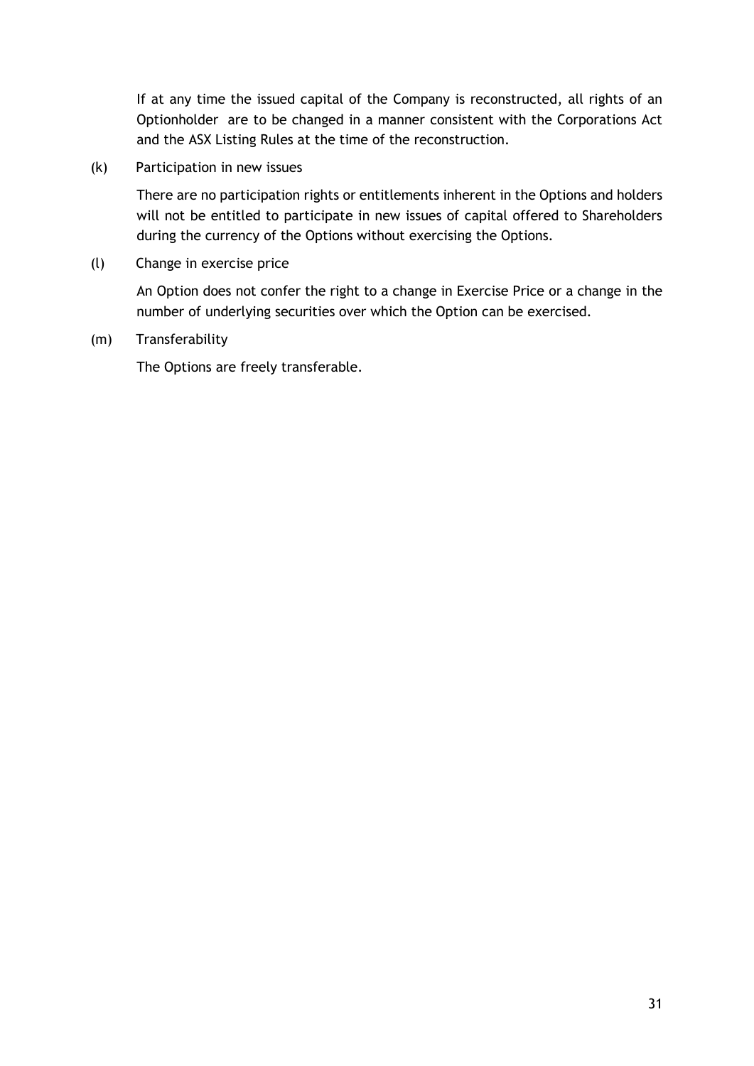If at any time the issued capital of the Company is reconstructed, all rights of an Optionholder are to be changed in a manner consistent with the Corporations Act and the ASX Listing Rules at the time of the reconstruction.

(k) Participation in new issues

There are no participation rights or entitlements inherent in the Options and holders will not be entitled to participate in new issues of capital offered to Shareholders during the currency of the Options without exercising the Options.

(l) Change in exercise price

An Option does not confer the right to a change in Exercise Price or a change in the number of underlying securities over which the Option can be exercised.

(m) Transferability

The Options are freely transferable.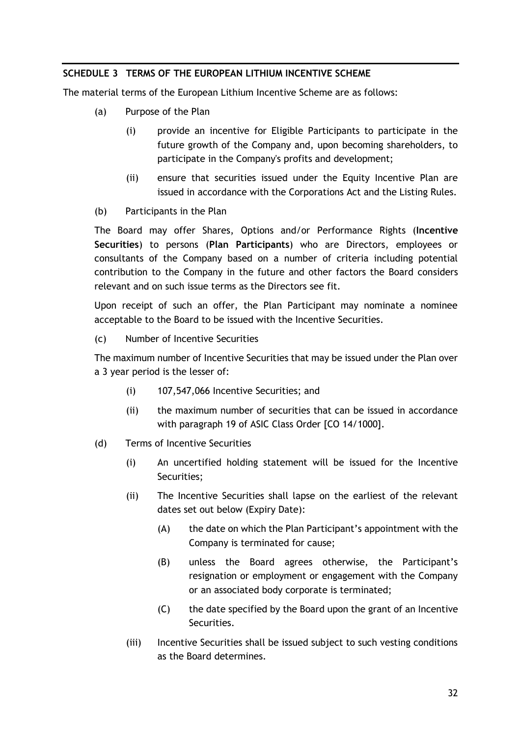## SCHEDULE 3 TERMS OF THE EUROPEAN LITHIUM INCENTIVE SCHEME

The material terms of the European Lithium Incentive Scheme are as follows:

(a) Purpose of the Plan

(i) provide an incentive for Eligible Participants to participate in the future growth of the Company and, upon becoming shareholders, to participate in the Company's profits and development;

(ii) ensure that securities issued under the Equity Incentive Plan are issued in accordance with the Corporations Act and the Listing Rules.

(b) Participants in the Plan

The Board may offer Shares, Options and/or Performance Rights (**Incentive Securities**) to persons (**Plan Participants**) who are Directors, employees or consultants of the Company based on a number of criteria including potential contribution to the Company in the future and other factors the Board considers relevant and on such issue terms as the Directors see fit.

Upon receipt of such an offer, the Plan Participant may nominate a nominee acceptable to the Board to be issued with the Incentive Securities.

(c) Number of Incentive Securities

The maximum number of Incentive Securities that may be issued under the Plan over a 3 year period is the lesser of:

(i) 107,547,066 Incentive Securities; and

(ii) the maximum number of securities that can be issued in accordance with paragraph 19 of ASIC Class Order [CO 14/1000].

(d) Terms of Incentive Securities

(i) An uncertified holding statement will be issued for the Incentive Securities;

(ii) The Incentive Securities shall lapse on the earliest of the relevant dates set out below (Expiry Date):

(A) the date on which the Plan Participant's appointment with the Company is terminated for cause;

(B) unless the Board agrees otherwise, the Participant's resignation or employment or engagement with the Company or an associated body corporate is terminated;

(C) the date specified by the Board upon the grant of an Incentive Securities.

(iii) Incentive Securities shall be issued subject to such vesting conditions as the Board determines.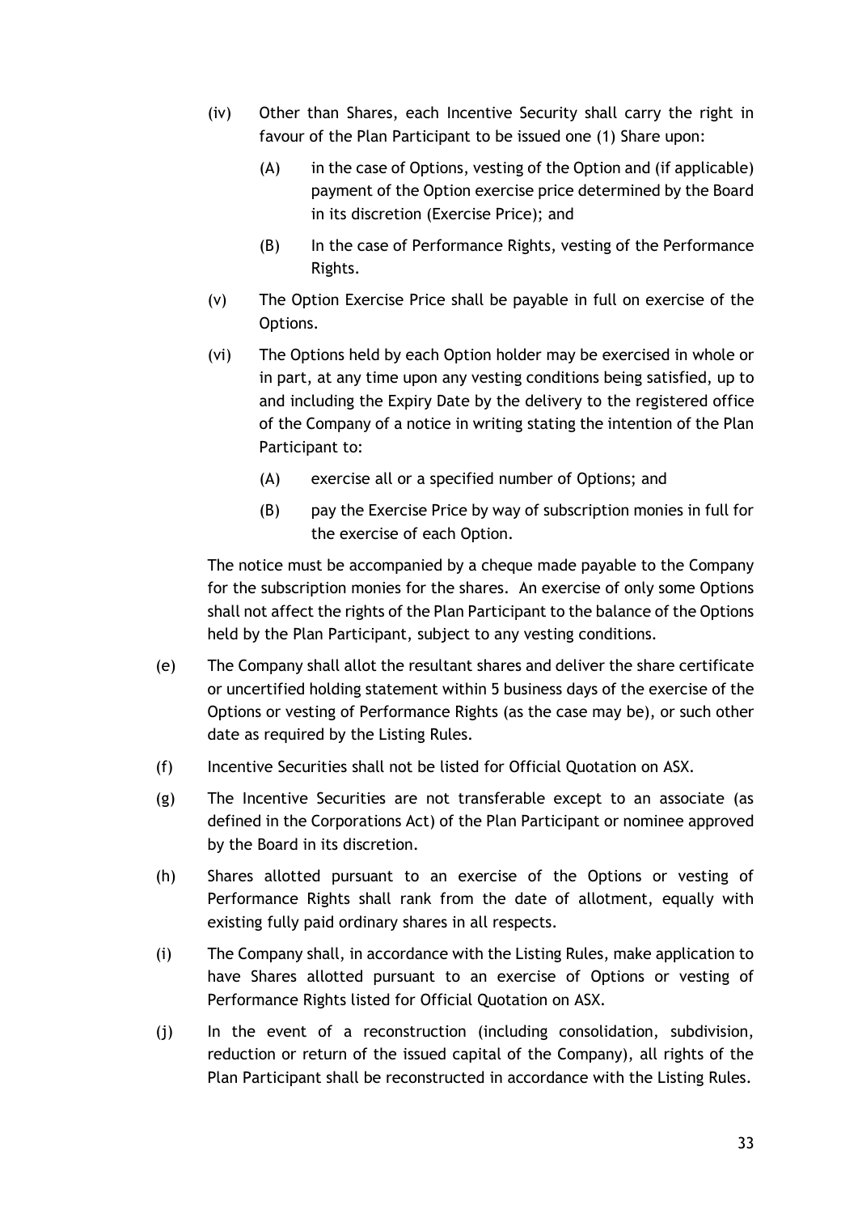(iv) Other than Shares, each Incentive Security shall carry the right in favour of the Plan Participant to be issued one (1) Share upon:

(A) in the case of Options, vesting of the Option and (if applicable) payment of the Option exercise price determined by the Board in its discretion (Exercise Price); and

(B) In the case of Performance Rights, vesting of the Performance Rights.

(v) The Option Exercise Price shall be payable in full on exercise of the Options.

(vi) The Options held by each Option holder may be exercised in whole or in part, at any time upon any vesting conditions being satisfied, up to and including the Expiry Date by the delivery to the registered office of the Company of a notice in writing stating the intention of the Plan Participant to:

(A) exercise all or a specified number of Options; and

(B) pay the Exercise Price by way of subscription monies in full for the exercise of each Option.

The notice must be accompanied by a cheque made payable to the Company for the subscription monies for the shares. An exercise of only some Options shall not affect the rights of the Plan Participant to the balance of the Options held by the Plan Participant, subject to any vesting conditions.

(e) The Company shall allot the resultant shares and deliver the share certificate or uncertified holding statement within 5 business days of the exercise of the Options or vesting of Performance Rights (as the case may be), or such other date as required by the Listing Rules.

(f) Incentive Securities shall not be listed for Official Quotation on ASX.

(g) The Incentive Securities are not transferable except to an associate (as defined in the Corporations Act) of the Plan Participant or nominee approved by the Board in its discretion.

(h) Shares allotted pursuant to an exercise of the Options or vesting of Performance Rights shall rank from the date of allotment, equally with existing fully paid ordinary shares in all respects.

(i) The Company shall, in accordance with the Listing Rules, make application to have Shares allotted pursuant to an exercise of Options or vesting of Performance Rights listed for Official Quotation on ASX.

(j) In the event of a reconstruction (including consolidation, subdivision, reduction or return of the issued capital of the Company), all rights of the Plan Participant shall be reconstructed in accordance with the Listing Rules.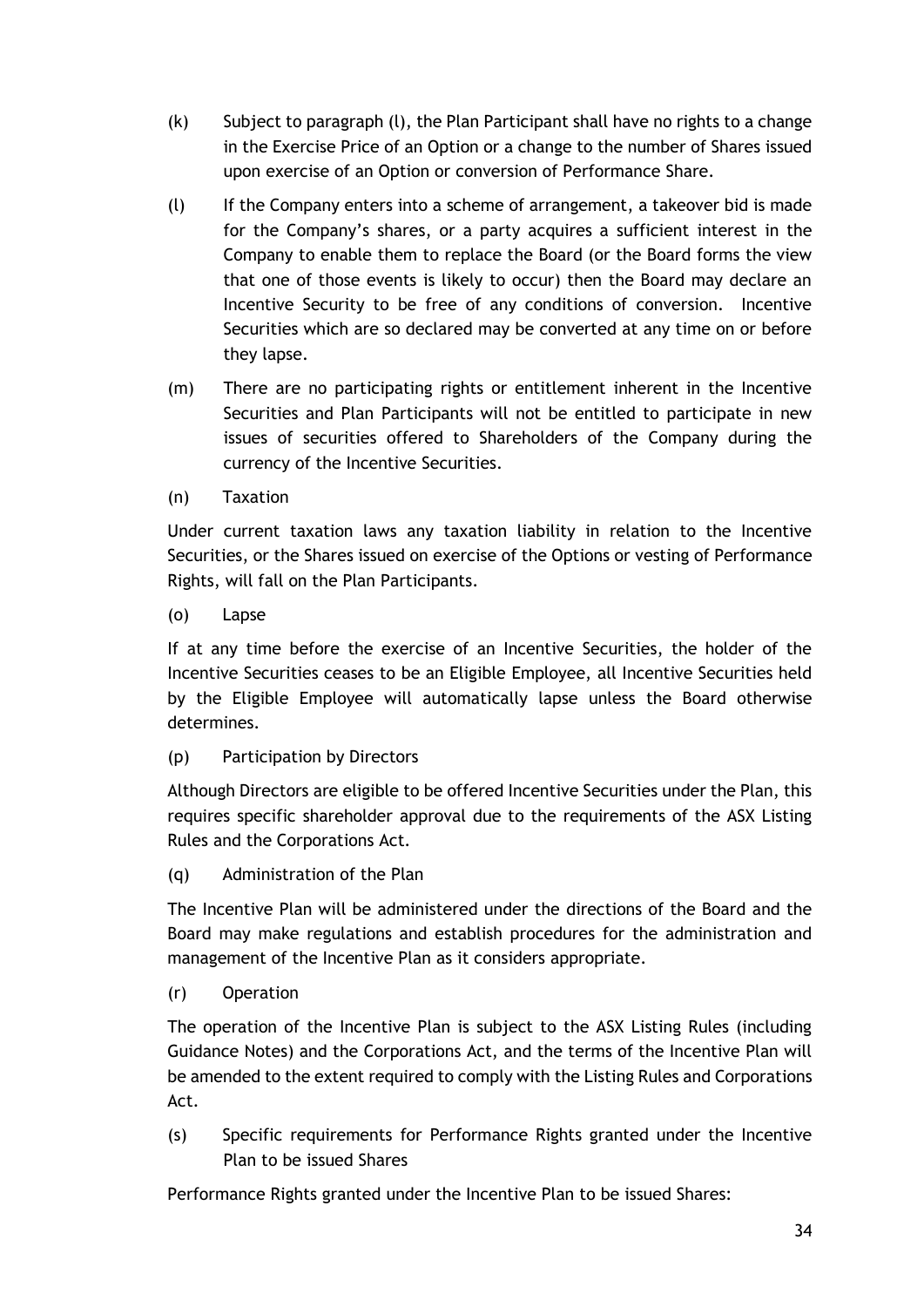(k) Subject to paragraph (l), the Plan Participant shall have no rights to a change in the Exercise Price of an Option or a change to the number of Shares issued upon exercise of an Option or conversion of Performance Share.

(l) If the Company enters into a scheme of arrangement, a takeover bid is made for the Company's shares, or a party acquires a sufficient interest in the Company to enable them to replace the Board (or the Board forms the view that one of those events is likely to occur) then the Board may declare an Incentive Security to be free of any conditions of conversion. Incentive Securities which are so declared may be converted at any time on or before they lapse.

(m) There are no participating rights or entitlement inherent in the Incentive Securities and Plan Participants will not be entitled to participate in new issues of securities offered to Shareholders of the Company during the currency of the Incentive Securities.

(n) Taxation

Under current taxation laws any taxation liability in relation to the Incentive Securities, or the Shares issued on exercise of the Options or vesting of Performance Rights, will fall on the Plan Participants.

(o) Lapse

If at any time before the exercise of an Incentive Securities, the holder of the Incentive Securities ceases to be an Eligible Employee, all Incentive Securities held by the Eligible Employee will automatically lapse unless the Board otherwise determines.

(p) Participation by Directors

Although Directors are eligible to be offered Incentive Securities under the Plan, this requires specific shareholder approval due to the requirements of the ASX Listing Rules and the Corporations Act.

(q) Administration of the Plan

The Incentive Plan will be administered under the directions of the Board and the Board may make regulations and establish procedures for the administration and management of the Incentive Plan as it considers appropriate.

(r) Operation

The operation of the Incentive Plan is subject to the ASX Listing Rules (including Guidance Notes) and the Corporations Act, and the terms of the Incentive Plan will be amended to the extent required to comply with the Listing Rules and Corporations Act.

(s) Specific requirements for Performance Rights granted under the Incentive Plan to be issued Shares

Performance Rights granted under the Incentive Plan to be issued Shares: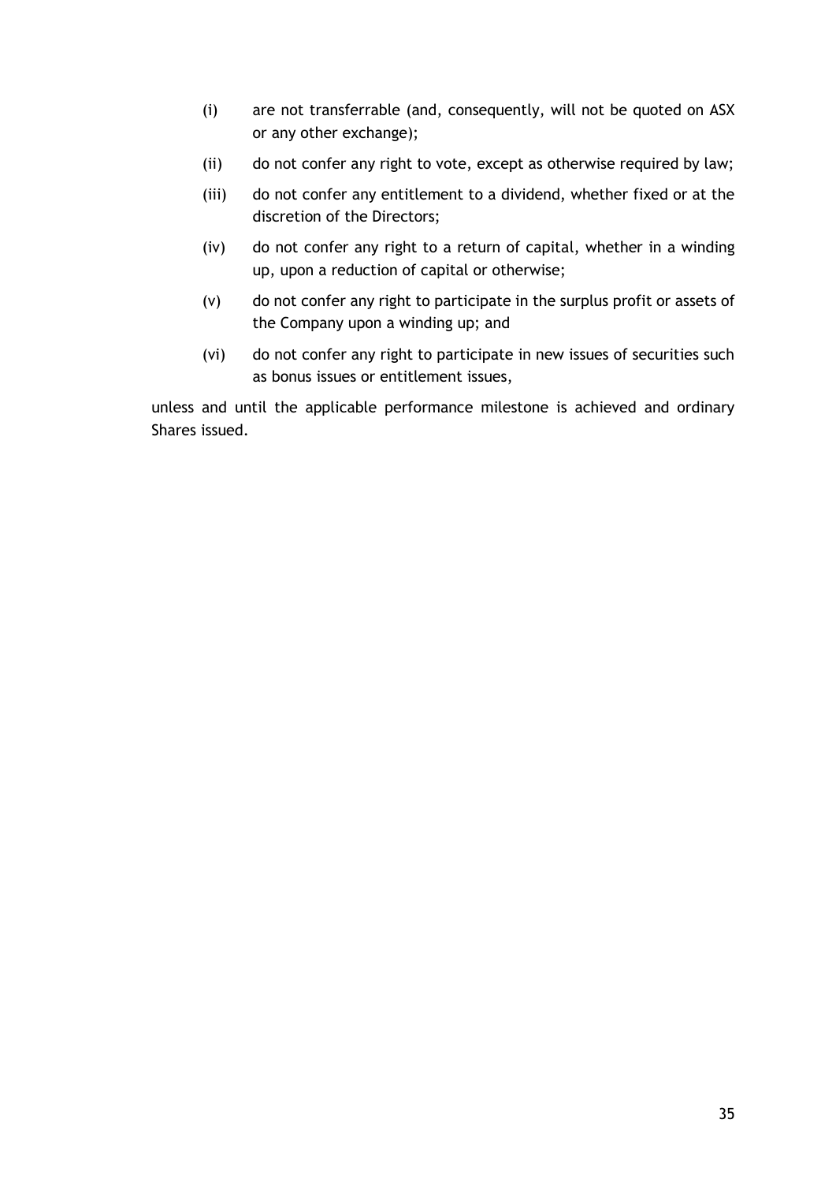(i) are not transferrable (and, consequently, will not be quoted on ASX or any other exchange);

(ii) do not confer any right to vote, except as otherwise required by law;

(iii) do not confer any entitlement to a dividend, whether fixed or at the discretion of the Directors;

(iv) do not confer any right to a return of capital, whether in a winding up, upon a reduction of capital or otherwise;

(v) do not confer any right to participate in the surplus profit or assets of the Company upon a winding up; and

(vi) do not confer any right to participate in new issues of securities such as bonus issues or entitlement issues,

unless and until the applicable performance milestone is achieved and ordinary Shares issued.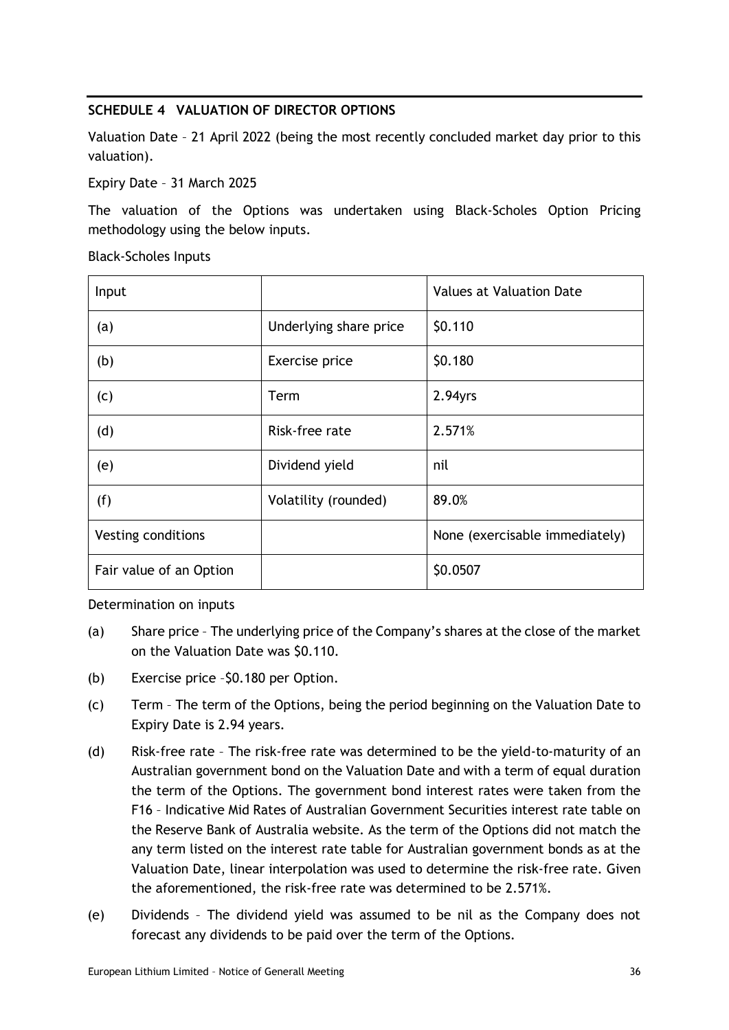## SCHEDULE 4 VALUATION OF DIRECTOR OPTIONS

Valuation Date – 21 April 2022 (being the most recently concluded market day prior to this valuation).

Expiry Date – 31 March 2025

The valuation of the Options was undertaken using Black-Scholes Option Pricing methodology using the below inputs.

Black-Scholes Inputs

| Input | | Values at Valuation Date |
|---|---|---|
| (a) | Underlying share price | $0.110 |
| (b) | Exercise price | $0.180 |
| (c) | Term | 2.94yrs |
| (d) | Risk-free rate | 2.571% |
| (e) | Dividend yield | nil |
| (f) | Volatility (rounded) | 89.0% |
| Vesting conditions | | None (exercisable immediately) |
| Fair value of an Option | | $0.0507 |

Determination on inputs

(a) Share price – The underlying price of the Company's shares at the close of the market on the Valuation Date was $0.110.

(b) Exercise price –$0.180 per Option.

(c) Term – The term of the Options, being the period beginning on the Valuation Date to Expiry Date is 2.94 years.

(d) Risk-free rate – The risk-free rate was determined to be the yield-to-maturity of an Australian government bond on the Valuation Date and with a term of equal duration the term of the Options. The government bond interest rates were taken from the F16 – Indicative Mid Rates of Australian Government Securities interest rate table on the Reserve Bank of Australia website. As the term of the Options did not match the any term listed on the interest rate table for Australian government bonds as at the Valuation Date, linear interpolation was used to determine the risk-free rate. Given the aforementioned, the risk-free rate was determined to be 2.571%.

(e) Dividends – The dividend yield was assumed to be nil as the Company does not forecast any dividends to be paid over the term of the Options.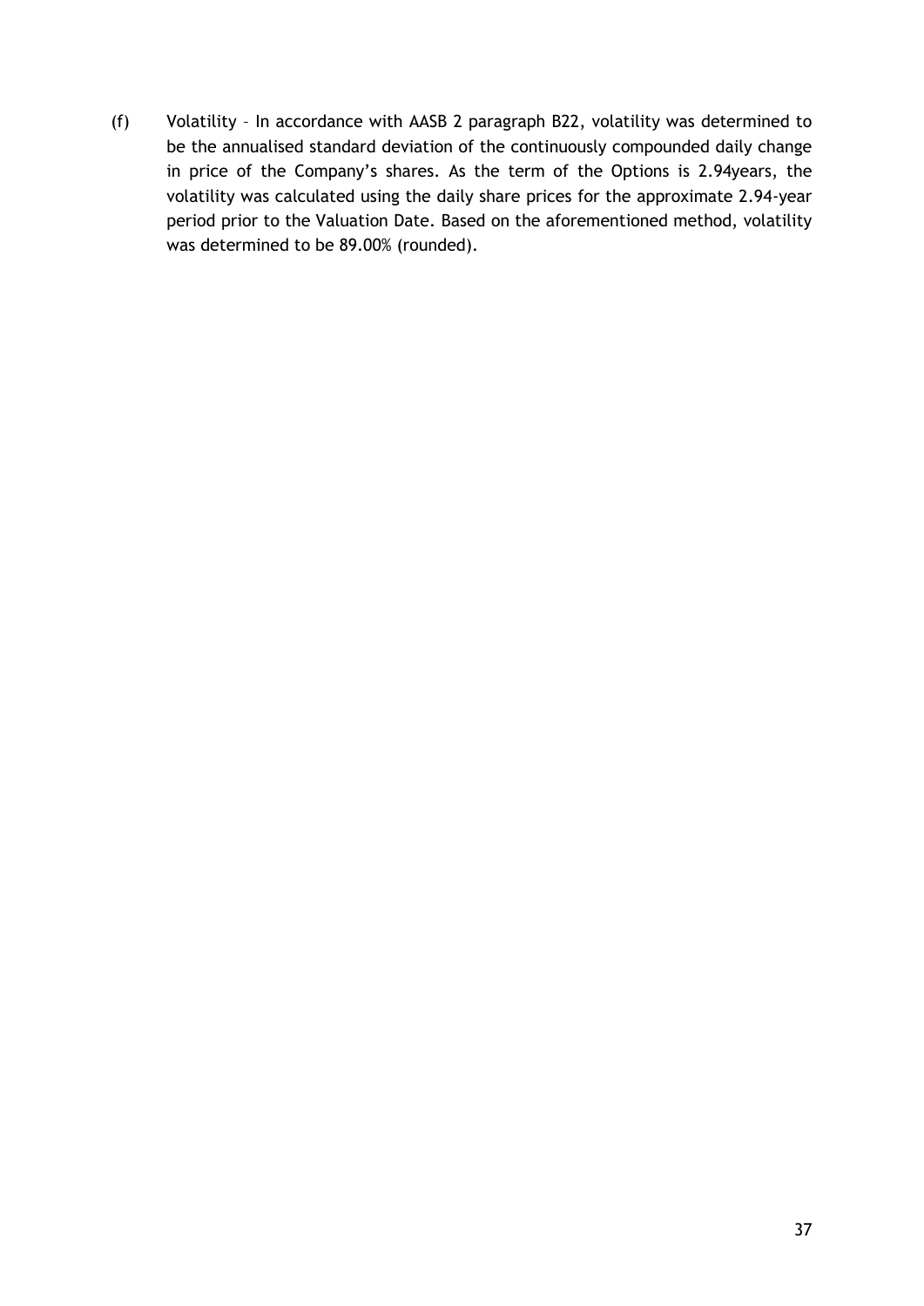(f) Volatility – In accordance with AASB 2 paragraph B22, volatility was determined to be the annualised standard deviation of the continuously compounded daily change in price of the Company's shares. As the term of the Options is 2.94years, the volatility was calculated using the daily share prices for the approximate 2.94-year period prior to the Valuation Date. Based on the aforementioned method, volatility was determined to be 89.00% (rounded).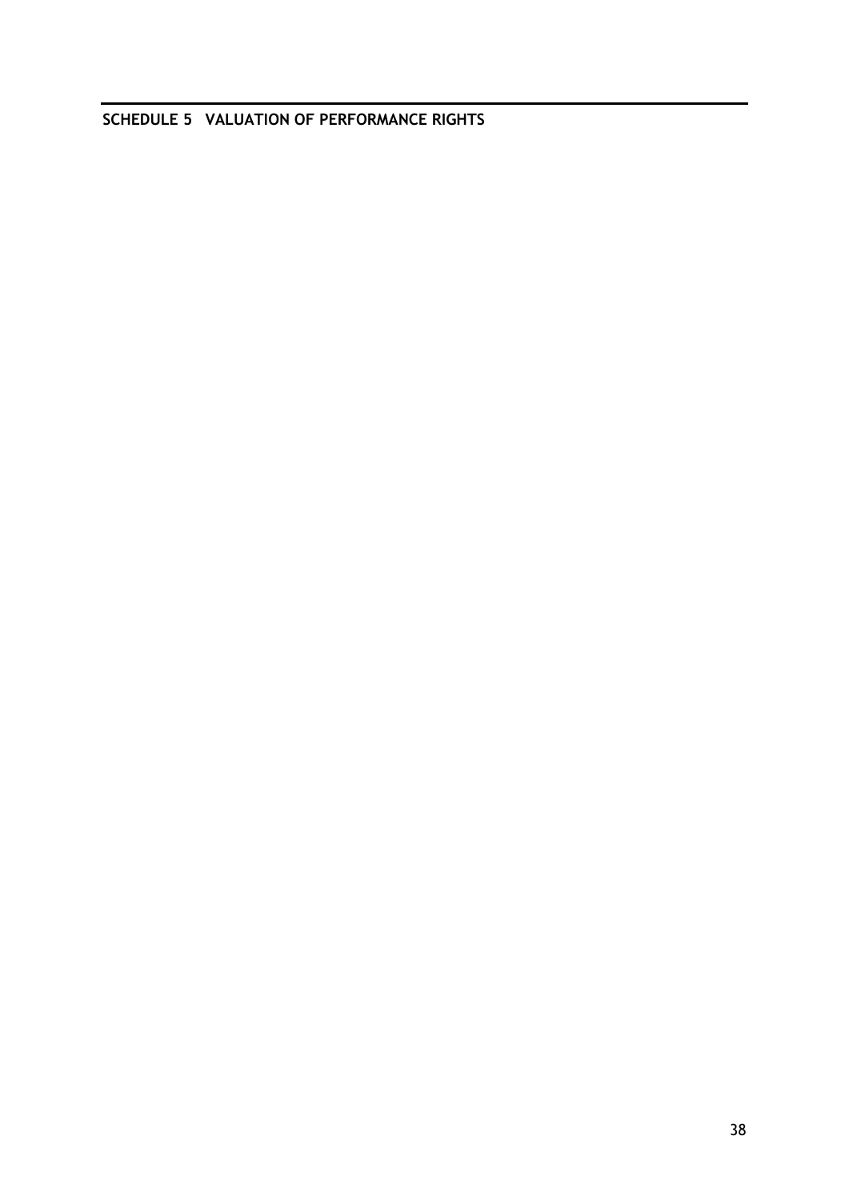## SCHEDULE 5 VALUATION OF PERFORMANCE RIGHTS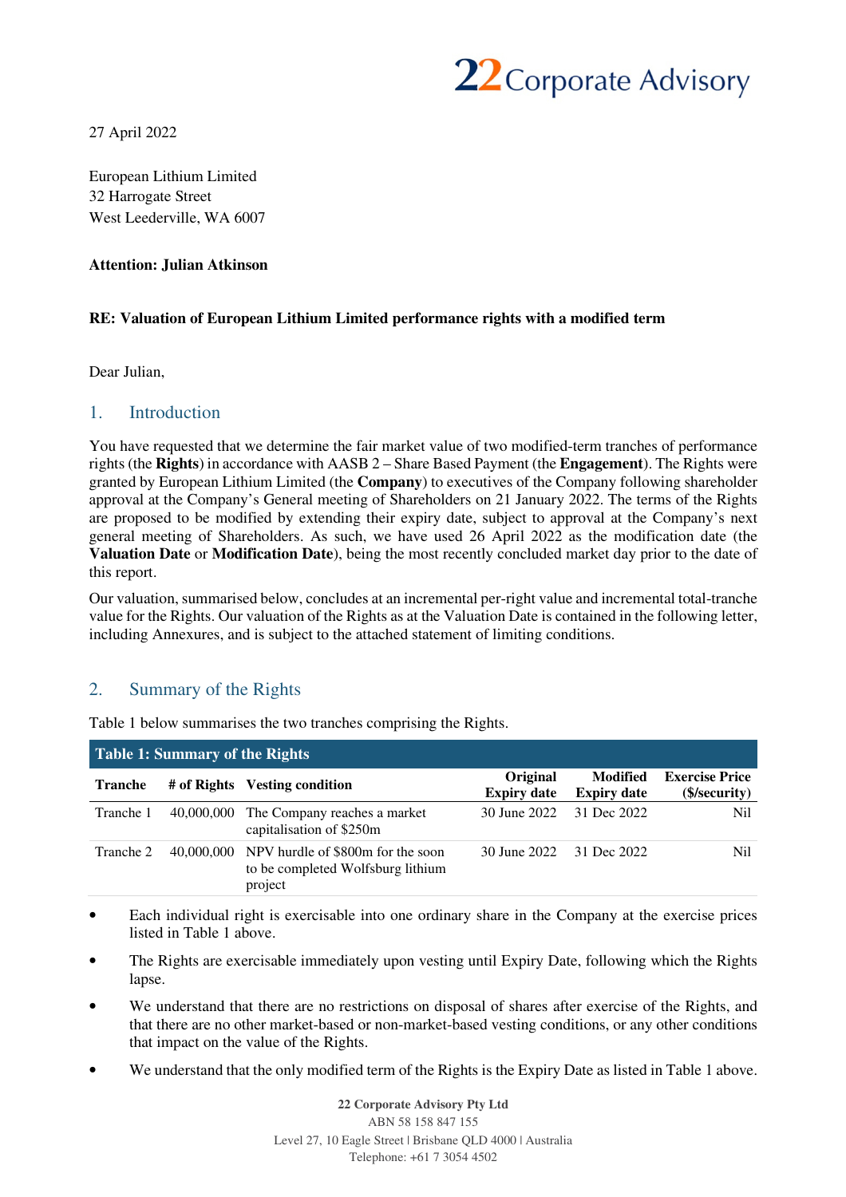27 April 2022

European Lithium Limited
32 Harrogate Street
West Leederville, WA 6007

**Attention: Julian Atkinson**

**RE: Valuation of European Lithium Limited performance rights with a modified term**

Dear Julian,

## 1. Introduction

You have requested that we determine the fair market value of two modified-term tranches of performance rights (the **Rights**) in accordance with AASB 2 – Share Based Payment (the **Engagement**). The Rights were granted by European Lithium Limited (the **Company**) to executives of the Company following shareholder approval at the Company's General meeting of Shareholders on 21 January 2022. The terms of the Rights are proposed to be modified by extending their expiry date, subject to approval at the Company's next general meeting of Shareholders. As such, we have used 26 April 2022 as the modification date (the **Valuation Date** or **Modification Date**), being the most recently concluded market day prior to the date of this report.

Our valuation, summarised below, concludes at an incremental per-right value and incremental total-tranche value for the Rights. Our valuation of the Rights as at the Valuation Date is contained in the following letter, including Annexures, and is subject to the attached statement of limiting conditions.

## 2. Summary of the Rights

Table 1 below summarises the two tranches comprising the Rights.

**Table 1: Summary of the Rights**

| Tranche | # of Rights | Vesting condition | Original Expiry date | Modified Expiry date | Exercise Price ($/security) |
|---|---|---|---|---|---|
| Tranche 1 | 40,000,000 | The Company reaches a market capitalisation of $250m | 30 June 2022 | 31 Dec 2022 | Nil |
| Tranche 2 | 40,000,000 | NPV hurdle of $800m for the soon to be completed Wolfsburg lithium project | 30 June 2022 | 31 Dec 2022 | Nil |

- Each individual right is exercisable into one ordinary share in the Company at the exercise prices listed in Table 1 above.
- The Rights are exercisable immediately upon vesting until Expiry Date, following which the Rights lapse.
- We understand that there are no restrictions on disposal of shares after exercise of the Rights, and that there are no other market-based or non-market-based vesting conditions, or any other conditions that impact on the value of the Rights.
- We understand that the only modified term of the Rights is the Expiry Date as listed in Table 1 above.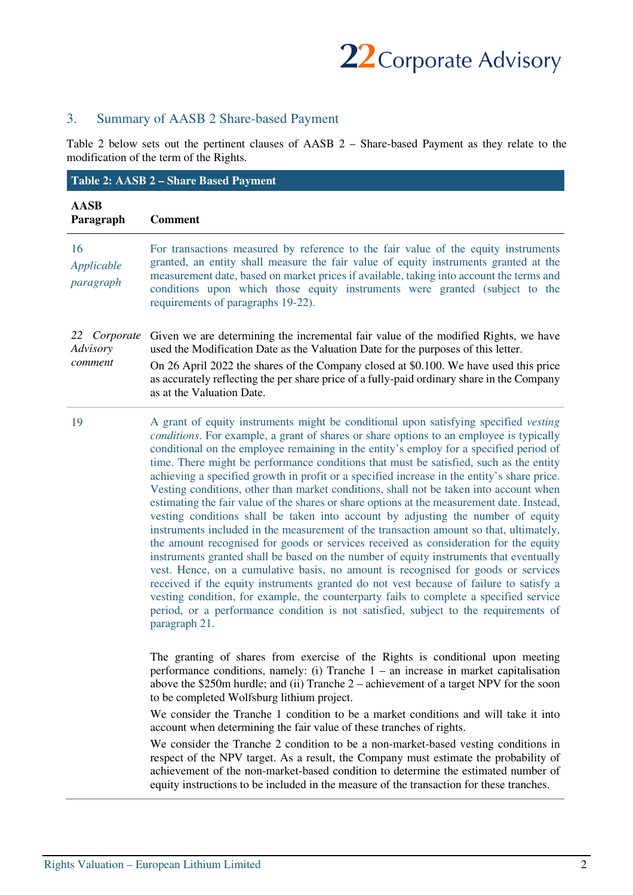## 3. Summary of AASB 2 Share-based Payment

Table 2 below sets out the pertinent clauses of AASB 2 – Share-based Payment as they relate to the modification of the term of the Rights.

**Table 2: AASB 2 – Share Based Payment**

| AASB Paragraph | Comment |
|---|---|
| 16 *Applicable paragraph* | For transactions measured by reference to the fair value of the equity instruments granted, an entity shall measure the fair value of equity instruments granted at the measurement date, based on market prices if available, taking into account the terms and conditions upon which those equity instruments were granted (subject to the requirements of paragraphs 19-22). |
| *22 Corporate Advisory comment* | Given we are determining the incremental fair value of the modified Rights, we have used the Modification Date as the Valuation Date for the purposes of this letter.<br>On 26 April 2022 the shares of the Company closed at $0.100. We have used this price as accurately reflecting the per share price of a fully-paid ordinary share in the Company as at the Valuation Date. |
| 19 | A grant of equity instruments might be conditional upon satisfying specified *vesting conditions*. For example, a grant of shares or share options to an employee is typically conditional on the employee remaining in the entity's employ for a specified period of time. There might be performance conditions that must be satisfied, such as the entity achieving a specified growth in profit or a specified increase in the entity's share price. Vesting conditions, other than market conditions, shall not be taken into account when estimating the fair value of the shares or share options at the measurement date. Instead, vesting conditions shall be taken into account by adjusting the number of equity instruments included in the measurement of the transaction amount so that, ultimately, the amount recognised for goods or services received as consideration for the equity instruments granted shall be based on the number of equity instruments that eventually vest. Hence, on a cumulative basis, no amount is recognised for goods or services received if the equity instruments granted do not vest because of failure to satisfy a vesting condition, for example, the counterparty fails to complete a specified service period, or a performance condition is not satisfied, subject to the requirements of paragraph 21.<br><br>The granting of shares from exercise of the Rights is conditional upon meeting performance conditions, namely: (i) Tranche 1 – an increase in market capitalisation above the $250m hurdle; and (ii) Tranche 2 – achievement of a target NPV for the soon to be completed Wolfsburg lithium project.<br>We consider the Tranche 1 condition to be a market conditions and will take it into account when determining the fair value of these tranches of rights.<br>We consider the Tranche 2 condition to be a non-market-based vesting conditions in respect of the NPV target. As a result, the Company must estimate the probability of achievement of the non-market-based condition to determine the estimated number of equity instructions to be included in the measure of the transaction for these tranches. |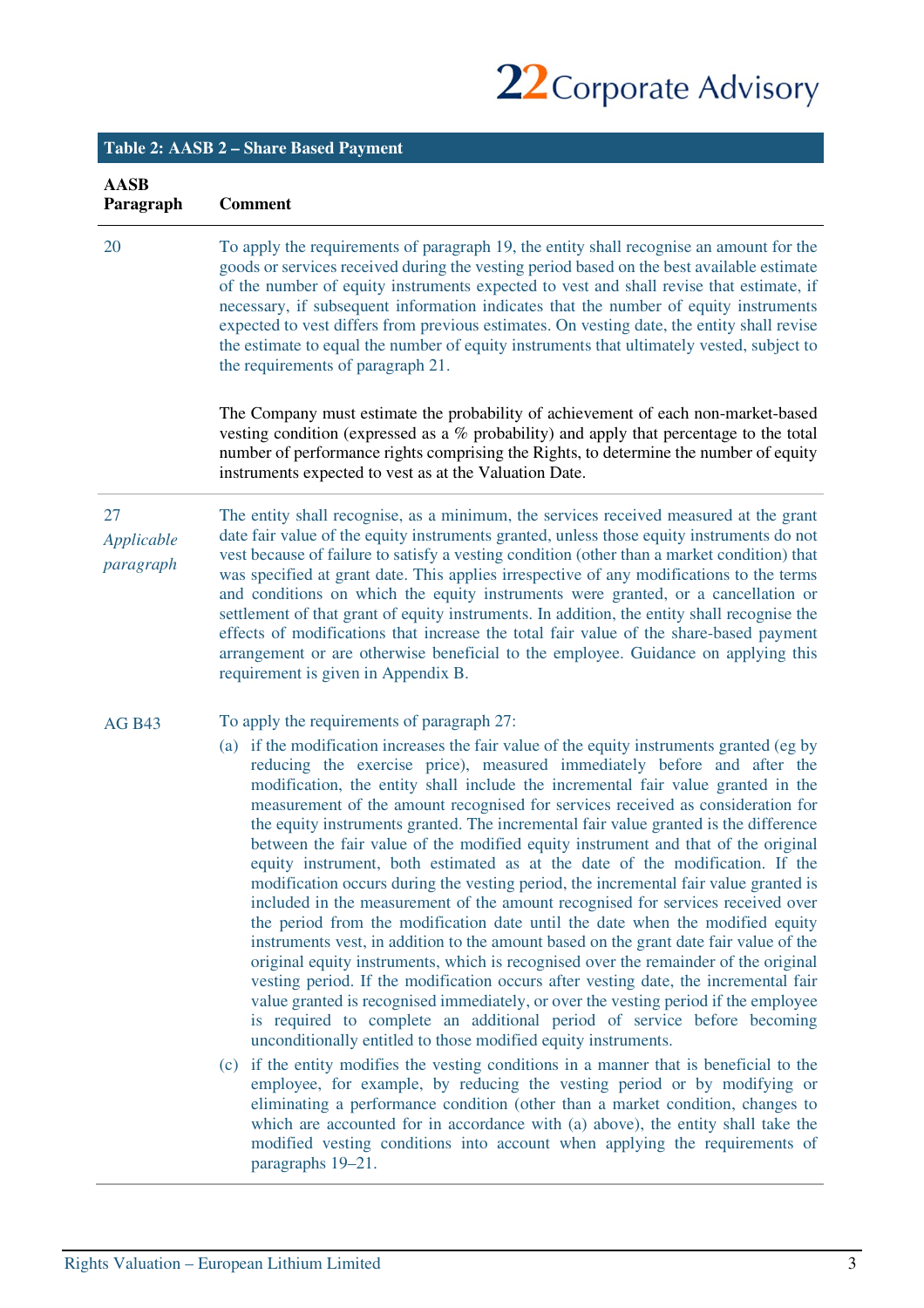| Table 2: AASB 2 – Share Based Payment | |
|---|---|
| **AASB Paragraph** | **Comment** |
| 20 | To apply the requirements of paragraph 19, the entity shall recognise an amount for the goods or services received during the vesting period based on the best available estimate of the number of equity instruments expected to vest and shall revise that estimate, if necessary, if subsequent information indicates that the number of equity instruments expected to vest differs from previous estimates. On vesting date, the entity shall revise the estimate to equal the number of equity instruments that ultimately vested, subject to the requirements of paragraph 21.<br><br>The Company must estimate the probability of achievement of each non-market-based vesting condition (expressed as a % probability) and apply that percentage to the total number of performance rights comprising the Rights, to determine the number of equity instruments expected to vest as at the Valuation Date. |
| 27<br>*Applicable paragraph* | The entity shall recognise, as a minimum, the services received measured at the grant date fair value of the equity instruments granted, unless those equity instruments do not vest because of failure to satisfy a vesting condition (other than a market condition) that was specified at grant date. This applies irrespective of any modifications to the terms and conditions on which the equity instruments were granted, or a cancellation or settlement of that grant of equity instruments. In addition, the entity shall recognise the effects of modifications that increase the total fair value of the share-based payment arrangement or are otherwise beneficial to the employee. Guidance on applying this requirement is given in Appendix B. |
| AG B43 | To apply the requirements of paragraph 27:<br>(a) if the modification increases the fair value of the equity instruments granted (eg by reducing the exercise price), measured immediately before and after the modification, the entity shall include the incremental fair value granted in the measurement of the amount recognised for services received as consideration for the equity instruments granted. The incremental fair value granted is the difference between the fair value of the modified equity instrument and that of the original equity instrument, both estimated as at the date of the modification. If the modification occurs during the vesting period, the incremental fair value granted is included in the measurement of the amount recognised for services received over the period from the modification date until the date when the modified equity instruments vest, in addition to the amount based on the grant date fair value of the original equity instruments, which is recognised over the remainder of the original vesting period. If the modification occurs after vesting date, the incremental fair value granted is recognised immediately, or over the vesting period if the employee is required to complete an additional period of service before becoming unconditionally entitled to those modified equity instruments.<br>(c) if the entity modifies the vesting conditions in a manner that is beneficial to the employee, for example, by reducing the vesting period or by modifying or eliminating a performance condition (other than a market condition, changes to which are accounted for in accordance with (a) above), the entity shall take the modified vesting conditions into account when applying the requirements of paragraphs 19–21. |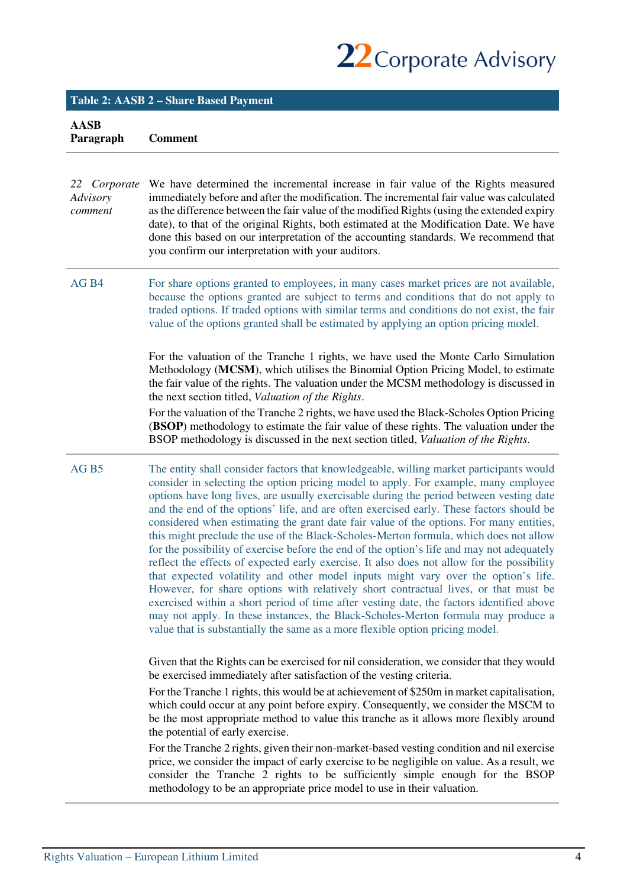| **Table 2: AASB 2 – Share Based Payment** | |
|---|---|
| **AASB Paragraph** | **Comment** |
| *22 Corporate Advisory comment* | We have determined the incremental increase in fair value of the Rights measured immediately before and after the modification. The incremental fair value was calculated as the difference between the fair value of the modified Rights (using the extended expiry date), to that of the original Rights, both estimated at the Modification Date. We have done this based on our interpretation of the accounting standards. We recommend that you confirm our interpretation with your auditors. |
| AG B4 | For share options granted to employees, in many cases market prices are not available, because the options granted are subject to terms and conditions that do not apply to traded options. If traded options with similar terms and conditions do not exist, the fair value of the options granted shall be estimated by applying an option pricing model.<br><br>For the valuation of the Tranche 1 rights, we have used the Monte Carlo Simulation Methodology (**MCSM**), which utilises the Binomial Option Pricing Model, to estimate the fair value of the rights. The valuation under the MCSM methodology is discussed in the next section titled, *Valuation of the Rights*.<br>For the valuation of the Tranche 2 rights, we have used the Black-Scholes Option Pricing (**BSOP**) methodology to estimate the fair value of these rights. The valuation under the BSOP methodology is discussed in the next section titled, *Valuation of the Rights*. |
| AG B5 | The entity shall consider factors that knowledgeable, willing market participants would consider in selecting the option pricing model to apply. For example, many employee options have long lives, are usually exercisable during the period between vesting date and the end of the options' life, and are often exercised early. These factors should be considered when estimating the grant date fair value of the options. For many entities, this might preclude the use of the Black-Scholes-Merton formula, which does not allow for the possibility of exercise before the end of the option's life and may not adequately reflect the effects of expected early exercise. It also does not allow for the possibility that expected volatility and other model inputs might vary over the option's life. However, for share options with relatively short contractual lives, or that must be exercised within a short period of time after vesting date, the factors identified above may not apply. In these instances, the Black-Scholes-Merton formula may produce a value that is substantially the same as a more flexible option pricing model.<br><br>Given that the Rights can be exercised for nil consideration, we consider that they would be exercised immediately after satisfaction of the vesting criteria.<br>For the Tranche 1 rights, this would be at achievement of $250m in market capitalisation, which could occur at any point before expiry. Consequently, we consider the MSCM to be the most appropriate method to value this tranche as it allows more flexibly around the potential of early exercise.<br>For the Tranche 2 rights, given their non-market-based vesting condition and nil exercise price, we consider the impact of early exercise to be negligible on value. As a result, we consider the Tranche 2 rights to be sufficiently simple enough for the BSOP methodology to be an appropriate price model to use in their valuation. |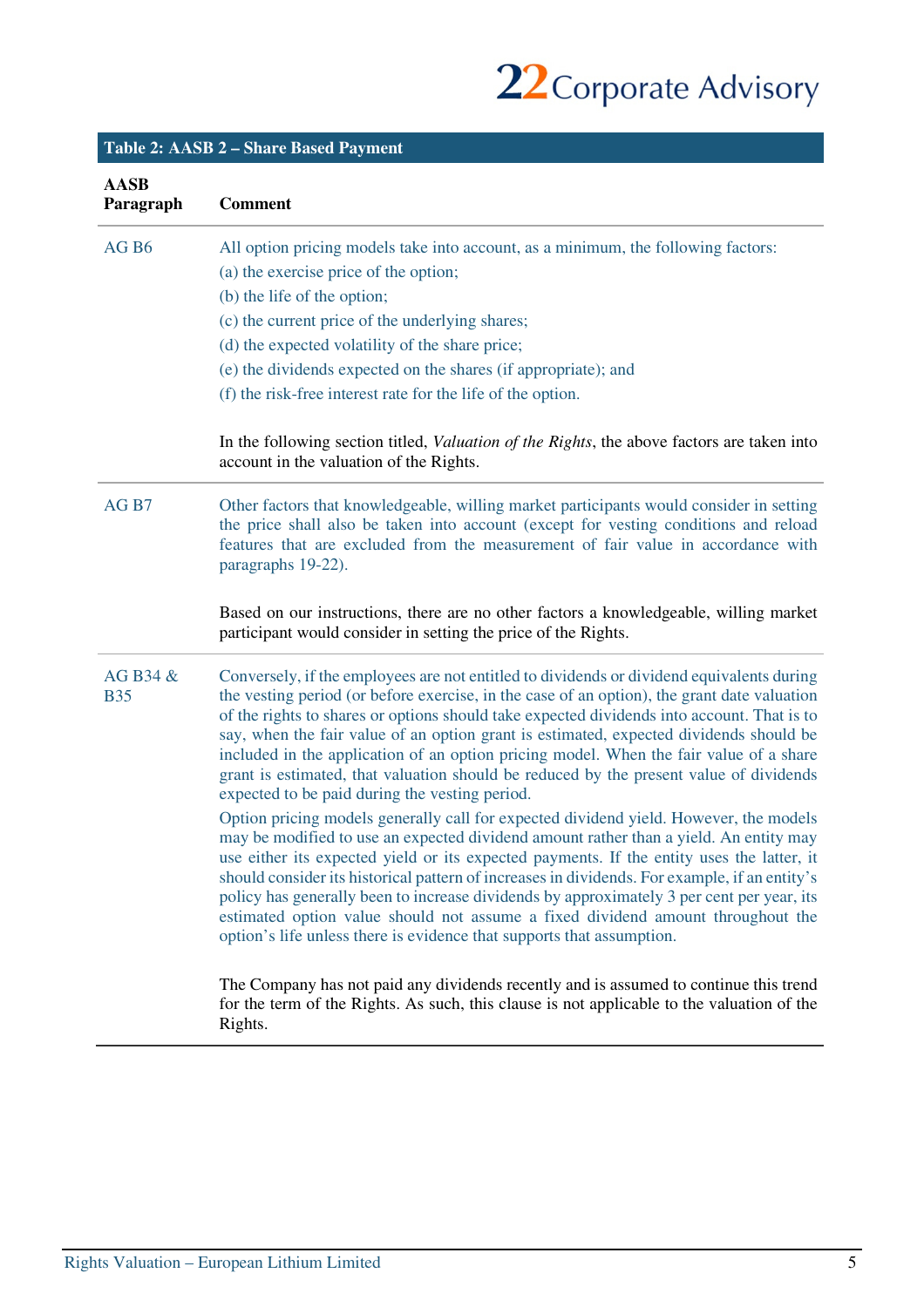**Table 2: AASB 2 – Share Based Payment**

| AASB Paragraph | Comment |
|---|---|
| AG B6 | All option pricing models take into account, as a minimum, the following factors:<br>(a) the exercise price of the option;<br>(b) the life of the option;<br>(c) the current price of the underlying shares;<br>(d) the expected volatility of the share price;<br>(e) the dividends expected on the shares (if appropriate); and<br>(f) the risk-free interest rate for the life of the option.<br><br>In the following section titled, *Valuation of the Rights*, the above factors are taken into account in the valuation of the Rights. |
| AG B7 | Other factors that knowledgeable, willing market participants would consider in setting the price shall also be taken into account (except for vesting conditions and reload features that are excluded from the measurement of fair value in accordance with paragraphs 19-22).<br><br>Based on our instructions, there are no other factors a knowledgeable, willing market participant would consider in setting the price of the Rights. |
| AG B34 & B35 | Conversely, if the employees are not entitled to dividends or dividend equivalents during the vesting period (or before exercise, in the case of an option), the grant date valuation of the rights to shares or options should take expected dividends into account. That is to say, when the fair value of an option grant is estimated, expected dividends should be included in the application of an option pricing model. When the fair value of a share grant is estimated, that valuation should be reduced by the present value of dividends expected to be paid during the vesting period.<br>Option pricing models generally call for expected dividend yield. However, the models may be modified to use an expected dividend amount rather than a yield. An entity may use either its expected yield or its expected payments. If the entity uses the latter, it should consider its historical pattern of increases in dividends. For example, if an entity's policy has generally been to increase dividends by approximately 3 per cent per year, its estimated option value should not assume a fixed dividend amount throughout the option's life unless there is evidence that supports that assumption.<br><br>The Company has not paid any dividends recently and is assumed to continue this trend for the term of the Rights. As such, this clause is not applicable to the valuation of the Rights. |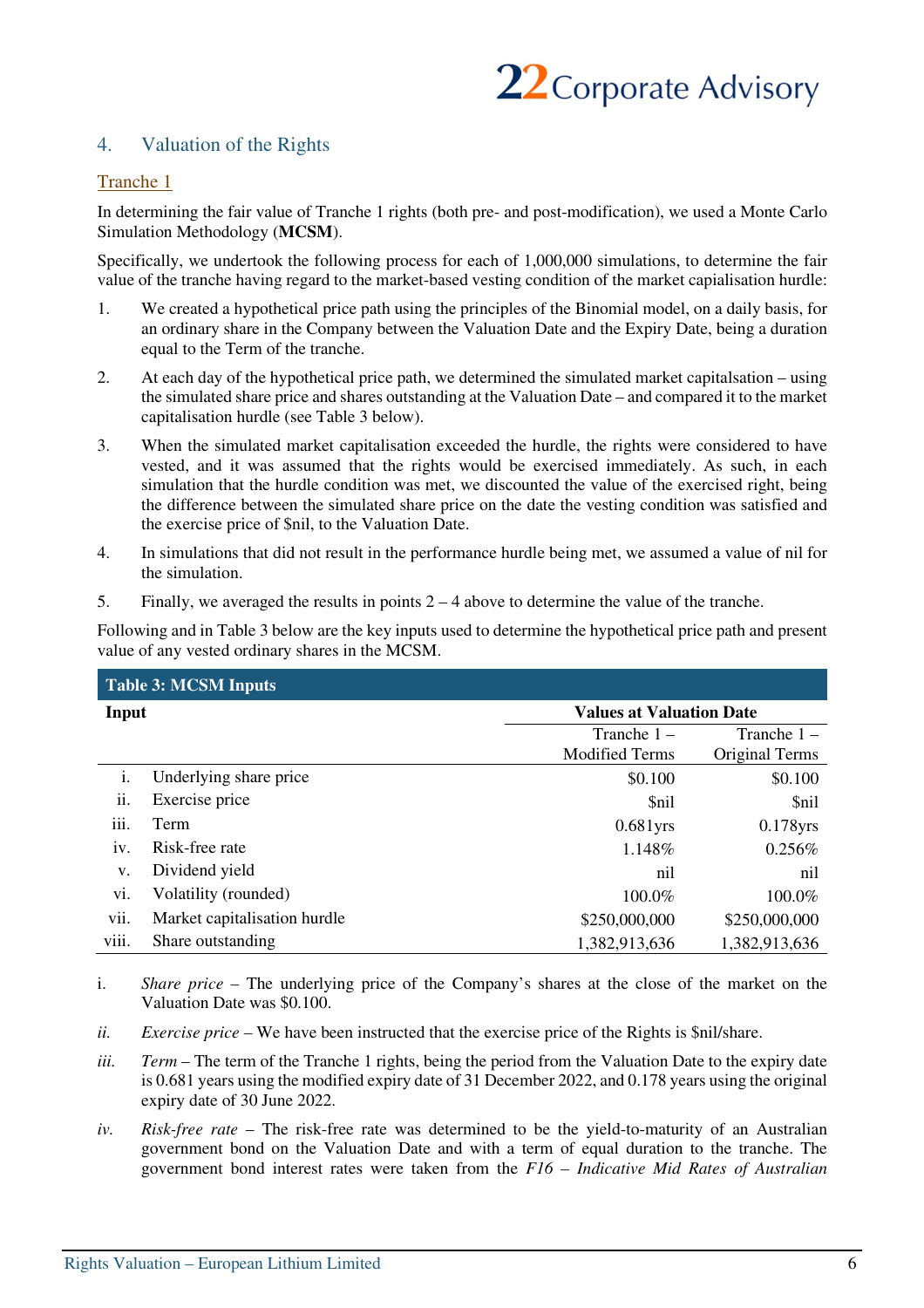## 4. Valuation of the Rights

### Tranche 1

In determining the fair value of Tranche 1 rights (both pre- and post-modification), we used a Monte Carlo Simulation Methodology (**MCSM**).

Specifically, we undertook the following process for each of 1,000,000 simulations, to determine the fair value of the tranche having regard to the market-based vesting condition of the market capialisation hurdle:

1. We created a hypothetical price path using the principles of the Binomial model, on a daily basis, for an ordinary share in the Company between the Valuation Date and the Expiry Date, being a duration equal to the Term of the tranche.
2. At each day of the hypothetical price path, we determined the simulated market capitalsation – using the simulated share price and shares outstanding at the Valuation Date – and compared it to the market capitalisation hurdle (see Table 3 below).
3. When the simulated market capitalisation exceeded the hurdle, the rights were considered to have vested, and it was assumed that the rights would be exercised immediately. As such, in each simulation that the hurdle condition was met, we discounted the value of the exercised right, being the difference between the simulated share price on the date the vesting condition was satisfied and the exercise price of $nil, to the Valuation Date.
4. In simulations that did not result in the performance hurdle being met, we assumed a value of nil for the simulation.
5. Finally, we averaged the results in points 2 – 4 above to determine the value of the tranche.

Following and in Table 3 below are the key inputs used to determine the hypothetical price path and present value of any vested ordinary shares in the MCSM.

**Table 3: MCSM Inputs**

| | Input | Values at Valuation Date | |
|---|---|---|---|
| | | Tranche 1 – Modified Terms | Tranche 1 – Original Terms |
| i. | Underlying share price | $0.100 | $0.100 |
| ii. | Exercise price | $nil | $nil |
| iii. | Term | 0.681yrs | 0.178yrs |
| iv. | Risk-free rate | 1.148% | 0.256% |
| v. | Dividend yield | nil | nil |
| vi. | Volatility (rounded) | 100.0% | 100.0% |
| vii. | Market capitalisation hurdle | $250,000,000 | $250,000,000 |
| viii. | Share outstanding | 1,382,913,636 | 1,382,913,636 |

i. *Share price* – The underlying price of the Company's shares at the close of the market on the Valuation Date was $0.100.

*ii.* *Exercise price* – We have been instructed that the exercise price of the Rights is $nil/share.

*iii.* *Term* – The term of the Tranche 1 rights, being the period from the Valuation Date to the expiry date is 0.681 years using the modified expiry date of 31 December 2022, and 0.178 years using the original expiry date of 30 June 2022.

*iv.* *Risk-free rate* – The risk-free rate was determined to be the yield-to-maturity of an Australian government bond on the Valuation Date and with a term of equal duration to the tranche. The government bond interest rates were taken from the *F16 – Indicative Mid Rates of Australian*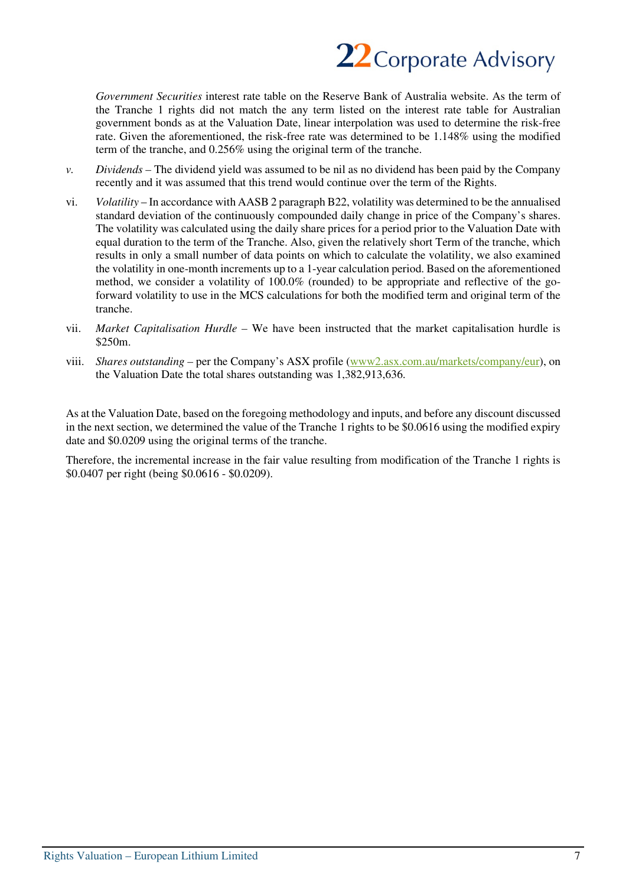*Government Securities* interest rate table on the Reserve Bank of Australia website. As the term of the Tranche 1 rights did not match the any term listed on the interest rate table for Australian government bonds as at the Valuation Date, linear interpolation was used to determine the risk-free rate. Given the aforementioned, the risk-free rate was determined to be 1.148% using the modified term of the tranche, and 0.256% using the original term of the tranche.

*v.* *Dividends* – The dividend yield was assumed to be nil as no dividend has been paid by the Company recently and it was assumed that this trend would continue over the term of the Rights.

vi. *Volatility* – In accordance with AASB 2 paragraph B22, volatility was determined to be the annualised standard deviation of the continuously compounded daily change in price of the Company's shares. The volatility was calculated using the daily share prices for a period prior to the Valuation Date with equal duration to the term of the Tranche. Also, given the relatively short Term of the tranche, which results in only a small number of data points on which to calculate the volatility, we also examined the volatility in one-month increments up to a 1-year calculation period. Based on the aforementioned method, we consider a volatility of 100.0% (rounded) to be appropriate and reflective of the go-forward volatility to use in the MCS calculations for both the modified term and original term of the tranche.

vii. *Market Capitalisation Hurdle* – We have been instructed that the market capitalisation hurdle is $250m.

viii. *Shares outstanding* – per the Company's ASX profile (www2.asx.com.au/markets/company/eur), on the Valuation Date the total shares outstanding was 1,382,913,636.

As at the Valuation Date, based on the foregoing methodology and inputs, and before any discount discussed in the next section, we determined the value of the Tranche 1 rights to be $0.0616 using the modified expiry date and $0.0209 using the original terms of the tranche.

Therefore, the incremental increase in the fair value resulting from modification of the Tranche 1 rights is $0.0407 per right (being $0.0616 - $0.0209).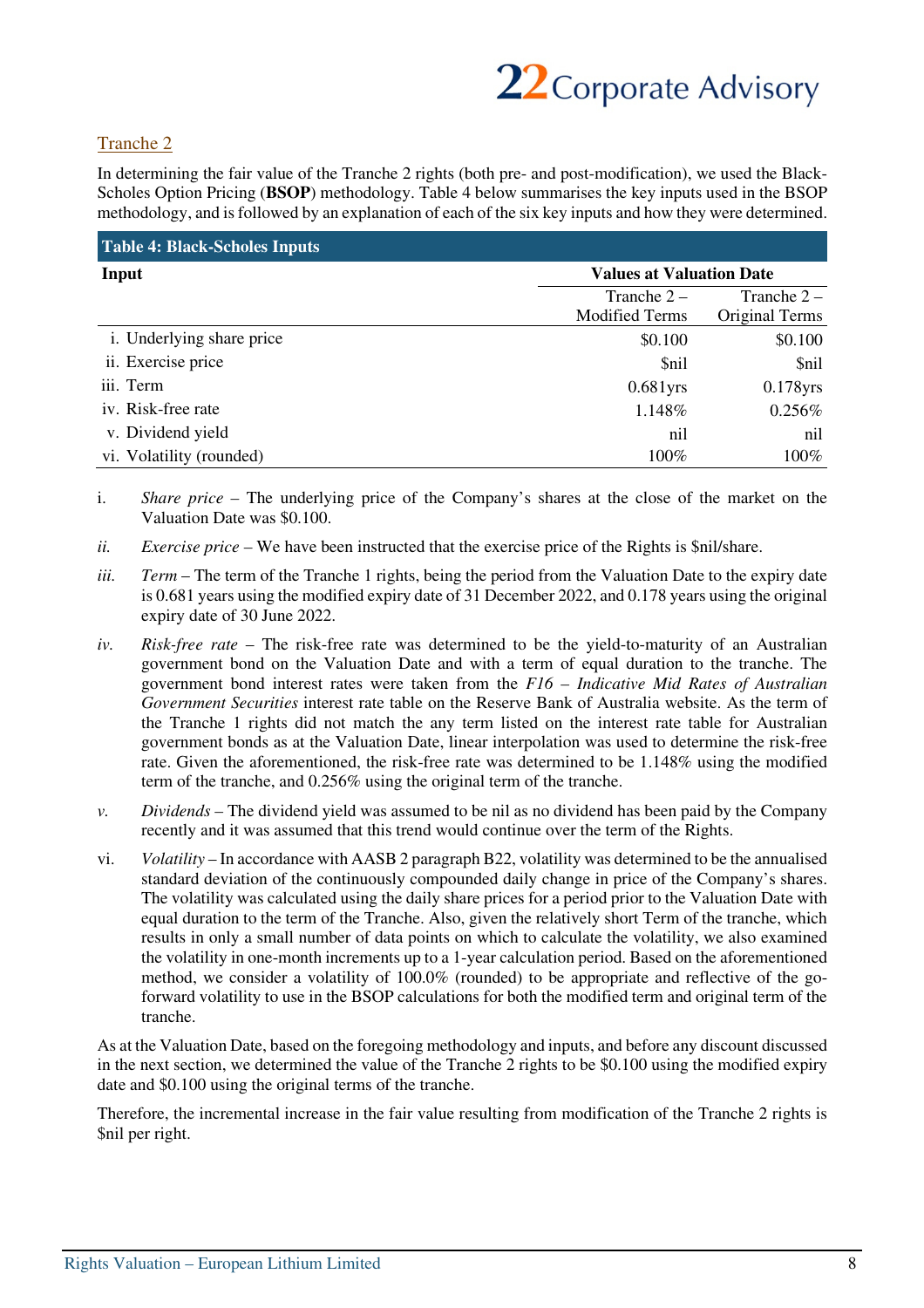## Tranche 2

In determining the fair value of the Tranche 2 rights (both pre- and post-modification), we used the Black-Scholes Option Pricing (**BSOP**) methodology. Table 4 below summarises the key inputs used in the BSOP methodology, and is followed by an explanation of each of the six key inputs and how they were determined.

**Table 4: Black-Scholes Inputs**

| Input | Values at Valuation Date | |
|---|---|---|
| | Tranche 2 – Modified Terms | Tranche 2 – Original Terms |
| i. Underlying share price | $0.100 | $0.100 |
| ii. Exercise price | $nil | $nil |
| iii. Term | 0.681yrs | 0.178yrs |
| iv. Risk-free rate | 1.148% | 0.256% |
| v. Dividend yield | nil | nil |
| vi. Volatility (rounded) | 100% | 100% |

i. *Share price* – The underlying price of the Company's shares at the close of the market on the Valuation Date was $0.100.

*ii.* *Exercise price* – We have been instructed that the exercise price of the Rights is $nil/share.

*iii.* *Term* – The term of the Tranche 1 rights, being the period from the Valuation Date to the expiry date is 0.681 years using the modified expiry date of 31 December 2022, and 0.178 years using the original expiry date of 30 June 2022.

*iv.* *Risk-free rate* – The risk-free rate was determined to be the yield-to-maturity of an Australian government bond on the Valuation Date and with a term of equal duration to the tranche. The government bond interest rates were taken from the *F16 – Indicative Mid Rates of Australian Government Securities* interest rate table on the Reserve Bank of Australia website. As the term of the Tranche 1 rights did not match the any term listed on the interest rate table for Australian government bonds as at the Valuation Date, linear interpolation was used to determine the risk-free rate. Given the aforementioned, the risk-free rate was determined to be 1.148% using the modified term of the tranche, and 0.256% using the original term of the tranche.

*v.* *Dividends* – The dividend yield was assumed to be nil as no dividend has been paid by the Company recently and it was assumed that this trend would continue over the term of the Rights.

vi. *Volatility* – In accordance with AASB 2 paragraph B22, volatility was determined to be the annualised standard deviation of the continuously compounded daily change in price of the Company's shares. The volatility was calculated using the daily share prices for a period prior to the Valuation Date with equal duration to the term of the Tranche. Also, given the relatively short Term of the tranche, which results in only a small number of data points on which to calculate the volatility, we also examined the volatility in one-month increments up to a 1-year calculation period. Based on the aforementioned method, we consider a volatility of 100.0% (rounded) to be appropriate and reflective of the go-forward volatility to use in the BSOP calculations for both the modified term and original term of the tranche.

As at the Valuation Date, based on the foregoing methodology and inputs, and before any discount discussed in the next section, we determined the value of the Tranche 2 rights to be $0.100 using the modified expiry date and $0.100 using the original terms of the tranche.

Therefore, the incremental increase in the fair value resulting from modification of the Tranche 2 rights is $nil per right.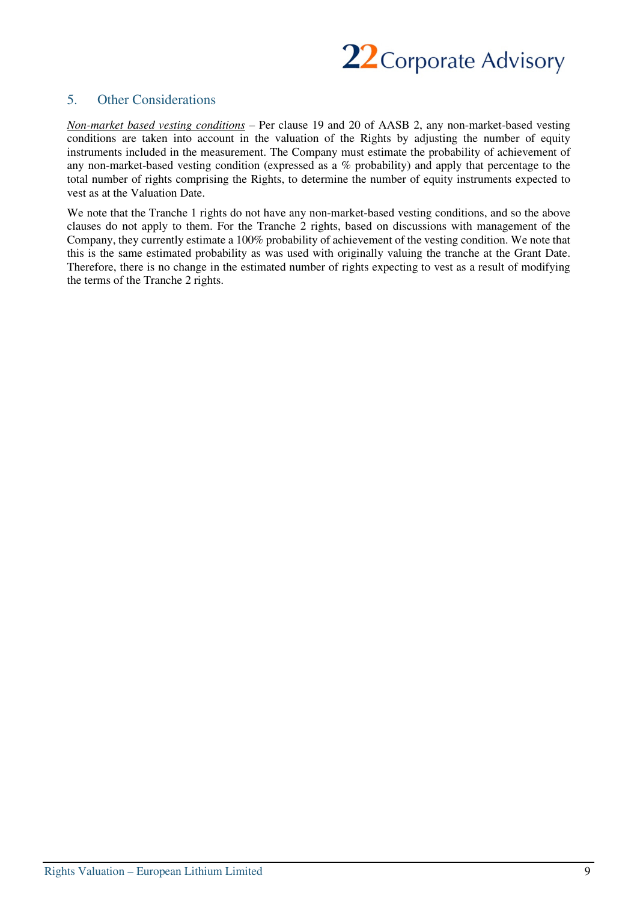## 5. Other Considerations

*Non-market based vesting conditions* – Per clause 19 and 20 of AASB 2, any non-market-based vesting conditions are taken into account in the valuation of the Rights by adjusting the number of equity instruments included in the measurement. The Company must estimate the probability of achievement of any non-market-based vesting condition (expressed as a % probability) and apply that percentage to the total number of rights comprising the Rights, to determine the number of equity instruments expected to vest as at the Valuation Date.

We note that the Tranche 1 rights do not have any non-market-based vesting conditions, and so the above clauses do not apply to them. For the Tranche 2 rights, based on discussions with management of the Company, they currently estimate a 100% probability of achievement of the vesting condition. We note that this is the same estimated probability as was used with originally valuing the tranche at the Grant Date. Therefore, there is no change in the estimated number of rights expecting to vest as a result of modifying the terms of the Tranche 2 rights.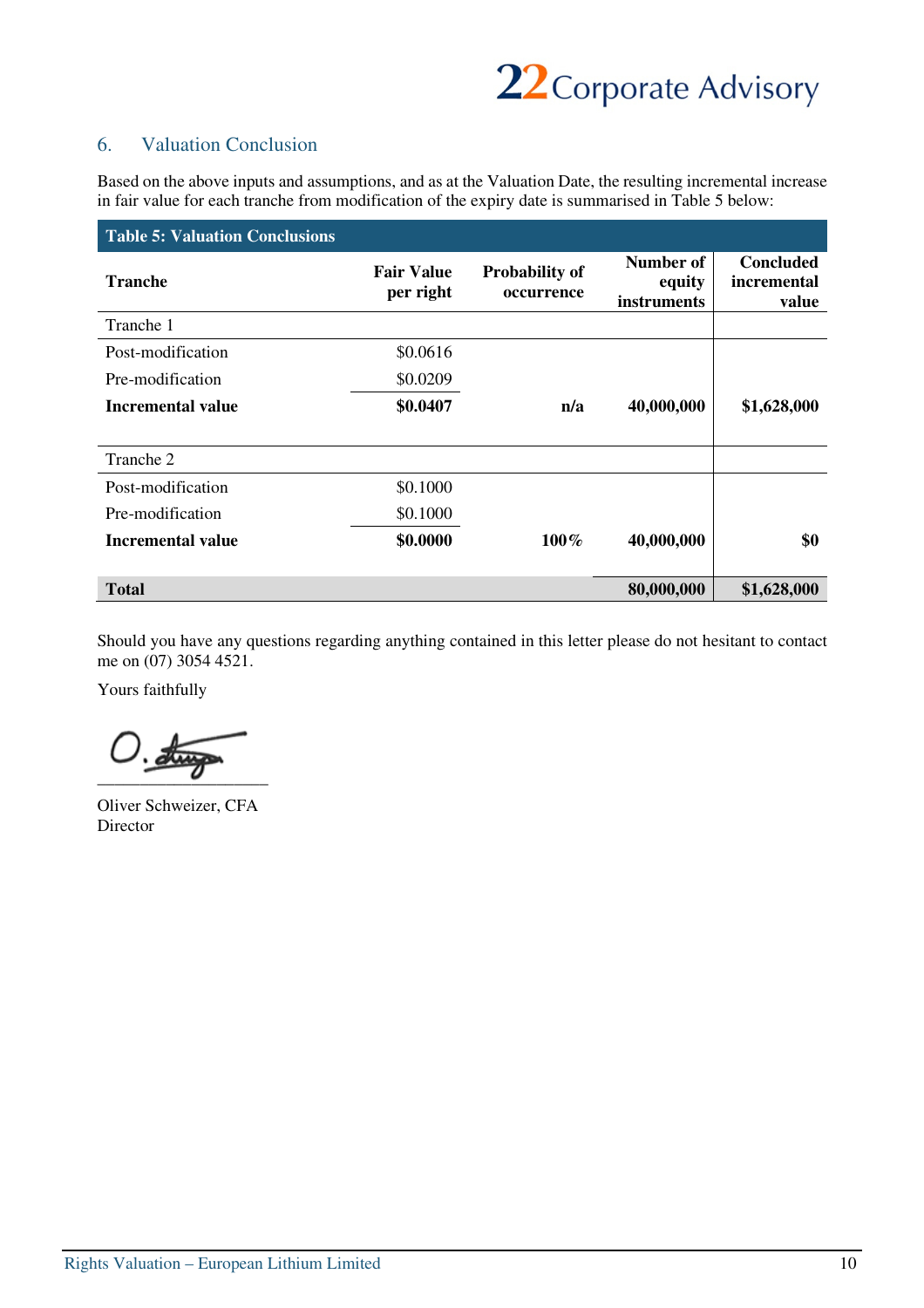## 6. Valuation Conclusion

Based on the above inputs and assumptions, and as at the Valuation Date, the resulting incremental increase in fair value for each tranche from modification of the expiry date is summarised in Table 5 below:

**Table 5: Valuation Conclusions**

| Tranche | Fair Value per right | Probability of occurrence | Number of equity instruments | Concluded incremental value |
|---|---|---|---|---|
| Tranche 1 | | | | |
| Post-modification | $0.0616 | | | |
| Pre-modification | $0.0209 | | | |
| **Incremental value** | **$0.0407** | **n/a** | **40,000,000** | **$1,628,000** |
| Tranche 2 | | | | |
| Post-modification | $0.1000 | | | |
| Pre-modification | $0.1000 | | | |
| **Incremental value** | **$0.0000** | **100%** | **40,000,000** | **$0** |
| **Total** | | | **80,000,000** | **$1,628,000** |

Should you have any questions regarding anything contained in this letter please do not hesitant to contact me on (07) 3054 4521.

Yours faithfully

Oliver Schweizer, CFA
Director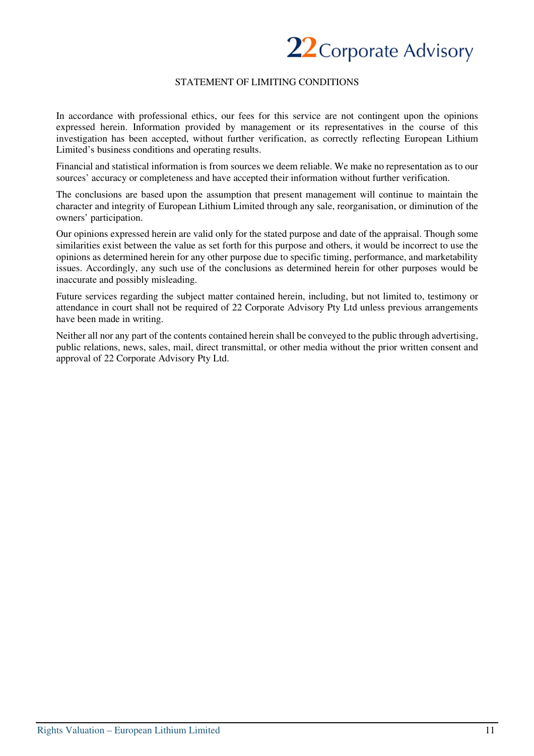## STATEMENT OF LIMITING CONDITIONS

In accordance with professional ethics, our fees for this service are not contingent upon the opinions expressed herein. Information provided by management or its representatives in the course of this investigation has been accepted, without further verification, as correctly reflecting European Lithium Limited's business conditions and operating results.

Financial and statistical information is from sources we deem reliable. We make no representation as to our sources' accuracy or completeness and have accepted their information without further verification.

The conclusions are based upon the assumption that present management will continue to maintain the character and integrity of European Lithium Limited through any sale, reorganisation, or diminution of the owners' participation.

Our opinions expressed herein are valid only for the stated purpose and date of the appraisal. Though some similarities exist between the value as set forth for this purpose and others, it would be incorrect to use the opinions as determined herein for any other purpose due to specific timing, performance, and marketability issues. Accordingly, any such use of the conclusions as determined herein for other purposes would be inaccurate and possibly misleading.

Future services regarding the subject matter contained herein, including, but not limited to, testimony or attendance in court shall not be required of 22 Corporate Advisory Pty Ltd unless previous arrangements have been made in writing.

Neither all nor any part of the contents contained herein shall be conveyed to the public through advertising, public relations, news, sales, mail, direct transmittal, or other media without the prior written consent and approval of 22 Corporate Advisory Pty Ltd.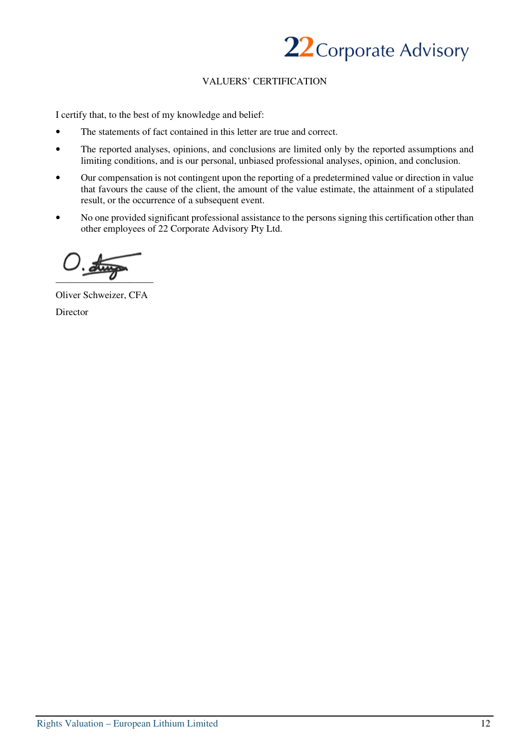# VALUERS' CERTIFICATION

I certify that, to the best of my knowledge and belief:

- The statements of fact contained in this letter are true and correct.
- The reported analyses, opinions, and conclusions are limited only by the reported assumptions and limiting conditions, and is our personal, unbiased professional analyses, opinion, and conclusion.
- Our compensation is not contingent upon the reporting of a predetermined value or direction in value that favours the cause of the client, the amount of the value estimate, the attainment of a stipulated result, or the occurrence of a subsequent event.
- No one provided significant professional assistance to the persons signing this certification other than other employees of 22 Corporate Advisory Pty Ltd.

\_\_\_\_\_\_\_\_\_\_\_\_\_\_\_\_\_\_\_\_

Oliver Schweizer, CFA

Director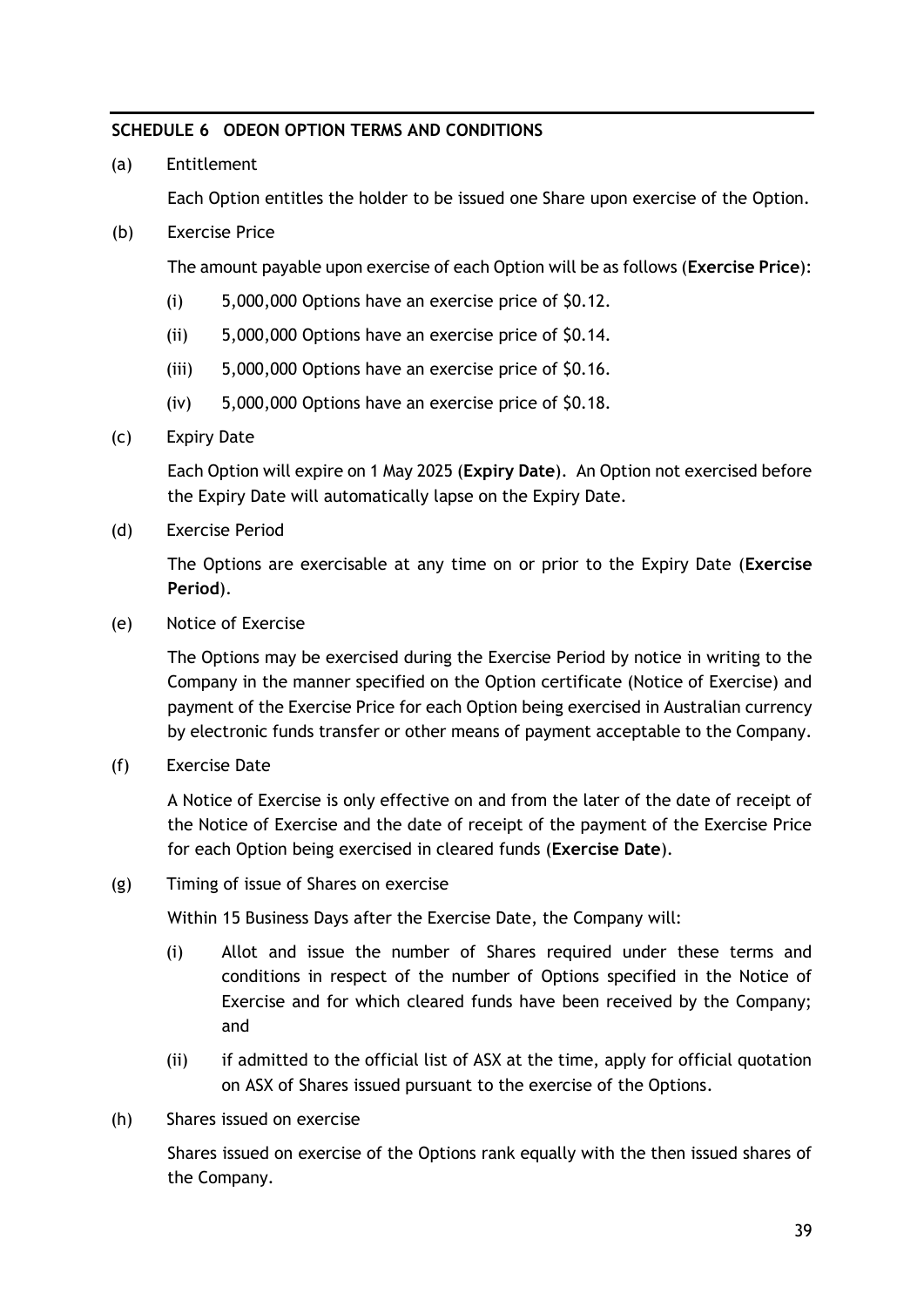## SCHEDULE 6 ODEON OPTION TERMS AND CONDITIONS

(a) Entitlement

Each Option entitles the holder to be issued one Share upon exercise of the Option.

(b) Exercise Price

The amount payable upon exercise of each Option will be as follows (**Exercise Price**):

(i) 5,000,000 Options have an exercise price of $0.12.

(ii) 5,000,000 Options have an exercise price of $0.14.

(iii) 5,000,000 Options have an exercise price of $0.16.

(iv) 5,000,000 Options have an exercise price of $0.18.

(c) Expiry Date

Each Option will expire on 1 May 2025 (**Expiry Date**). An Option not exercised before the Expiry Date will automatically lapse on the Expiry Date.

(d) Exercise Period

The Options are exercisable at any time on or prior to the Expiry Date (**Exercise Period**).

(e) Notice of Exercise

The Options may be exercised during the Exercise Period by notice in writing to the Company in the manner specified on the Option certificate (Notice of Exercise) and payment of the Exercise Price for each Option being exercised in Australian currency by electronic funds transfer or other means of payment acceptable to the Company.

(f) Exercise Date

A Notice of Exercise is only effective on and from the later of the date of receipt of the Notice of Exercise and the date of receipt of the payment of the Exercise Price for each Option being exercised in cleared funds (**Exercise Date**).

(g) Timing of issue of Shares on exercise

Within 15 Business Days after the Exercise Date, the Company will:

(i) Allot and issue the number of Shares required under these terms and conditions in respect of the number of Options specified in the Notice of Exercise and for which cleared funds have been received by the Company; and

(ii) if admitted to the official list of ASX at the time, apply for official quotation on ASX of Shares issued pursuant to the exercise of the Options.

(h) Shares issued on exercise

Shares issued on exercise of the Options rank equally with the then issued shares of the Company.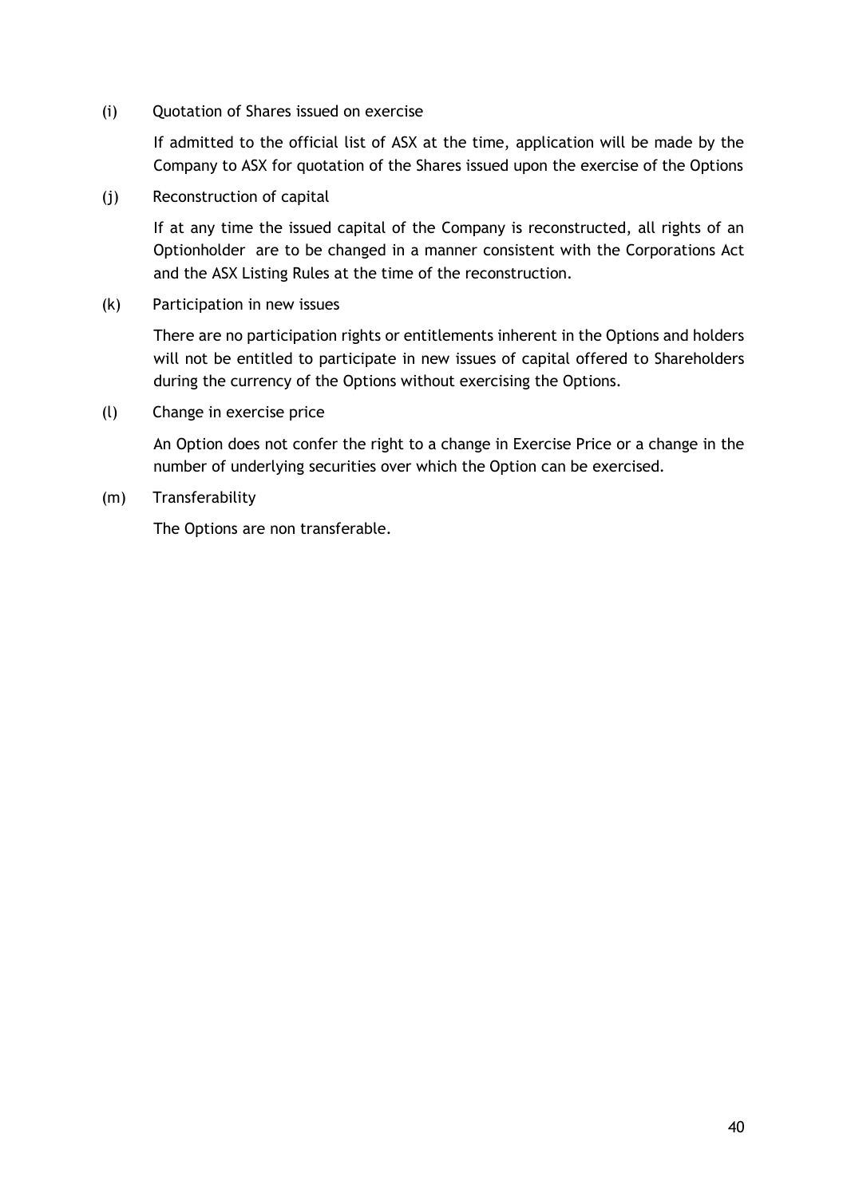(i) Quotation of Shares issued on exercise

If admitted to the official list of ASX at the time, application will be made by the Company to ASX for quotation of the Shares issued upon the exercise of the Options

(j) Reconstruction of capital

If at any time the issued capital of the Company is reconstructed, all rights of an Optionholder are to be changed in a manner consistent with the Corporations Act and the ASX Listing Rules at the time of the reconstruction.

(k) Participation in new issues

There are no participation rights or entitlements inherent in the Options and holders will not be entitled to participate in new issues of capital offered to Shareholders during the currency of the Options without exercising the Options.

(l) Change in exercise price

An Option does not confer the right to a change in Exercise Price or a change in the number of underlying securities over which the Option can be exercised.

(m) Transferability

The Options are non transferable.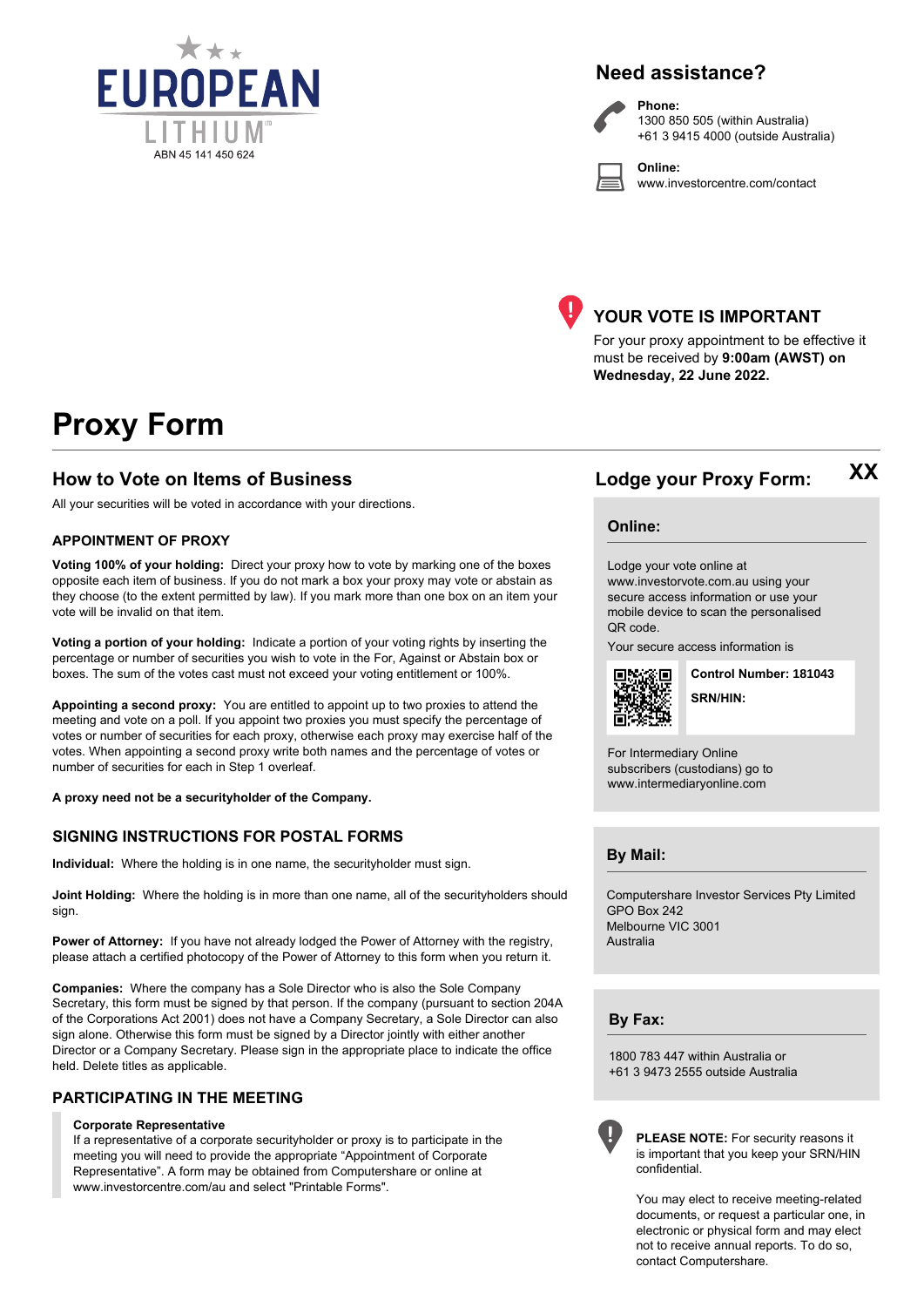EUROPEAN LITHIUM

ABN 45 141 450 624

## Need assistance?

**Phone:**
1300 850 505 (within Australia)
+61 3 9415 4000 (outside Australia)

**Online:**
www.investorcentre.com/contact

## YOUR VOTE IS IMPORTANT

For your proxy appointment to be effective it must be received by **9:00am (AWST) on Wednesday, 22 June 2022.**

# Proxy Form

## How to Vote on Items of Business

All your securities will be voted in accordance with your directions.

### APPOINTMENT OF PROXY

**Voting 100% of your holding:** Direct your proxy how to vote by marking one of the boxes opposite each item of business. If you do not mark a box your proxy may vote or abstain as they choose (to the extent permitted by law). If you mark more than one box on an item your vote will be invalid on that item.

**Voting a portion of your holding:** Indicate a portion of your voting rights by inserting the percentage or number of securities you wish to vote in the For, Against or Abstain box or boxes. The sum of the votes cast must not exceed your voting entitlement or 100%.

**Appointing a second proxy:** You are entitled to appoint up to two proxies to attend the meeting and vote on a poll. If you appoint two proxies you must specify the percentage of votes or number of securities for each proxy, otherwise each proxy may exercise half of the votes. When appointing a second proxy write both names and the percentage of votes or number of securities for each in Step 1 overleaf.

**A proxy need not be a securityholder of the Company.**

### SIGNING INSTRUCTIONS FOR POSTAL FORMS

**Individual:** Where the holding is in one name, the securityholder must sign.

**Joint Holding:** Where the holding is in more than one name, all of the securityholders should sign.

**Power of Attorney:** If you have not already lodged the Power of Attorney with the registry, please attach a certified photocopy of the Power of Attorney to this form when you return it.

**Companies:** Where the company has a Sole Director who is also the Sole Company Secretary, this form must be signed by that person. If the company (pursuant to section 204A of the Corporations Act 2001) does not have a Company Secretary, a Sole Director can also sign alone. Otherwise this form must be signed by a Director jointly with either another Director or a Company Secretary. Please sign in the appropriate place to indicate the office held. Delete titles as applicable.

### PARTICIPATING IN THE MEETING

**Corporate Representative**
If a representative of a corporate securityholder or proxy is to participate in the meeting you will need to provide the appropriate "Appointment of Corporate Representative". A form may be obtained from Computershare or online at www.investorcentre.com/au and select "Printable Forms".

## Lodge your Proxy Form: XX

### Online:

Lodge your vote online at www.investorvote.com.au using your secure access information or use your mobile device to scan the personalised QR code.

Your secure access information is

**Control Number: 181043**

**SRN/HIN:**

For Intermediary Online subscribers (custodians) go to www.intermediaryonline.com

### By Mail:

Computershare Investor Services Pty Limited
GPO Box 242
Melbourne VIC 3001
Australia

### By Fax:

1800 783 447 within Australia or
+61 3 9473 2555 outside Australia

**PLEASE NOTE:** For security reasons it is important that you keep your SRN/HIN confidential.

You may elect to receive meeting-related documents, or request a particular one, in electronic or physical form and may elect not to receive annual reports. To do so, contact Computershare.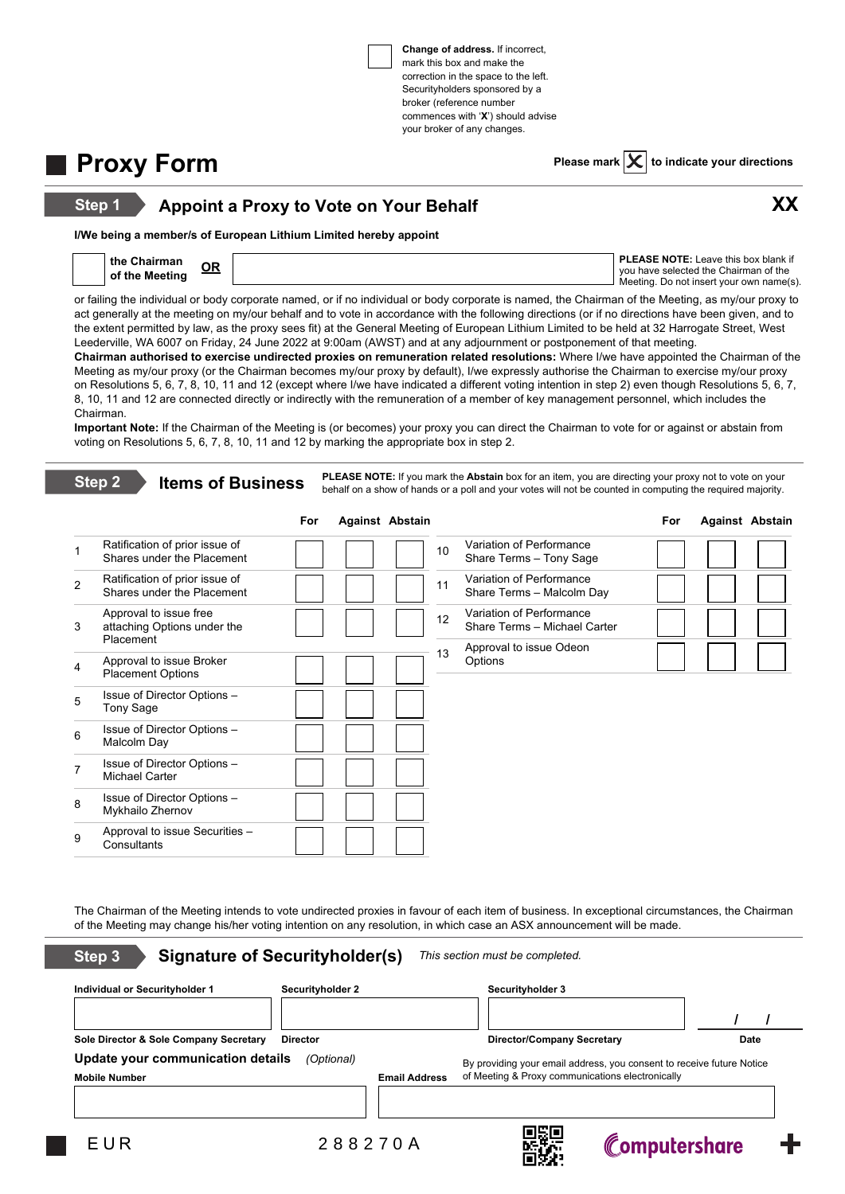**Change of address.** If incorrect, mark this box and make the correction in the space to the left. Securityholders sponsored by a broker (reference number commences with '**X**') should advise your broker of any changes.

# Proxy Form

Please mark ☒ to indicate your directions

## Step 1 Appoint a Proxy to Vote on Your Behalf

XX

**I/We being a member/s of European Lithium Limited hereby appoint**

| | | | |
|---|---|---|---|
| ☐ the Chairman of the Meeting | **OR** | | **PLEASE NOTE:** Leave this box blank if you have selected the Chairman of the Meeting. Do not insert your own name(s). |

or failing the individual or body corporate named, or if no individual or body corporate is named, the Chairman of the Meeting, as my/our proxy to act generally at the meeting on my/our behalf and to vote in accordance with the following directions (or if no directions have been given, and to the extent permitted by law, as the proxy sees fit) at the General Meeting of European Lithium Limited to be held at 32 Harrogate Street, West Leederville, WA 6007 on Friday, 24 June 2022 at 9:00am (AWST) and at any adjournment or postponement of that meeting.

**Chairman authorised to exercise undirected proxies on remuneration related resolutions:** Where I/we have appointed the Chairman of the Meeting as my/our proxy (or the Chairman becomes my/our proxy by default), I/we expressly authorise the Chairman to exercise my/our proxy on Resolutions 5, 6, 7, 8, 10, 11 and 12 (except where I/we have indicated a different voting intention in step 2) even though Resolutions 5, 6, 7, 8, 10, 11 and 12 are connected directly or indirectly with the remuneration of a member of key management personnel, which includes the Chairman.

**Important Note:** If the Chairman of the Meeting is (or becomes) your proxy you can direct the Chairman to vote for or against or abstain from voting on Resolutions 5, 6, 7, 8, 10, 11 and 12 by marking the appropriate box in step 2.

## Step 2 Items of Business

**PLEASE NOTE:** If you mark the **Abstain** box for an item, you are directing your proxy not to vote on your behalf on a show of hands or a poll and your votes will not be counted in computing the required majority.

| | | For | Against | Abstain |
|---|---|---|---|---|
| 1 | Ratification of prior issue of Shares under the Placement | | | |
| 2 | Ratification of prior issue of Shares under the Placement | | | |
| 3 | Approval to issue free attaching Options under the Placement | | | |
| 4 | Approval to issue Broker Placement Options | | | |
| 5 | Issue of Director Options – Tony Sage | | | |
| 6 | Issue of Director Options – Malcolm Day | | | |
| 7 | Issue of Director Options – Michael Carter | | | |
| 8 | Issue of Director Options – Mykhailo Zhernov | | | |
| 9 | Approval to issue Securities – Consultants | | | |
| 10 | Variation of Performance Share Terms – Tony Sage | | | |
| 11 | Variation of Performance Share Terms – Malcolm Day | | | |
| 12 | Variation of Performance Share Terms – Michael Carter | | | |
| 13 | Approval to issue Odeon Options | | | |

The Chairman of the Meeting intends to vote undirected proxies in favour of each item of business. In exceptional circumstances, the Chairman of the Meeting may change his/her voting intention on any resolution, in which case an ASX announcement will be made.

## Step 3 Signature of Securityholder(s)

*This section must be completed.*

| Individual or Securityholder 1 | Securityholder 2 | Securityholder 3 | |
|---|---|---|---|
| | | | / / |
| Sole Director & Sole Company Secretary | Director | Director/Company Secretary | Date |

**Update your communication details** *(Optional)*

By providing your email address, you consent to receive future Notice of Meeting & Proxy communications electronically

| Mobile Number | Email Address |
|---|---|
| | |

EUR 288270A

Computershare